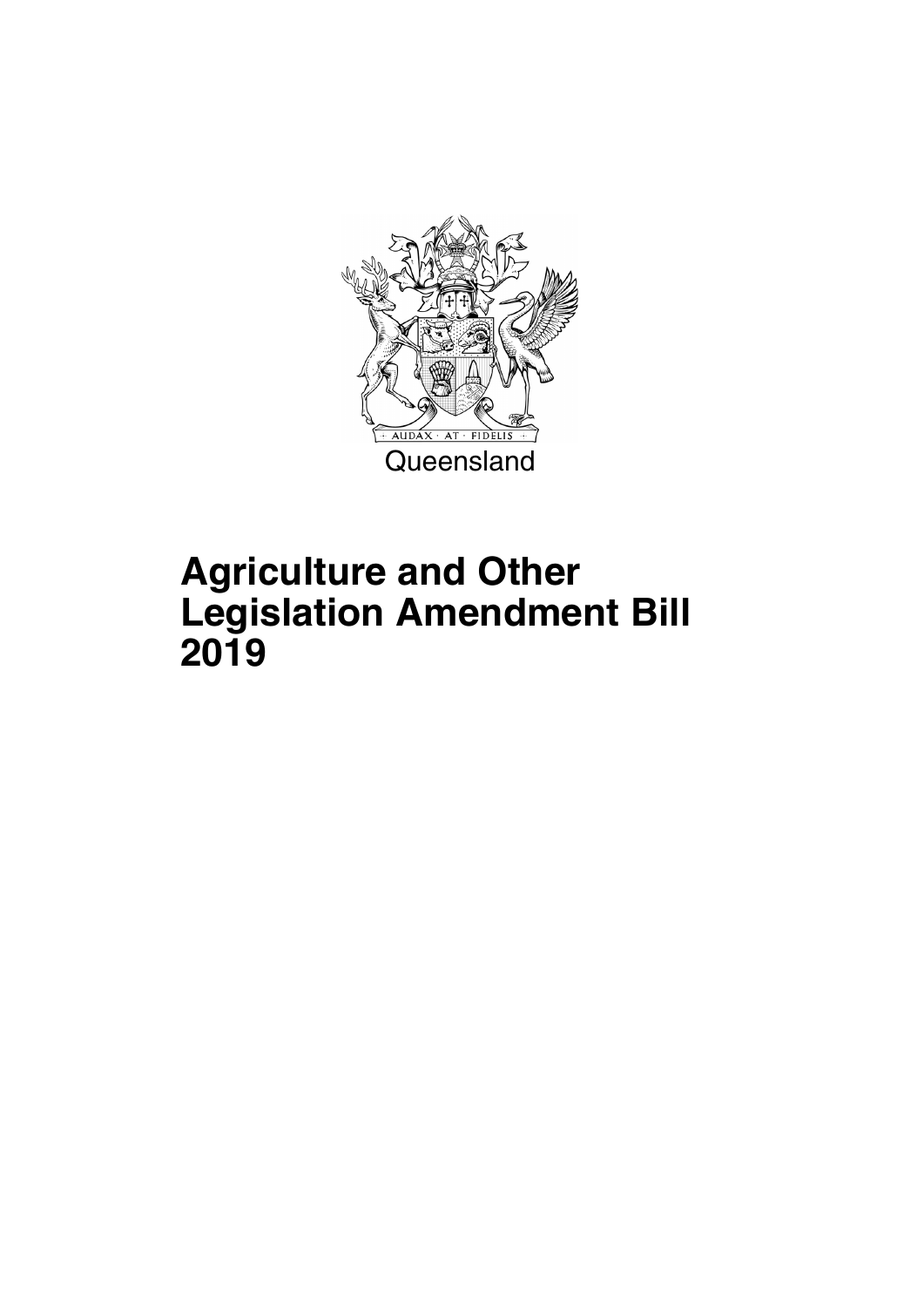AUDAX · AT · FIDELIS

Queensland

# Agriculture and Other Legislation Amendment Bill 2019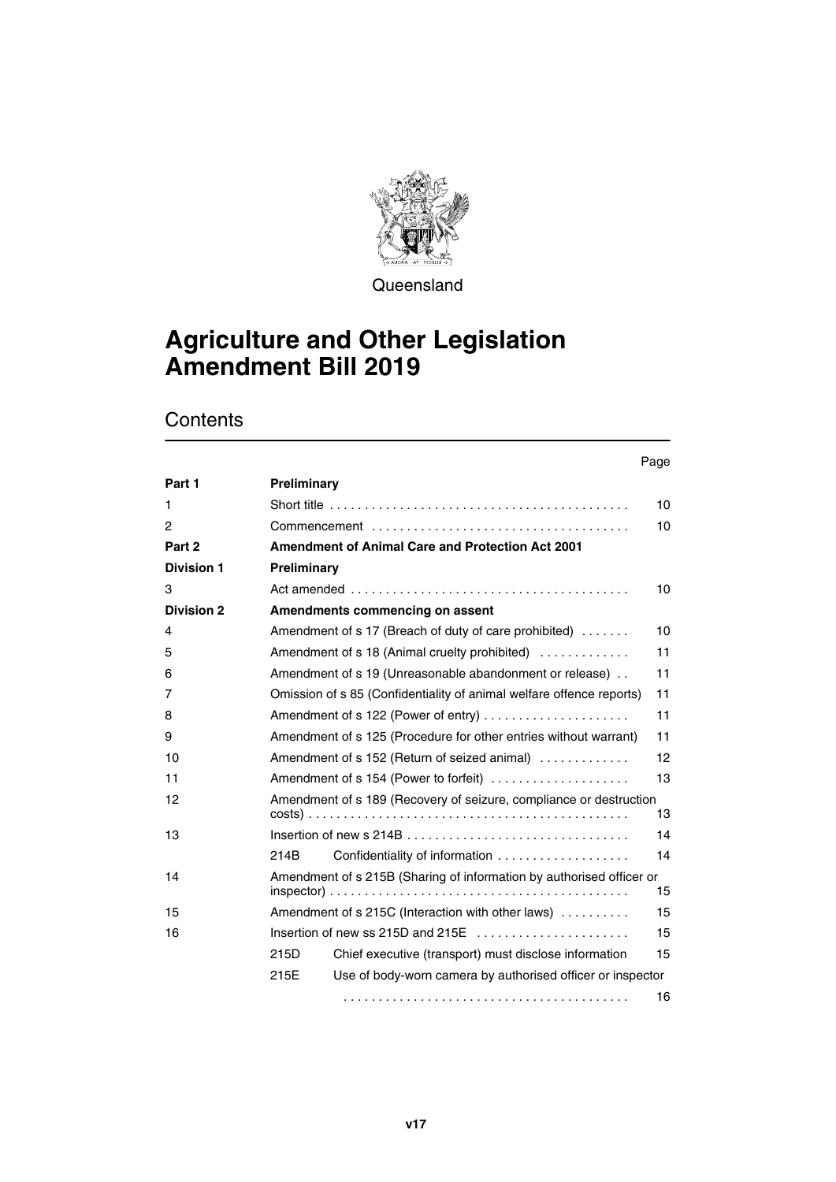Queensland

# Agriculture and Other Legislation Amendment Bill 2019

## Contents

| | | Page |
|---|---|---|
| **Part 1** | **Preliminary** | |
| 1 | Short title | 10 |
| 2 | Commencement | 10 |
| **Part 2** | **Amendment of Animal Care and Protection Act 2001** | |
| **Division 1** | **Preliminary** | |
| 3 | Act amended | 10 |
| **Division 2** | **Amendments commencing on assent** | |
| 4 | Amendment of s 17 (Breach of duty of care prohibited) | 10 |
| 5 | Amendment of s 18 (Animal cruelty prohibited) | 11 |
| 6 | Amendment of s 19 (Unreasonable abandonment or release) | 11 |
| 7 | Omission of s 85 (Confidentiality of animal welfare offence reports) | 11 |
| 8 | Amendment of s 122 (Power of entry) | 11 |
| 9 | Amendment of s 125 (Procedure for other entries without warrant) | 11 |
| 10 | Amendment of s 152 (Return of seized animal) | 12 |
| 11 | Amendment of s 154 (Power to forfeit) | 13 |
| 12 | Amendment of s 189 (Recovery of seizure, compliance or destruction costs) | 13 |
| 13 | Insertion of new s 214B | 14 |
| | 214B Confidentiality of information | 14 |
| 14 | Amendment of s 215B (Sharing of information by authorised officer or inspector) | 15 |
| 15 | Amendment of s 215C (Interaction with other laws) | 15 |
| 16 | Insertion of new ss 215D and 215E | 15 |
| | 215D Chief executive (transport) must disclose information | 15 |
| | 215E Use of body-worn camera by authorised officer or inspector | 16 |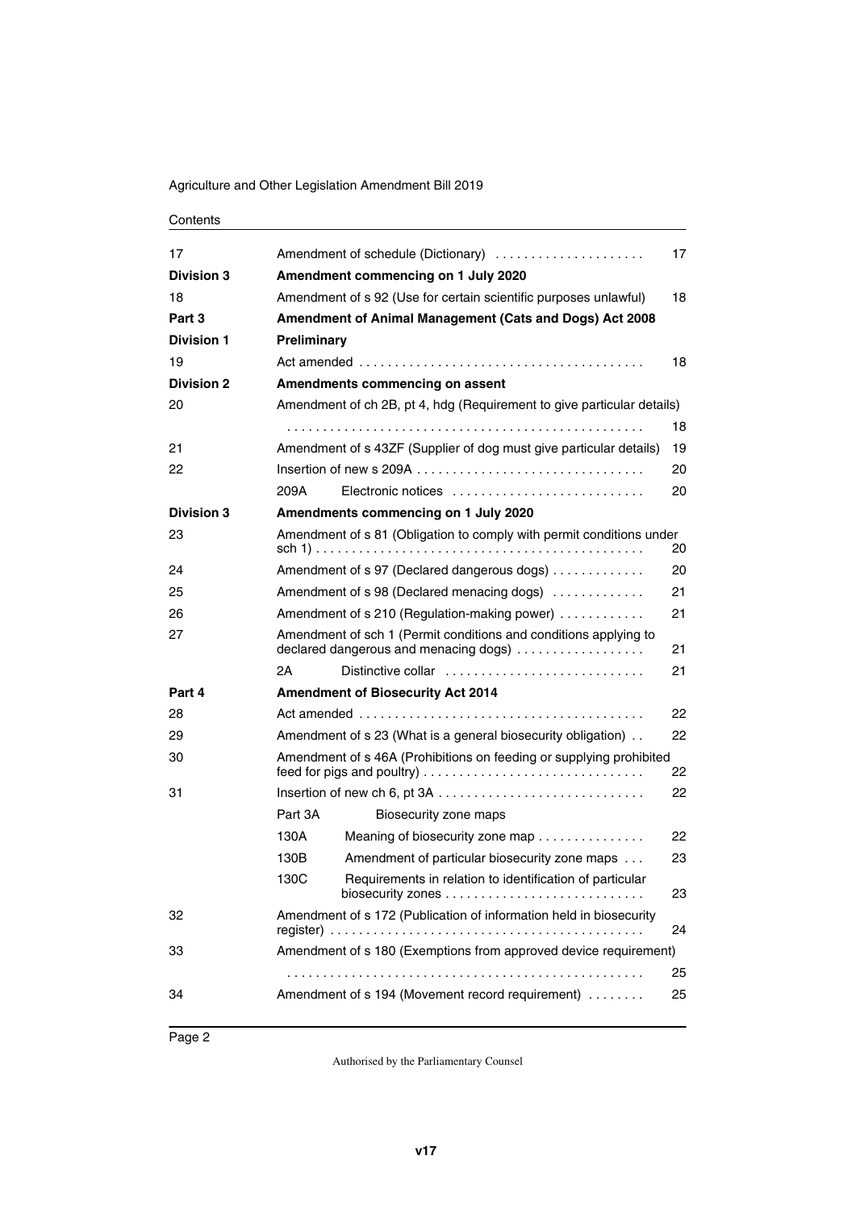| | | |
|---|---|---|
| 17 | Amendment of schedule (Dictionary) | 17 |
| **Division 3** | **Amendment commencing on 1 July 2020** | |
| 18 | Amendment of s 92 (Use for certain scientific purposes unlawful) | 18 |
| **Part 3** | **Amendment of Animal Management (Cats and Dogs) Act 2008** | |
| **Division 1** | **Preliminary** | |
| 19 | Act amended | 18 |
| **Division 2** | **Amendments commencing on assent** | |
| 20 | Amendment of ch 2B, pt 4, hdg (Requirement to give particular details) | 18 |
| 21 | Amendment of s 43ZF (Supplier of dog must give particular details) | 19 |
| 22 | Insertion of new s 209A | 20 |
| | 209A Electronic notices | 20 |
| **Division 3** | **Amendments commencing on 1 July 2020** | |
| 23 | Amendment of s 81 (Obligation to comply with permit conditions under sch 1) | 20 |
| 24 | Amendment of s 97 (Declared dangerous dogs) | 20 |
| 25 | Amendment of s 98 (Declared menacing dogs) | 21 |
| 26 | Amendment of s 210 (Regulation-making power) | 21 |
| 27 | Amendment of sch 1 (Permit conditions and conditions applying to declared dangerous and menacing dogs) | 21 |
| | 2A Distinctive collar | 21 |
| **Part 4** | **Amendment of Biosecurity Act 2014** | |
| 28 | Act amended | 22 |
| 29 | Amendment of s 23 (What is a general biosecurity obligation) | 22 |
| 30 | Amendment of s 46A (Prohibitions on feeding or supplying prohibited feed for pigs and poultry) | 22 |
| 31 | Insertion of new ch 6, pt 3A | 22 |
| | Part 3A Biosecurity zone maps | |
| | 130A Meaning of biosecurity zone map | 22 |
| | 130B Amendment of particular biosecurity zone maps | 23 |
| | 130C Requirements in relation to identification of particular biosecurity zones | 23 |
| 32 | Amendment of s 172 (Publication of information held in biosecurity register) | 24 |
| 33 | Amendment of s 180 (Exemptions from approved device requirement) | 25 |
| 34 | Amendment of s 194 (Movement record requirement) | 25 |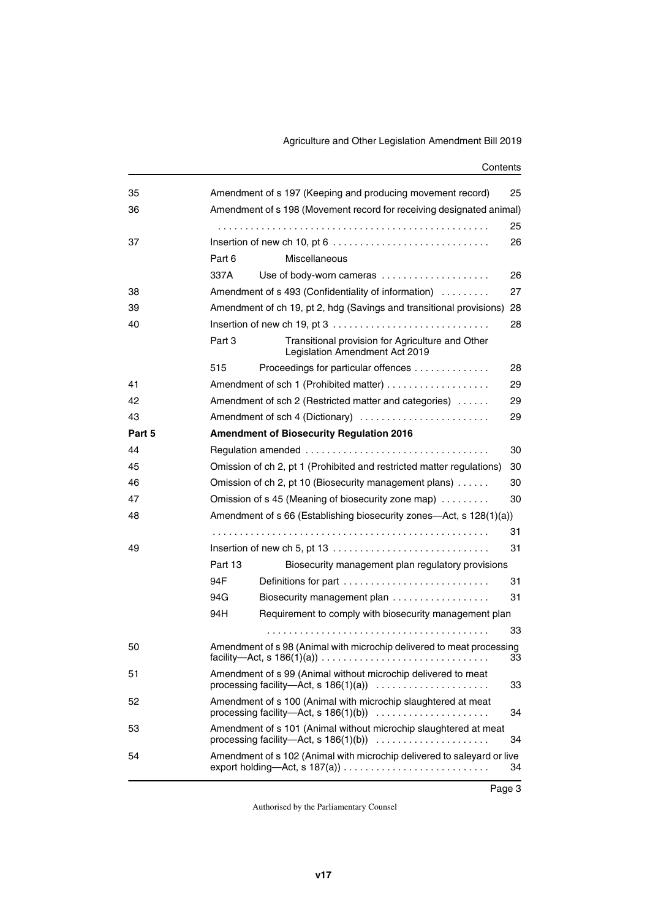| | | | |
|---|---|---|---|
| 35 | Amendment of s 197 (Keeping and producing movement record) | | 25 |
| 36 | Amendment of s 198 (Movement record for receiving designated animal) | | 25 |
| 37 | Insertion of new ch 10, pt 6 | | 26 |
| | Part 6 | Miscellaneous | |
| | 337A | Use of body-worn cameras | 26 |
| 38 | Amendment of s 493 (Confidentiality of information) | | 27 |
| 39 | Amendment of ch 19, pt 2, hdg (Savings and transitional provisions) | | 28 |
| 40 | Insertion of new ch 19, pt 3 | | 28 |
| | Part 3 | Transitional provision for Agriculture and Other Legislation Amendment Act 2019 | |
| | 515 | Proceedings for particular offences | 28 |
| 41 | Amendment of sch 1 (Prohibited matter) | | 29 |
| 42 | Amendment of sch 2 (Restricted matter and categories) | | 29 |
| 43 | Amendment of sch 4 (Dictionary) | | 29 |
| **Part 5** | **Amendment of Biosecurity Regulation 2016** | | |
| 44 | Regulation amended | | 30 |
| 45 | Omission of ch 2, pt 1 (Prohibited and restricted matter regulations) | | 30 |
| 46 | Omission of ch 2, pt 10 (Biosecurity management plans) | | 30 |
| 47 | Omission of s 45 (Meaning of biosecurity zone map) | | 30 |
| 48 | Amendment of s 66 (Establishing biosecurity zones—Act, s 128(1)(a)) | | 31 |
| 49 | Insertion of new ch 5, pt 13 | | 31 |
| | Part 13 | Biosecurity management plan regulatory provisions | |
| | 94F | Definitions for part | 31 |
| | 94G | Biosecurity management plan | 31 |
| | 94H | Requirement to comply with biosecurity management plan | 33 |
| 50 | Amendment of s 98 (Animal with microchip delivered to meat processing facility—Act, s 186(1)(a)) | | 33 |
| 51 | Amendment of s 99 (Animal without microchip delivered to meat processing facility—Act, s 186(1)(a)) | | 33 |
| 52 | Amendment of s 100 (Animal with microchip slaughtered at meat processing facility—Act, s 186(1)(b)) | | 34 |
| 53 | Amendment of s 101 (Animal without microchip slaughtered at meat processing facility—Act, s 186(1)(b)) | | 34 |
| 54 | Amendment of s 102 (Animal with microchip delivered to saleyard or live export holding—Act, s 187(a)) | | 34 |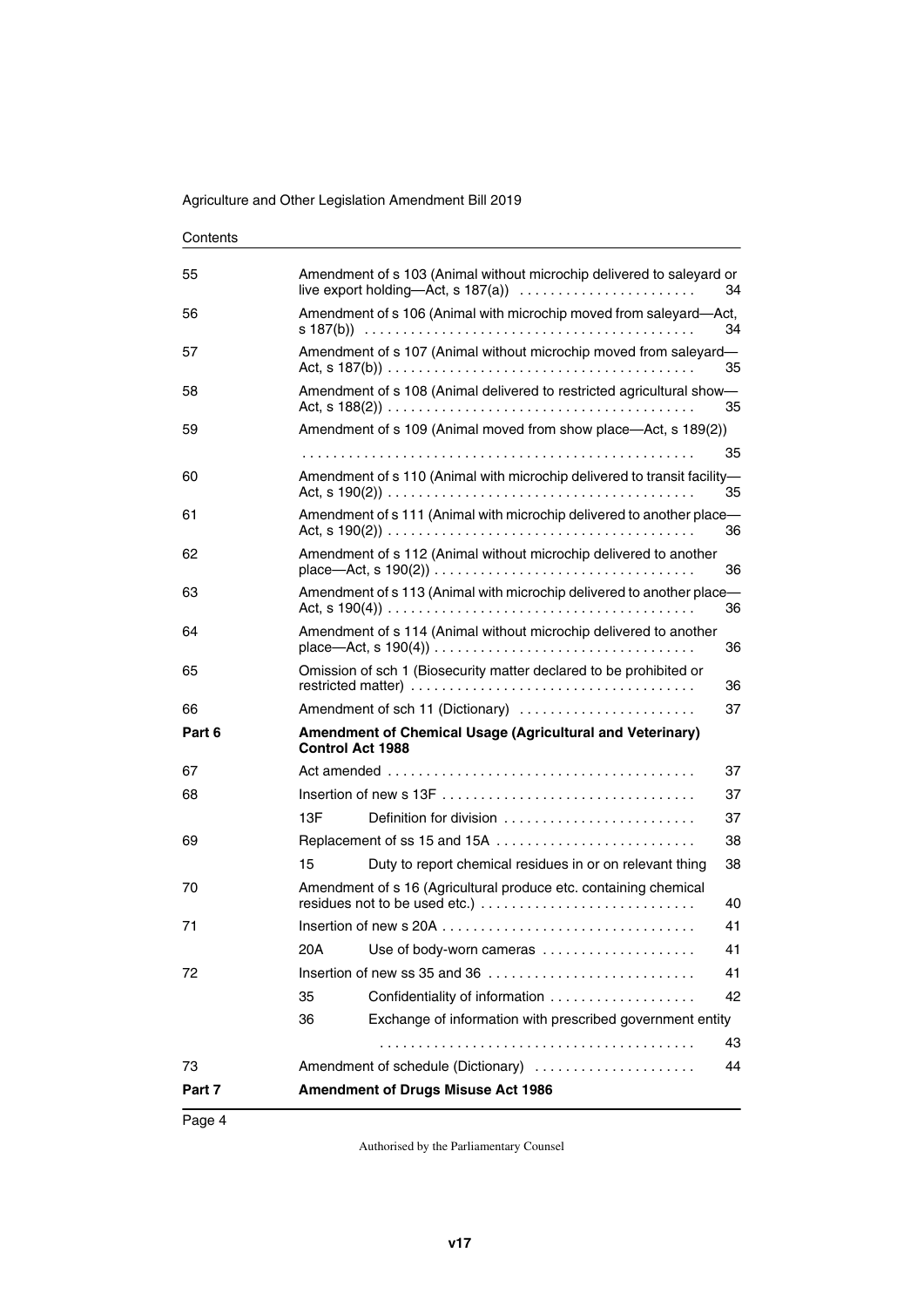| | | | |
|---|---|---|---|
| 55 | Amendment of s 103 (Animal without microchip delivered to saleyard or live export holding—Act, s 187(a)) | | 34 |
| 56 | Amendment of s 106 (Animal with microchip moved from saleyard—Act, s 187(b)) | | 34 |
| 57 | Amendment of s 107 (Animal without microchip moved from saleyard—Act, s 187(b)) | | 35 |
| 58 | Amendment of s 108 (Animal delivered to restricted agricultural show—Act, s 188(2)) | | 35 |
| 59 | Amendment of s 109 (Animal moved from show place—Act, s 189(2)) | | 35 |
| 60 | Amendment of s 110 (Animal with microchip delivered to transit facility—Act, s 190(2)) | | 35 |
| 61 | Amendment of s 111 (Animal with microchip delivered to another place—Act, s 190(2)) | | 36 |
| 62 | Amendment of s 112 (Animal without microchip delivered to another place—Act, s 190(2)) | | 36 |
| 63 | Amendment of s 113 (Animal with microchip delivered to another place—Act, s 190(4)) | | 36 |
| 64 | Amendment of s 114 (Animal without microchip delivered to another place—Act, s 190(4)) | | 36 |
| 65 | Omission of sch 1 (Biosecurity matter declared to be prohibited or restricted matter) | | 36 |
| 66 | Amendment of sch 11 (Dictionary) | | 37 |
| **Part 6** | **Amendment of Chemical Usage (Agricultural and Veterinary) Control Act 1988** | | |
| 67 | Act amended | | 37 |
| 68 | Insertion of new s 13F | | 37 |
| | 13F | Definition for division | 37 |
| 69 | Replacement of ss 15 and 15A | | 38 |
| | 15 | Duty to report chemical residues in or on relevant thing | 38 |
| 70 | Amendment of s 16 (Agricultural produce etc. containing chemical residues not to be used etc.) | | 40 |
| 71 | Insertion of new s 20A | | 41 |
| | 20A | Use of body-worn cameras | 41 |
| 72 | Insertion of new ss 35 and 36 | | 41 |
| | 35 | Confidentiality of information | 42 |
| | 36 | Exchange of information with prescribed government entity | 43 |
| 73 | Amendment of schedule (Dictionary) | | 44 |
| **Part 7** | **Amendment of Drugs Misuse Act 1986** | | |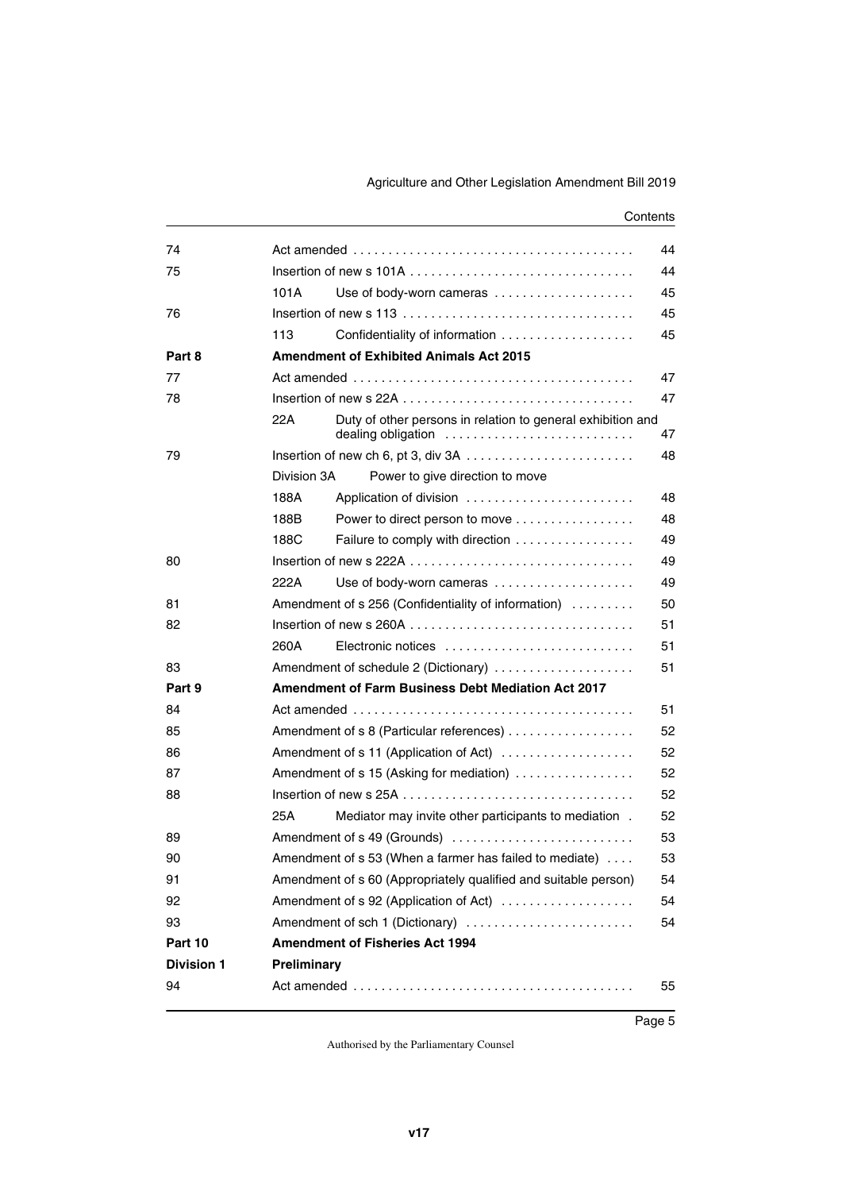| | | | |
|---|---|---|---|
| 74 | Act amended | | 44 |
| 75 | Insertion of new s 101A | | 44 |
| | 101A | Use of body-worn cameras | 45 |
| 76 | Insertion of new s 113 | | 45 |
| | 113 | Confidentiality of information | 45 |
| **Part 8** | **Amendment of Exhibited Animals Act 2015** | | |
| 77 | Act amended | | 47 |
| 78 | Insertion of new s 22A | | 47 |
| | 22A | Duty of other persons in relation to general exhibition and dealing obligation | 47 |
| 79 | Insertion of new ch 6, pt 3, div 3A | | 48 |
| | Division 3A | Power to give direction to move | |
| | 188A | Application of division | 48 |
| | 188B | Power to direct person to move | 48 |
| | 188C | Failure to comply with direction | 49 |
| 80 | Insertion of new s 222A | | 49 |
| | 222A | Use of body-worn cameras | 49 |
| 81 | Amendment of s 256 (Confidentiality of information) | | 50 |
| 82 | Insertion of new s 260A | | 51 |
| | 260A | Electronic notices | 51 |
| 83 | Amendment of schedule 2 (Dictionary) | | 51 |
| **Part 9** | **Amendment of Farm Business Debt Mediation Act 2017** | | |
| 84 | Act amended | | 51 |
| 85 | Amendment of s 8 (Particular references) | | 52 |
| 86 | Amendment of s 11 (Application of Act) | | 52 |
| 87 | Amendment of s 15 (Asking for mediation) | | 52 |
| 88 | Insertion of new s 25A | | 52 |
| | 25A | Mediator may invite other participants to mediation | 52 |
| 89 | Amendment of s 49 (Grounds) | | 53 |
| 90 | Amendment of s 53 (When a farmer has failed to mediate) | | 53 |
| 91 | Amendment of s 60 (Appropriately qualified and suitable person) | | 54 |
| 92 | Amendment of s 92 (Application of Act) | | 54 |
| 93 | Amendment of sch 1 (Dictionary) | | 54 |
| **Part 10** | **Amendment of Fisheries Act 1994** | | |
| **Division 1** | **Preliminary** | | |
| 94 | Act amended | | 55 |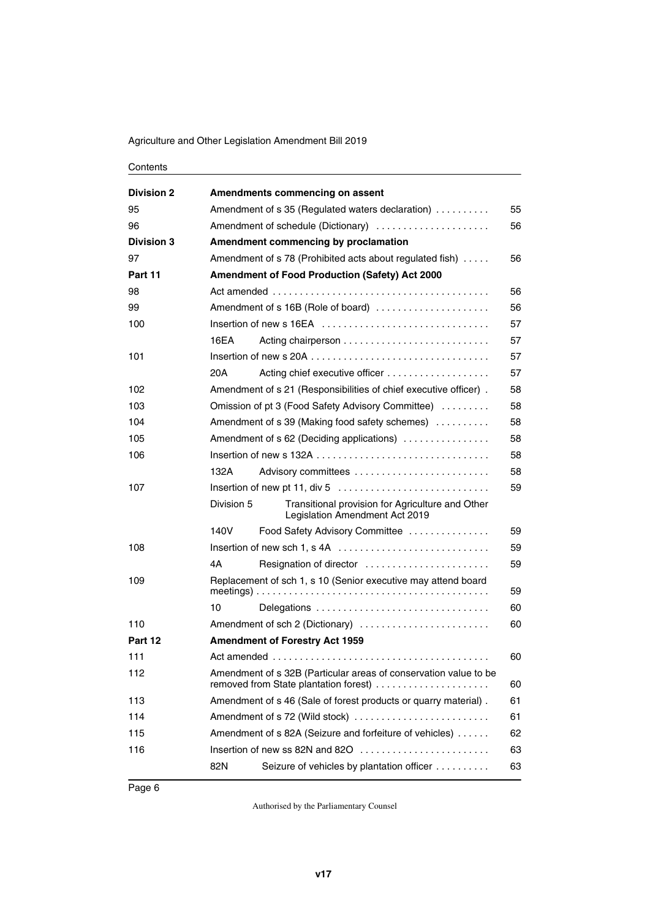| | | |
|---|---|---|
| **Division 2** | **Amendments commencing on assent** | |
| 95 | Amendment of s 35 (Regulated waters declaration) | 55 |
| 96 | Amendment of schedule (Dictionary) | 56 |
| **Division 3** | **Amendment commencing by proclamation** | |
| 97 | Amendment of s 78 (Prohibited acts about regulated fish) | 56 |
| **Part 11** | **Amendment of Food Production (Safety) Act 2000** | |
| 98 | Act amended | 56 |
| 99 | Amendment of s 16B (Role of board) | 56 |
| 100 | Insertion of new s 16EA | 57 |
| | 16EA Acting chairperson | 57 |
| 101 | Insertion of new s 20A | 57 |
| | 20A Acting chief executive officer | 57 |
| 102 | Amendment of s 21 (Responsibilities of chief executive officer) | 58 |
| 103 | Omission of pt 3 (Food Safety Advisory Committee) | 58 |
| 104 | Amendment of s 39 (Making food safety schemes) | 58 |
| 105 | Amendment of s 62 (Deciding applications) | 58 |
| 106 | Insertion of new s 132A | 58 |
| | 132A Advisory committees | 58 |
| 107 | Insertion of new pt 11, div 5 | 59 |
| | Division 5 Transitional provision for Agriculture and Other Legislation Amendment Act 2019 | |
| | 140V Food Safety Advisory Committee | 59 |
| 108 | Insertion of new sch 1, s 4A | 59 |
| | 4A Resignation of director | 59 |
| 109 | Replacement of sch 1, s 10 (Senior executive may attend board meetings) | 59 |
| | 10 Delegations | 60 |
| 110 | Amendment of sch 2 (Dictionary) | 60 |
| **Part 12** | **Amendment of Forestry Act 1959** | |
| 111 | Act amended | 60 |
| 112 | Amendment of s 32B (Particular areas of conservation value to be removed from State plantation forest) | 60 |
| 113 | Amendment of s 46 (Sale of forest products or quarry material) | 61 |
| 114 | Amendment of s 72 (Wild stock) | 61 |
| 115 | Amendment of s 82A (Seizure and forfeiture of vehicles) | 62 |
| 116 | Insertion of new ss 82N and 82O | 63 |
| | 82N Seizure of vehicles by plantation officer | 63 |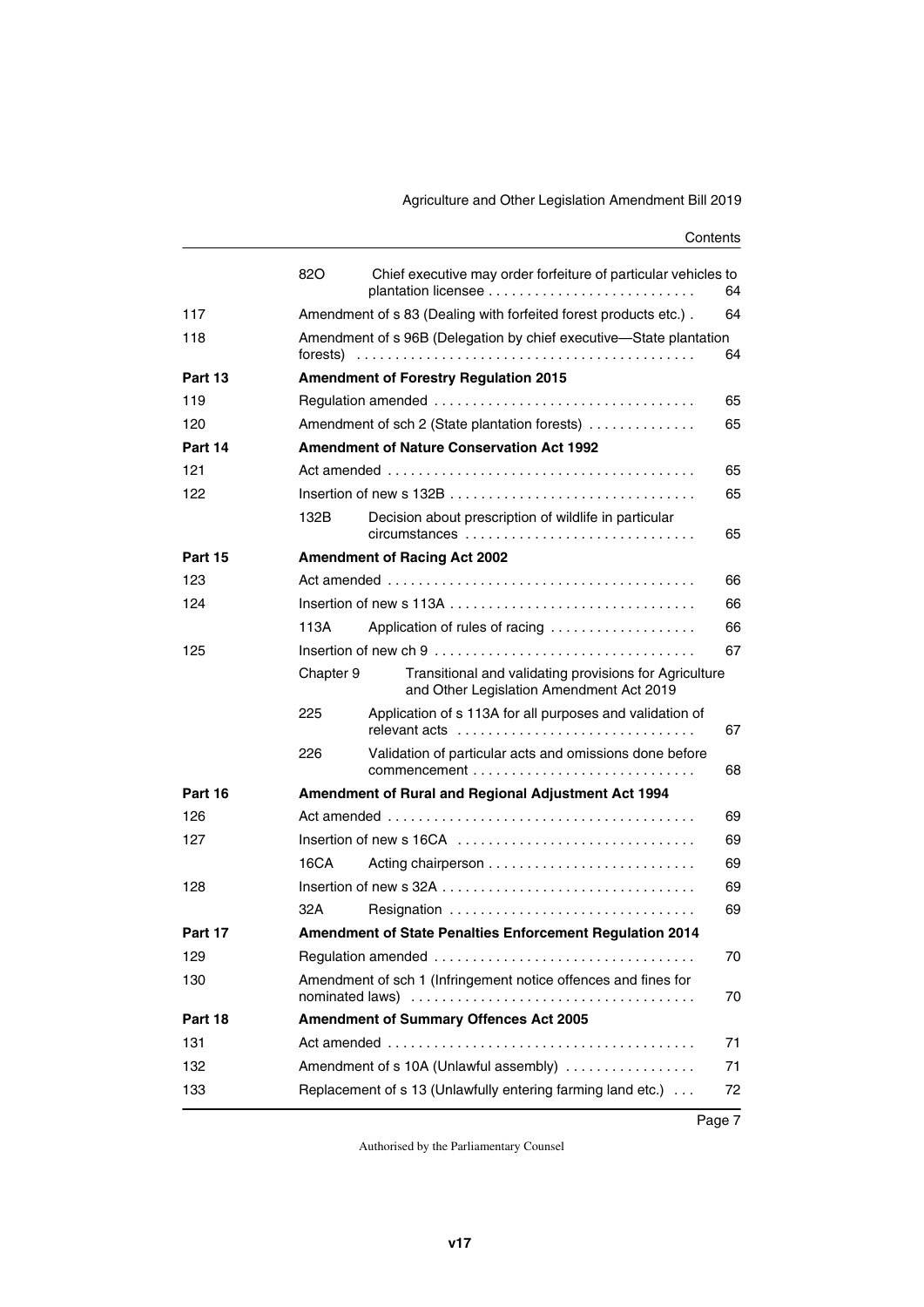| | | | |
|---|---|---|---|
| | 82O | Chief executive may order forfeiture of particular vehicles to plantation licensee | 64 |
| 117 | | Amendment of s 83 (Dealing with forfeited forest products etc.) | 64 |
| 118 | | Amendment of s 96B (Delegation by chief executive—State plantation forests) | 64 |
| **Part 13** | | **Amendment of Forestry Regulation 2015** | |
| 119 | | Regulation amended | 65 |
| 120 | | Amendment of sch 2 (State plantation forests) | 65 |
| **Part 14** | | **Amendment of Nature Conservation Act 1992** | |
| 121 | | Act amended | 65 |
| 122 | | Insertion of new s 132B | 65 |
| | 132B | Decision about prescription of wildlife in particular circumstances | 65 |
| **Part 15** | | **Amendment of Racing Act 2002** | |
| 123 | | Act amended | 66 |
| 124 | | Insertion of new s 113A | 66 |
| | 113A | Application of rules of racing | 66 |
| 125 | | Insertion of new ch 9 | 67 |
| | Chapter 9 | Transitional and validating provisions for Agriculture and Other Legislation Amendment Act 2019 | |
| | 225 | Application of s 113A for all purposes and validation of relevant acts | 67 |
| | 226 | Validation of particular acts and omissions done before commencement | 68 |
| **Part 16** | | **Amendment of Rural and Regional Adjustment Act 1994** | |
| 126 | | Act amended | 69 |
| 127 | | Insertion of new s 16CA | 69 |
| | 16CA | Acting chairperson | 69 |
| 128 | | Insertion of new s 32A | 69 |
| | 32A | Resignation | 69 |
| **Part 17** | | **Amendment of State Penalties Enforcement Regulation 2014** | |
| 129 | | Regulation amended | 70 |
| 130 | | Amendment of sch 1 (Infringement notice offences and fines for nominated laws) | 70 |
| **Part 18** | | **Amendment of Summary Offences Act 2005** | |
| 131 | | Act amended | 71 |
| 132 | | Amendment of s 10A (Unlawful assembly) | 71 |
| 133 | | Replacement of s 13 (Unlawfully entering farming land etc.) | 72 |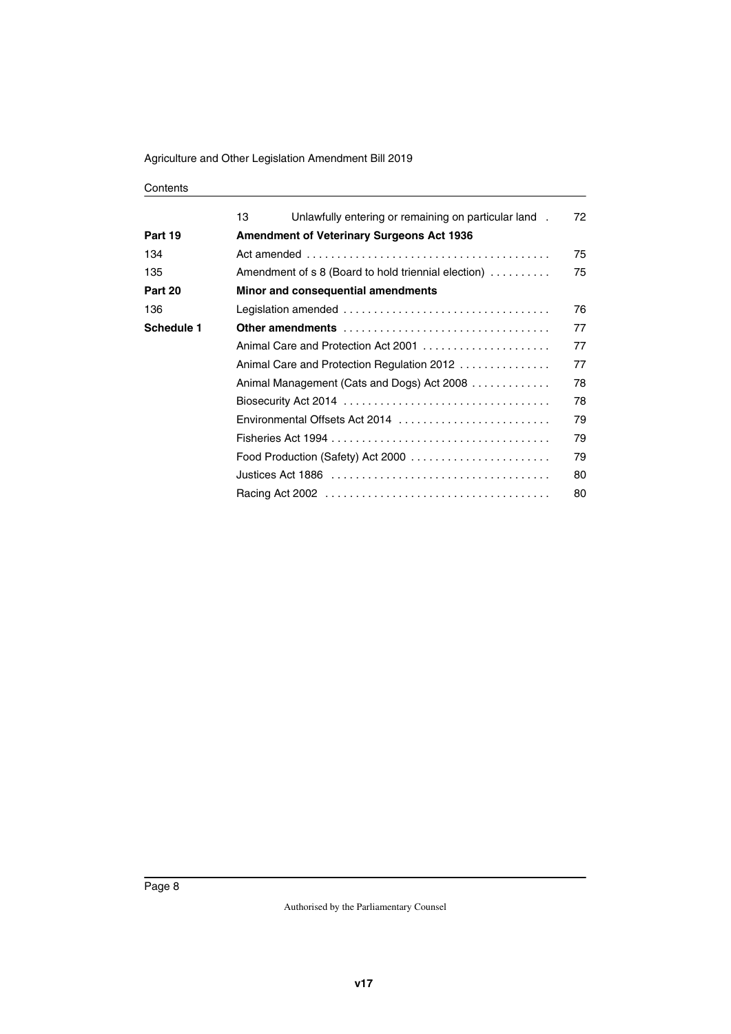| | | |
|---|---|---|
| | 13 Unlawfully entering or remaining on particular land | 72 |
| **Part 19** | **Amendment of Veterinary Surgeons Act 1936** | |
| 134 | Act amended | 75 |
| 135 | Amendment of s 8 (Board to hold triennial election) | 75 |
| **Part 20** | **Minor and consequential amendments** | |
| 136 | Legislation amended | 76 |
| **Schedule 1** | **Other amendments** | 77 |
| | Animal Care and Protection Act 2001 | 77 |
| | Animal Care and Protection Regulation 2012 | 77 |
| | Animal Management (Cats and Dogs) Act 2008 | 78 |
| | Biosecurity Act 2014 | 78 |
| | Environmental Offsets Act 2014 | 79 |
| | Fisheries Act 1994 | 79 |
| | Food Production (Safety) Act 2000 | 79 |
| | Justices Act 1886 | 80 |
| | Racing Act 2002 | 80 |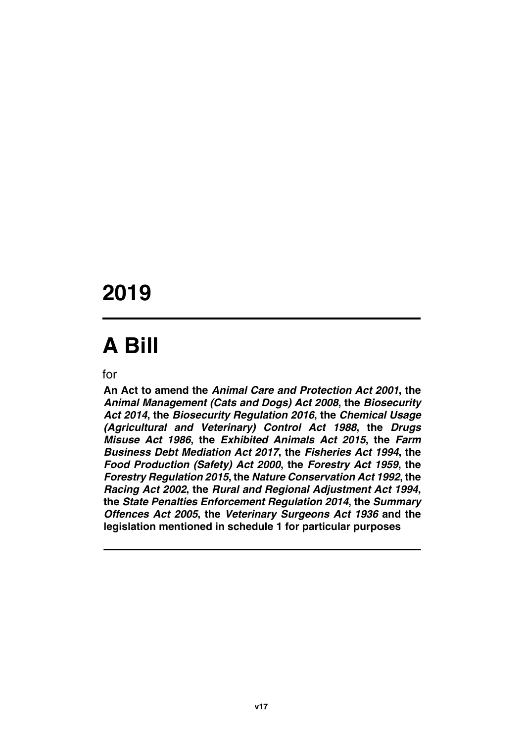# 2019

# A Bill

for

**An Act to amend the *Animal Care and Protection Act 2001*, the *Animal Management (Cats and Dogs) Act 2008*, the *Biosecurity Act 2014*, the *Biosecurity Regulation 2016*, the *Chemical Usage (Agricultural and Veterinary) Control Act 1988*, the *Drugs Misuse Act 1986*, the *Exhibited Animals Act 2015*, the *Farm Business Debt Mediation Act 2017*, the *Fisheries Act 1994*, the *Food Production (Safety) Act 2000*, the *Forestry Act 1959*, the *Forestry Regulation 2015*, the *Nature Conservation Act 1992*, the *Racing Act 2002*, the *Rural and Regional Adjustment Act 1994*, the *State Penalties Enforcement Regulation 2014*, the *Summary Offences Act 2005*, the *Veterinary Surgeons Act 1936* and the legislation mentioned in schedule 1 for particular purposes**

v17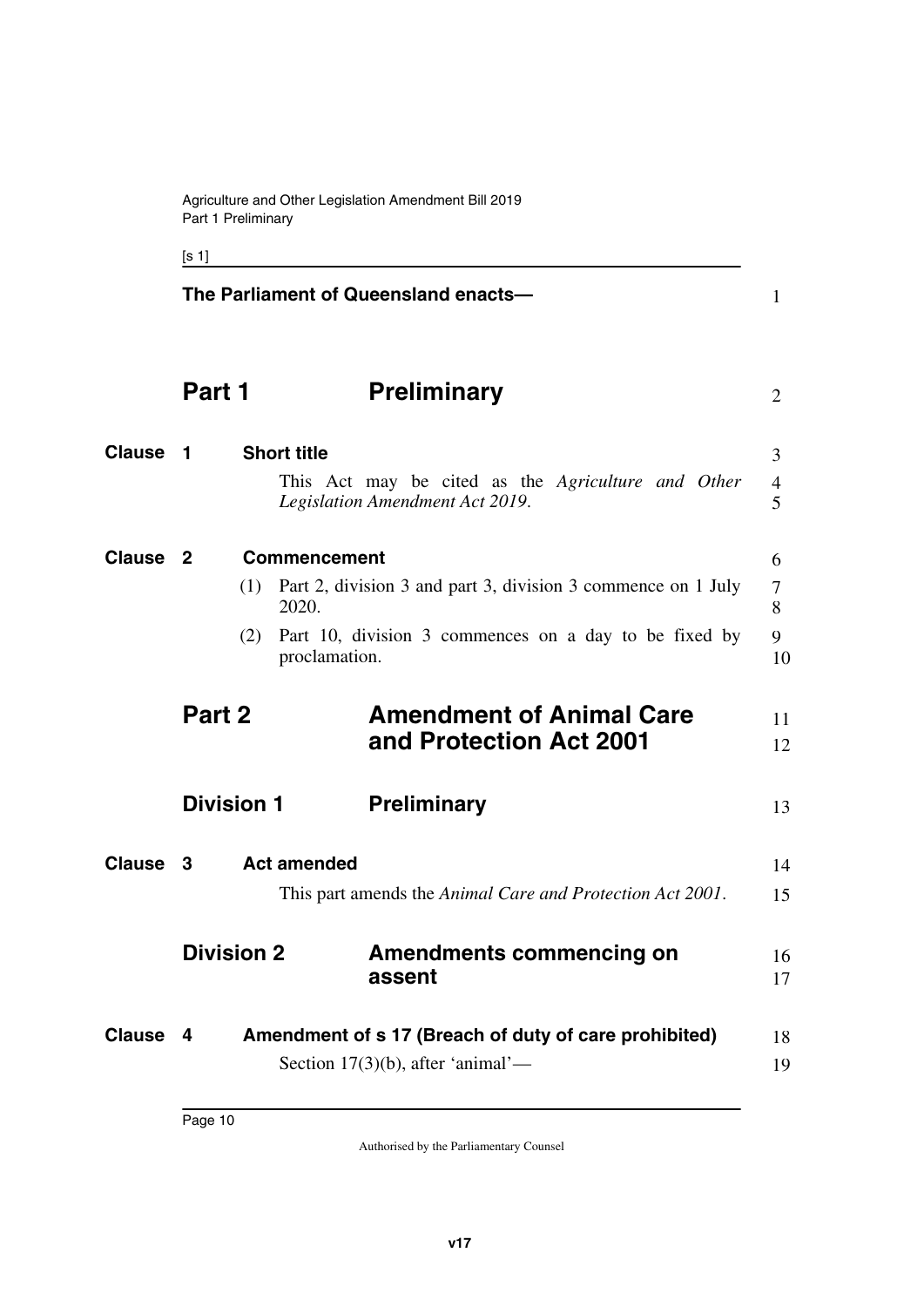**The Parliament of Queensland enacts—**

# Part 1 Preliminary

### Clause 1 Short title

This Act may be cited as the *Agriculture and Other Legislation Amendment Act 2019*.

### Clause 2 Commencement

(1) Part 2, division 3 and part 3, division 3 commence on 1 July 2020.

(2) Part 10, division 3 commences on a day to be fixed by proclamation.

# Part 2 Amendment of Animal Care and Protection Act 2001

## Division 1 Preliminary

### Clause 3 Act amended

This part amends the *Animal Care and Protection Act 2001*.

## Division 2 Amendments commencing on assent

### Clause 4 Amendment of s 17 (Breach of duty of care prohibited)

Section 17(3)(b), after 'animal'—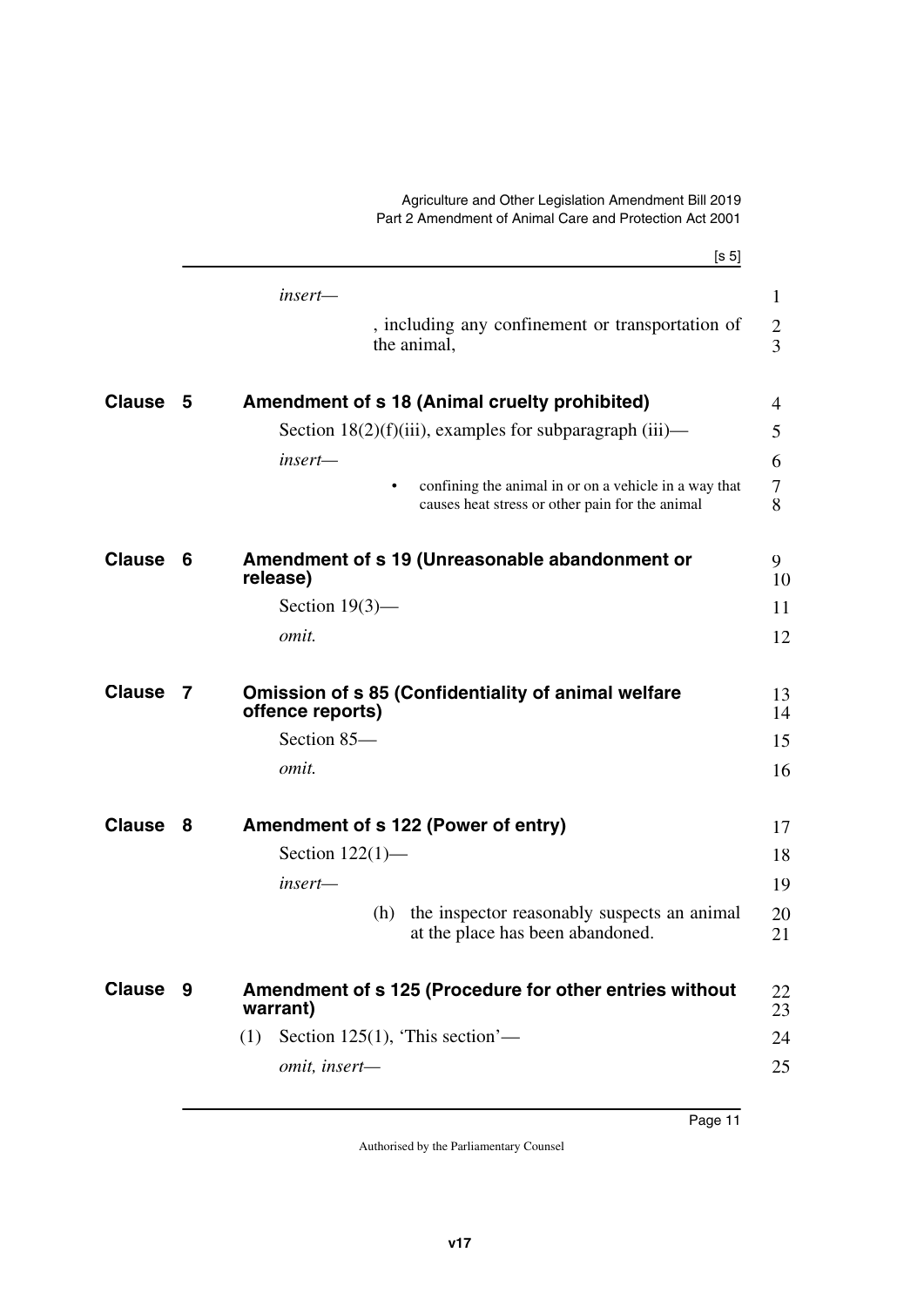*insert—*

, including any confinement or transportation of the animal,

## Clause 5 Amendment of s 18 (Animal cruelty prohibited)

Section 18(2)(f)(iii), examples for subparagraph (iii)—

*insert—*

- confining the animal in or on a vehicle in a way that causes heat stress or other pain for the animal

## Clause 6 Amendment of s 19 (Unreasonable abandonment or release)

Section 19(3)—

*omit.*

## Clause 7 Omission of s 85 (Confidentiality of animal welfare offence reports)

Section 85—

*omit.*

## Clause 8 Amendment of s 122 (Power of entry)

Section 122(1)—

*insert—*

(h) the inspector reasonably suspects an animal at the place has been abandoned.

## Clause 9 Amendment of s 125 (Procedure for other entries without warrant)

(1) Section 125(1), 'This section'—

*omit, insert—*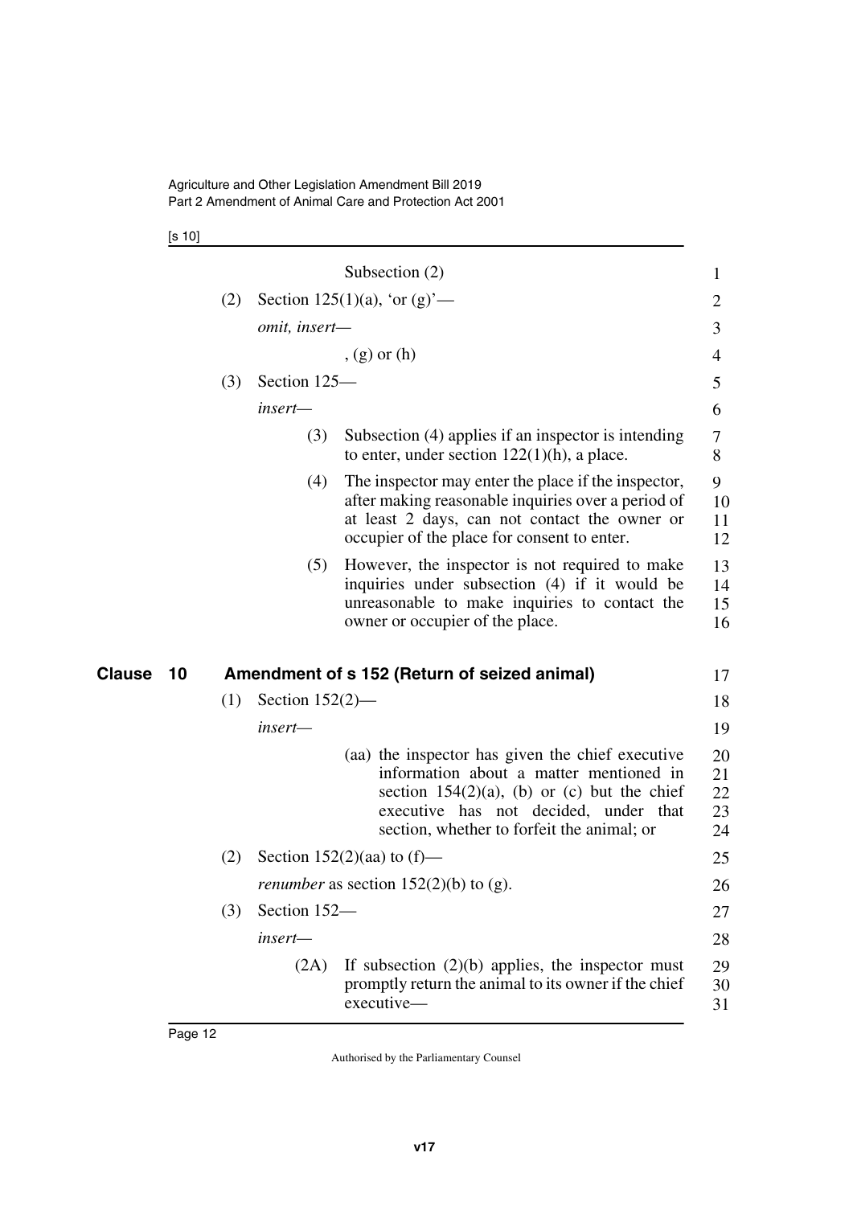Subsection (2)

(2) Section 125(1)(a), 'or (g)'—

*omit, insert—*

, (g) or (h)

(3) Section 125—

*insert—*

(3) Subsection (4) applies if an inspector is intending to enter, under section 122(1)(h), a place.

(4) The inspector may enter the place if the inspector, after making reasonable inquiries over a period of at least 2 days, can not contact the owner or occupier of the place for consent to enter.

(5) However, the inspector is not required to make inquiries under subsection (4) if it would be unreasonable to make inquiries to contact the owner or occupier of the place.

## Clause 10 Amendment of s 152 (Return of seized animal)

(1) Section 152(2)—

*insert—*

(aa) the inspector has given the chief executive information about a matter mentioned in section 154(2)(a), (b) or (c) but the chief executive has not decided, under that section, whether to forfeit the animal; or

(2) Section 152(2)(aa) to (f)—

*renumber* as section 152(2)(b) to (g).

(3) Section 152—

*insert—*

(2A) If subsection (2)(b) applies, the inspector must promptly return the animal to its owner if the chief executive—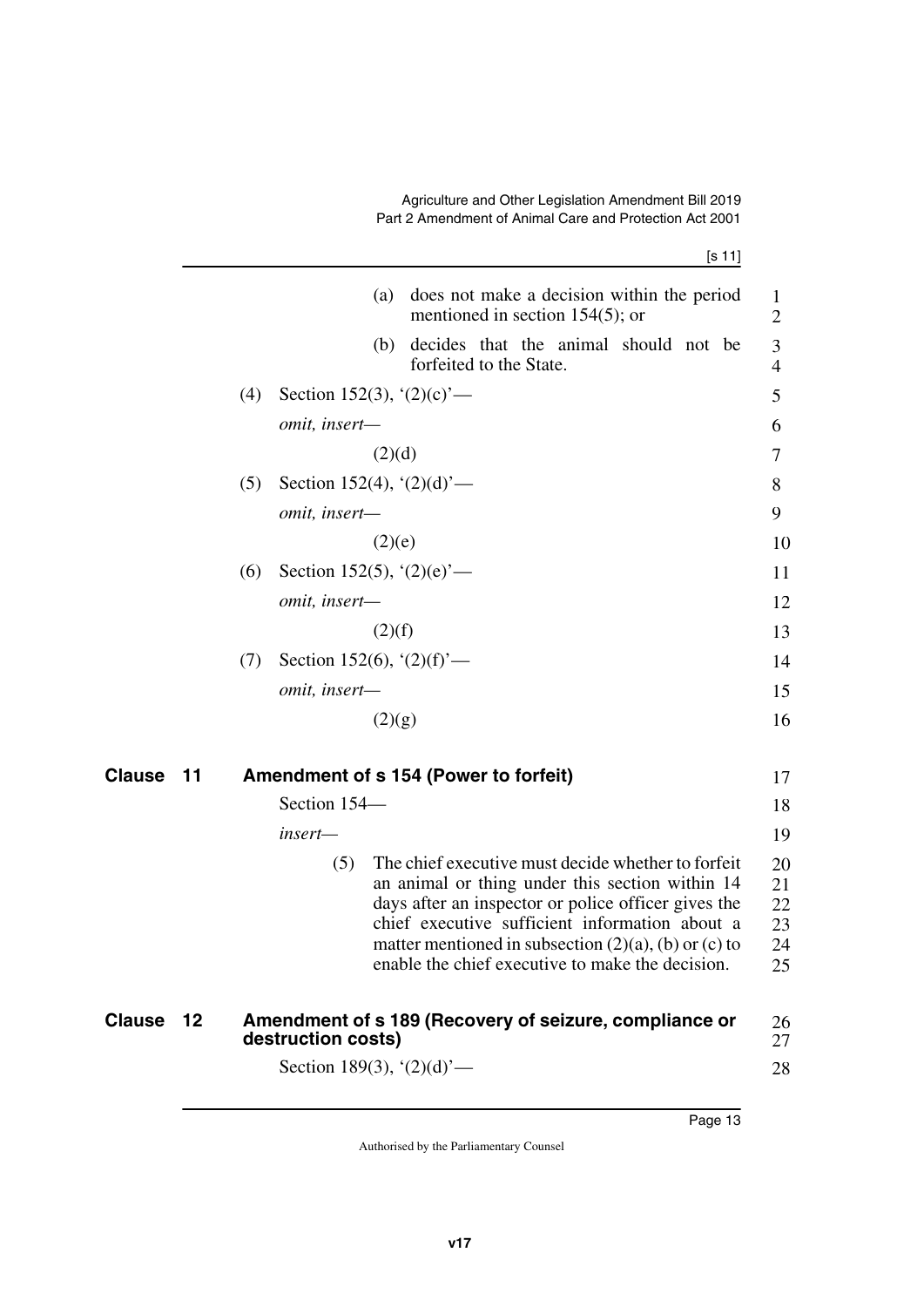(a) does not make a decision within the period mentioned in section 154(5); or

(b) decides that the animal should not be forfeited to the State.

(4) Section 152(3), '(2)(c)'—

*omit, insert—*

(2)(d)

(5) Section 152(4), '(2)(d)'—

*omit, insert—*

(2)(e)

(6) Section 152(5), '(2)(e)'—

*omit, insert—*

(2)(f)

(7) Section 152(6), '(2)(f)'—

*omit, insert—*

(2)(g)

## Clause 11 Amendment of s 154 (Power to forfeit)

Section 154—

*insert—*

(5) The chief executive must decide whether to forfeit an animal or thing under this section within 14 days after an inspector or police officer gives the chief executive sufficient information about a matter mentioned in subsection (2)(a), (b) or (c) to enable the chief executive to make the decision.

## Clause 12 Amendment of s 189 (Recovery of seizure, compliance or destruction costs)

Section 189(3), '(2)(d)'—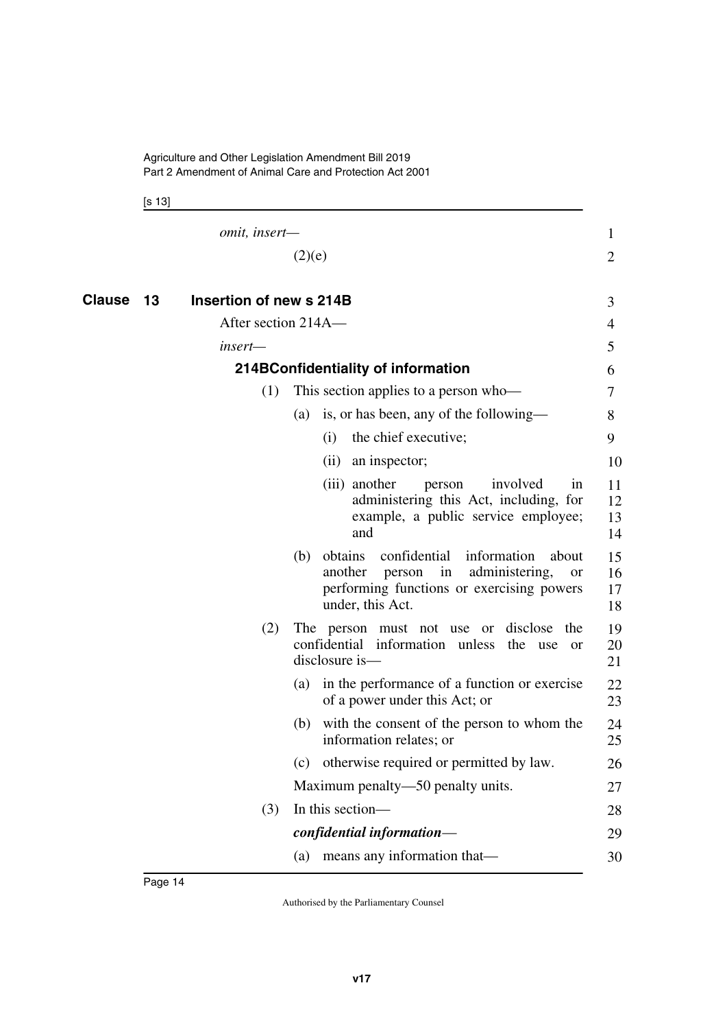*omit, insert—*

(2)(e)

## Clause 13 Insertion of new s 214B

After section 214A—

*insert—*

### 214B Confidentiality of information

(1) This section applies to a person who—

(a) is, or has been, any of the following—

(i) the chief executive;

(ii) an inspector;

(iii) another person involved in administering this Act, including, for example, a public service employee; and

(b) obtains confidential information about another person in administering, or performing functions or exercising powers under, this Act.

(2) The person must not use or disclose the confidential information unless the use or disclosure is—

(a) in the performance of a function or exercise of a power under this Act; or

(b) with the consent of the person to whom the information relates; or

(c) otherwise required or permitted by law.

Maximum penalty—50 penalty units.

(3) In this section—

***confidential information***—

(a) means any information that—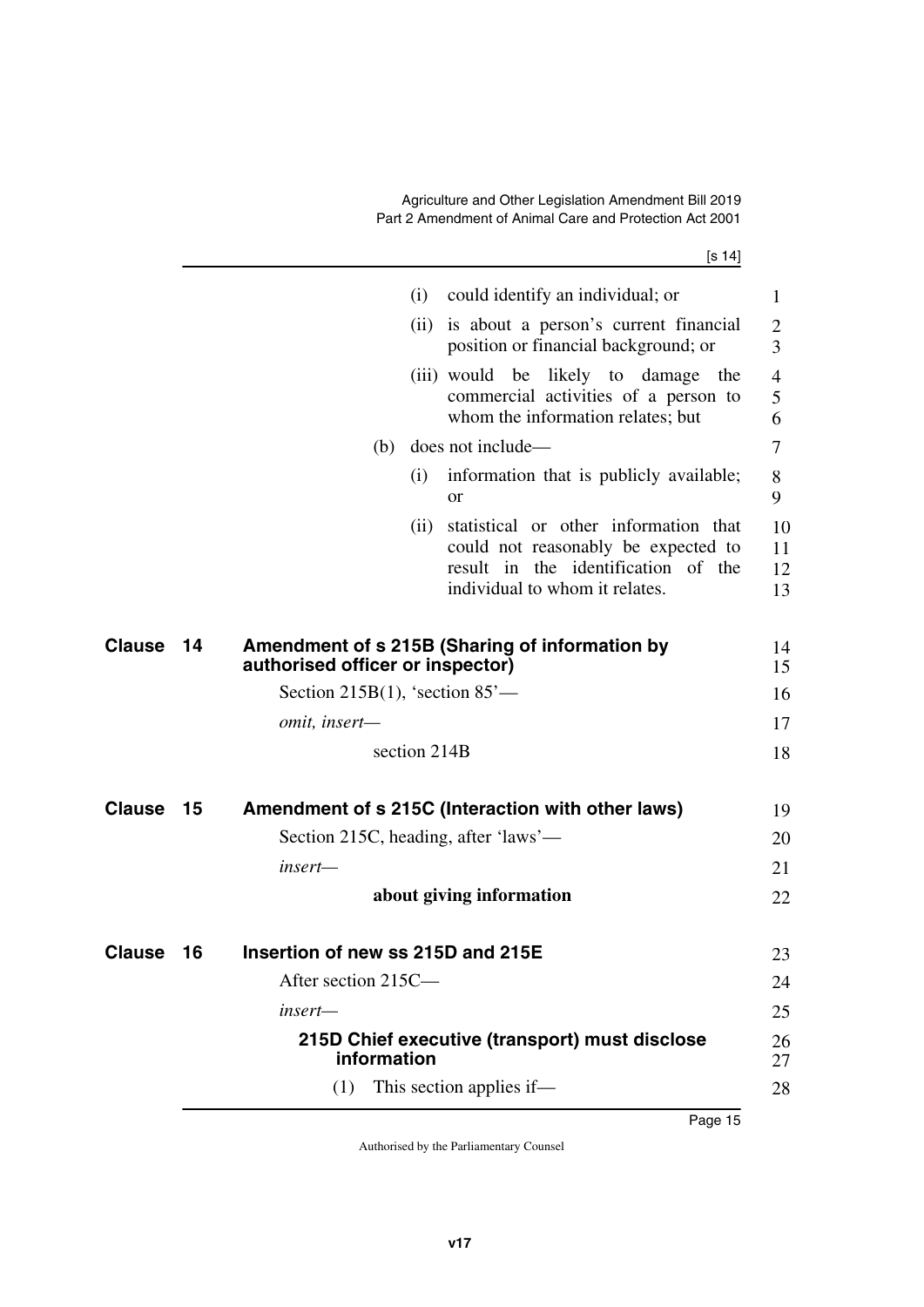(i) could identify an individual; or

(ii) is about a person's current financial position or financial background; or

(iii) would be likely to damage the commercial activities of a person to whom the information relates; but

(b) does not include—

(i) information that is publicly available; or

(ii) statistical or other information that could not reasonably be expected to result in the identification of the individual to whom it relates.

## Clause 14 Amendment of s 215B (Sharing of information by authorised officer or inspector)

Section 215B(1), 'section 85'—

*omit, insert—*

section 214B

## Clause 15 Amendment of s 215C (Interaction with other laws)

Section 215C, heading, after 'laws'—

*insert—*

**about giving information**

## Clause 16 Insertion of new ss 215D and 215E

After section 215C—

*insert—*

### 215D Chief executive (transport) must disclose information

(1) This section applies if—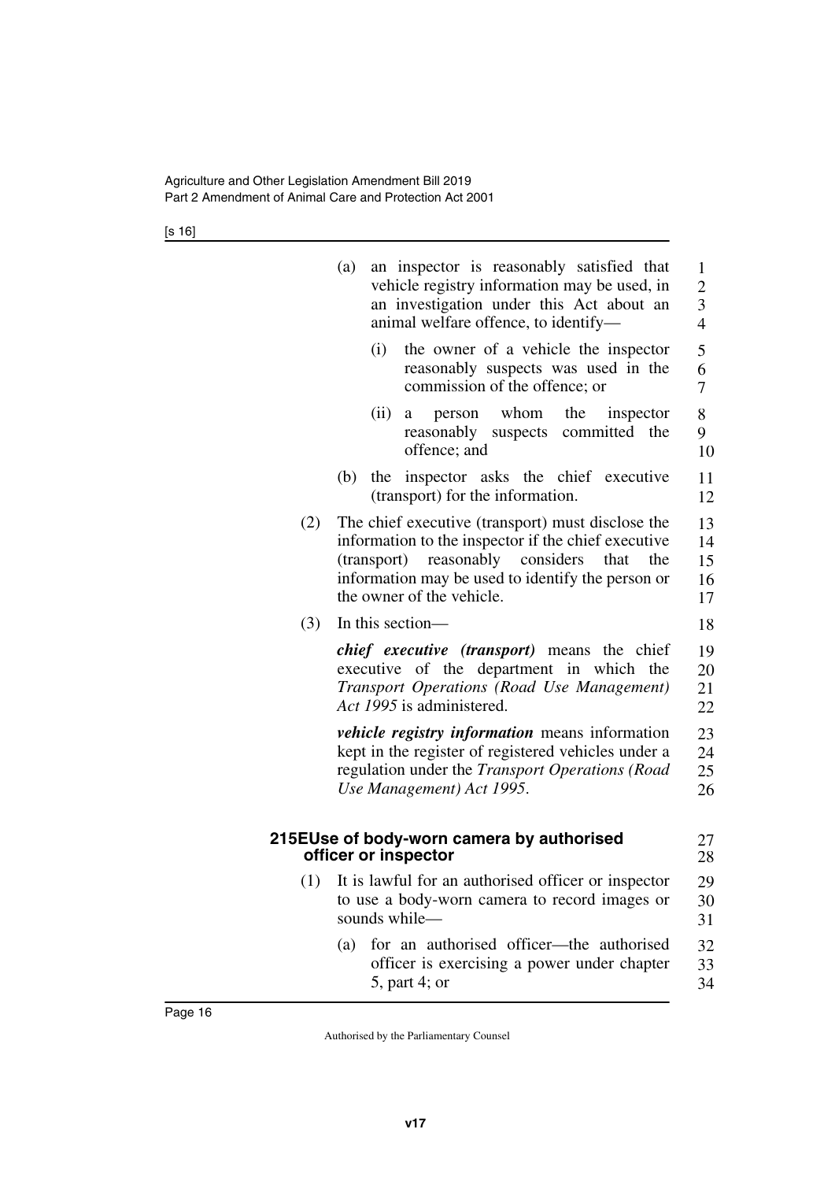(a) an inspector is reasonably satisfied that vehicle registry information may be used, in an investigation under this Act about an animal welfare offence, to identify—

(i) the owner of a vehicle the inspector reasonably suspects was used in the commission of the offence; or

(ii) a person whom the inspector reasonably suspects committed the offence; and

(b) the inspector asks the chief executive (transport) for the information.

(2) The chief executive (transport) must disclose the information to the inspector if the chief executive (transport) reasonably considers that the information may be used to identify the person or the owner of the vehicle.

(3) In this section—

***chief executive (transport)*** means the chief executive of the department in which the *Transport Operations (Road Use Management) Act 1995* is administered.

***vehicle registry information*** means information kept in the register of registered vehicles under a regulation under the *Transport Operations (Road Use Management) Act 1995*.

### 215E Use of body-worn camera by authorised officer or inspector

(1) It is lawful for an authorised officer or inspector to use a body-worn camera to record images or sounds while—

(a) for an authorised officer—the authorised officer is exercising a power under chapter 5, part 4; or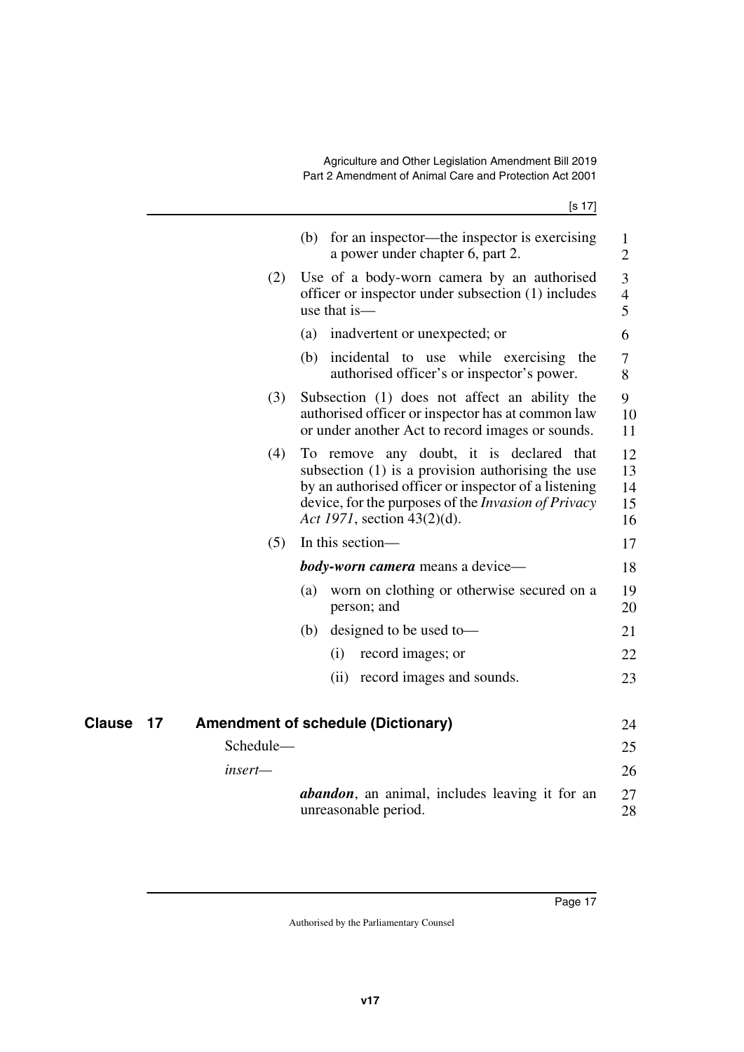(b) for an inspector—the inspector is exercising a power under chapter 6, part 2.

(2) Use of a body-worn camera by an authorised officer or inspector under subsection (1) includes use that is—

(a) inadvertent or unexpected; or

(b) incidental to use while exercising the authorised officer's or inspector's power.

(3) Subsection (1) does not affect an ability the authorised officer or inspector has at common law or under another Act to record images or sounds.

(4) To remove any doubt, it is declared that subsection (1) is a provision authorising the use by an authorised officer or inspector of a listening device, for the purposes of the *Invasion of Privacy Act 1971*, section 43(2)(d).

(5) In this section—

***body-worn camera*** means a device—

(a) worn on clothing or otherwise secured on a person; and

(b) designed to be used to—

(i) record images; or

(ii) record images and sounds.

## Clause 17 Amendment of schedule (Dictionary)

Schedule—

*insert*—

***abandon***, an animal, includes leaving it for an unreasonable period.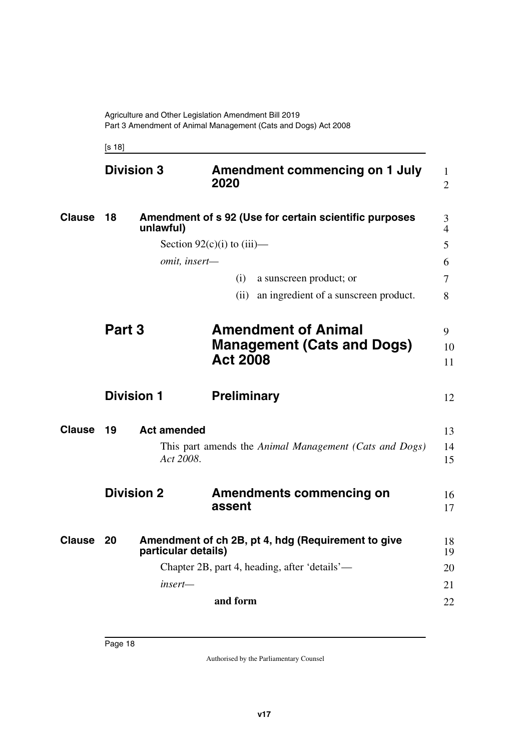## Division 3 Amendment commencing on 1 July 2020

### Clause 18 Amendment of s 92 (Use for certain scientific purposes unlawful)

Section 92(c)(i) to (iii)—

*omit, insert—*

(i) a sunscreen product; or

(ii) an ingredient of a sunscreen product.

# Part 3 Amendment of Animal Management (Cats and Dogs) Act 2008

## Division 1 Preliminary

### Clause 19 Act amended

This part amends the *Animal Management (Cats and Dogs) Act 2008*.

## Division 2 Amendments commencing on assent

### Clause 20 Amendment of ch 2B, pt 4, hdg (Requirement to give particular details)

Chapter 2B, part 4, heading, after 'details'—

*insert—*

**and form**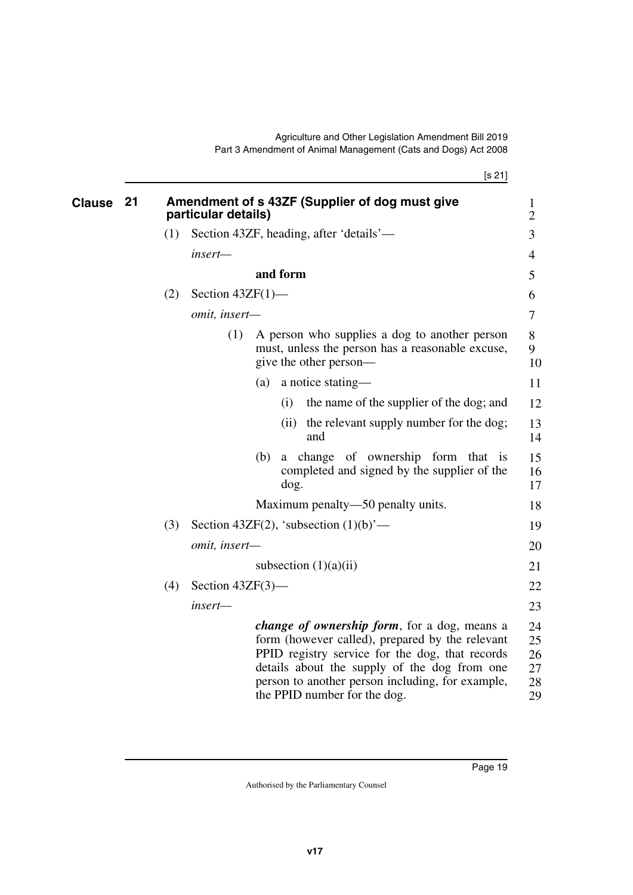## Clause 21 Amendment of s 43ZF (Supplier of dog must give particular details)

(1) Section 43ZF, heading, after 'details'—

*insert—*

**and form**

(2) Section 43ZF(1)—

*omit, insert—*

(1) A person who supplies a dog to another person must, unless the person has a reasonable excuse, give the other person—

(a) a notice stating—

(i) the name of the supplier of the dog; and

(ii) the relevant supply number for the dog; and

(b) a change of ownership form that is completed and signed by the supplier of the dog.

Maximum penalty—50 penalty units.

(3) Section 43ZF(2), 'subsection (1)(b)'—

*omit, insert—*

subsection (1)(a)(ii)

(4) Section 43ZF(3)—

*insert—*

***change of ownership form***, for a dog, means a form (however called), prepared by the relevant PPID registry service for the dog, that records details about the supply of the dog from one person to another person including, for example, the PPID number for the dog.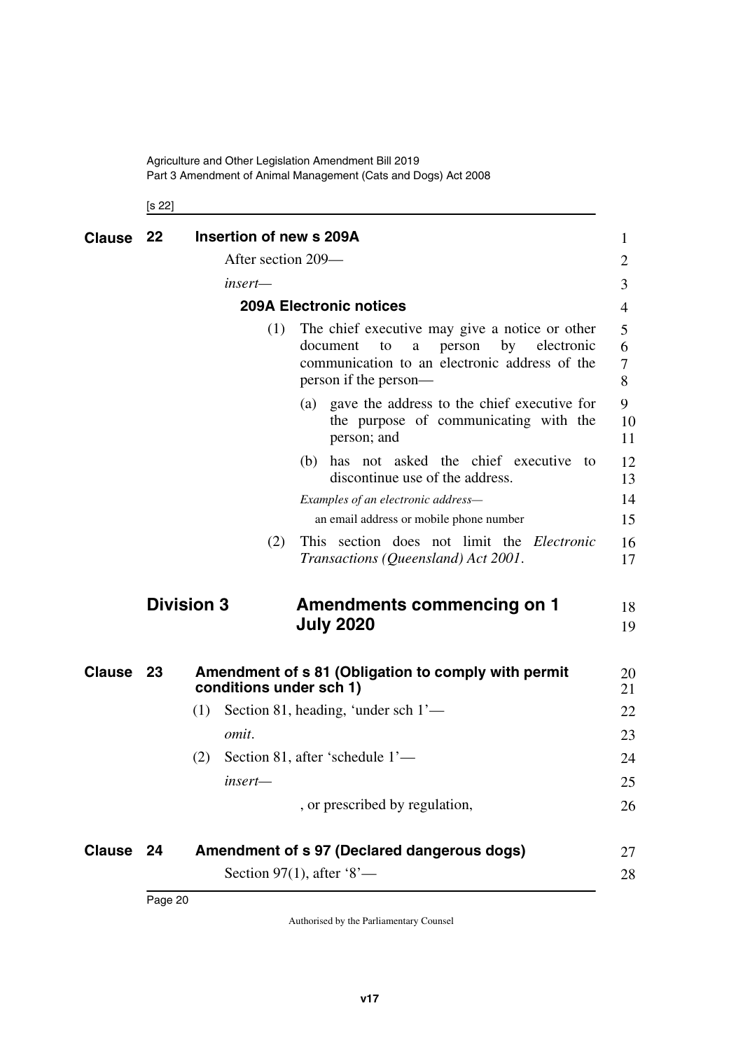## Clause 22 Insertion of new s 209A

After section 209—

*insert*—

### 209A Electronic notices

(1) The chief executive may give a notice or other document to a person by electronic communication to an electronic address of the person if the person—

(a) gave the address to the chief executive for the purpose of communicating with the person; and

(b) has not asked the chief executive to discontinue use of the address.

*Examples of an electronic address—*

an email address or mobile phone number

(2) This section does not limit the *Electronic Transactions (Queensland) Act 2001*.

# Division 3 Amendments commencing on 1 July 2020

## Clause 23 Amendment of s 81 (Obligation to comply with permit conditions under sch 1)

(1) Section 81, heading, 'under sch 1'—

*omit*.

(2) Section 81, after 'schedule 1'—

*insert*—

, or prescribed by regulation,

## Clause 24 Amendment of s 97 (Declared dangerous dogs)

Section 97(1), after '8'—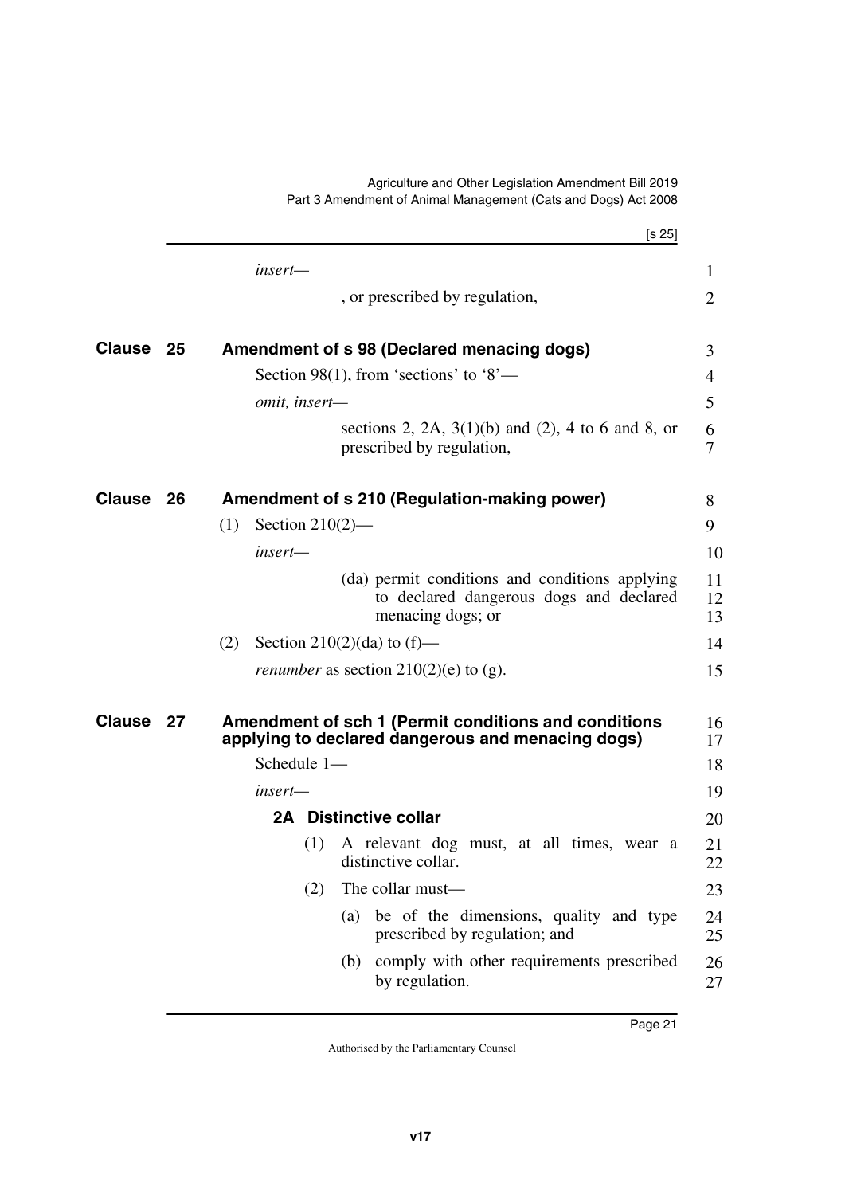*insert—*

, or prescribed by regulation,

## Clause 25 Amendment of s 98 (Declared menacing dogs)

Section 98(1), from 'sections' to '8'—

*omit, insert—*

sections 2, 2A, 3(1)(b) and (2), 4 to 6 and 8, or prescribed by regulation,

## Clause 26 Amendment of s 210 (Regulation-making power)

(1) Section 210(2)—

*insert—*

(da) permit conditions and conditions applying to declared dangerous dogs and declared menacing dogs; or

(2) Section 210(2)(da) to (f)—

*renumber* as section 210(2)(e) to (g).

## Clause 27 Amendment of sch 1 (Permit conditions and conditions applying to declared dangerous and menacing dogs)

Schedule 1—

*insert—*

### 2A Distinctive collar

(1) A relevant dog must, at all times, wear a distinctive collar.

(2) The collar must—

(a) be of the dimensions, quality and type prescribed by regulation; and

(b) comply with other requirements prescribed by regulation.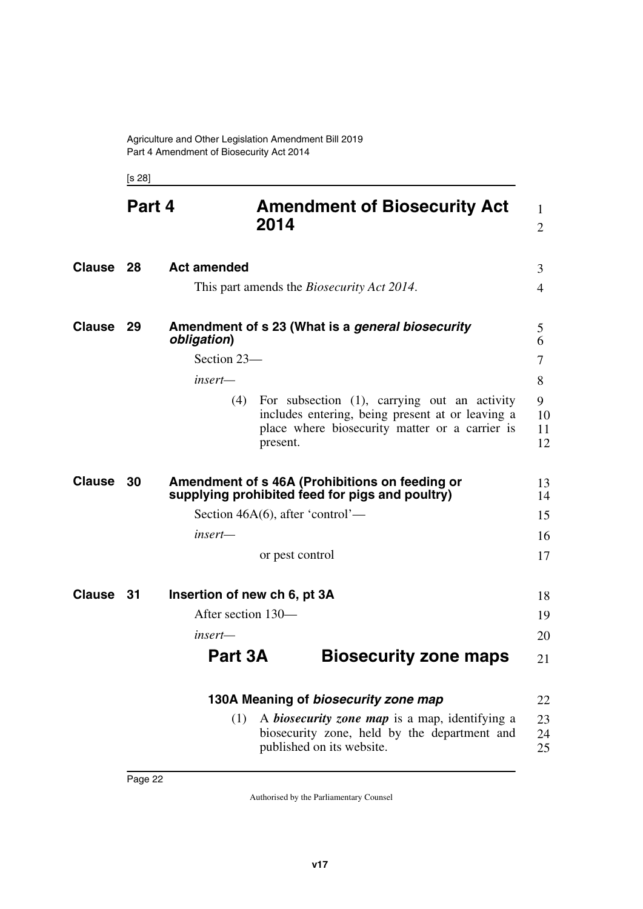# Part 4 Amendment of Biosecurity Act 2014

## Clause 28 Act amended

This part amends the *Biosecurity Act 2014*.

## Clause 29 Amendment of s 23 (What is a *general biosecurity obligation*)

Section 23—

*insert*—

(4) For subsection (1), carrying out an activity includes entering, being present at or leaving a place where biosecurity matter or a carrier is present.

## Clause 30 Amendment of s 46A (Prohibitions on feeding or supplying prohibited feed for pigs and poultry)

Section 46A(6), after 'control'—

*insert*—

or pest control

## Clause 31 Insertion of new ch 6, pt 3A

After section 130—

*insert*—

### Part 3A Biosecurity zone maps

#### 130A Meaning of *biosecurity zone map*

(1) A ***biosecurity zone map*** is a map, identifying a biosecurity zone, held by the department and published on its website.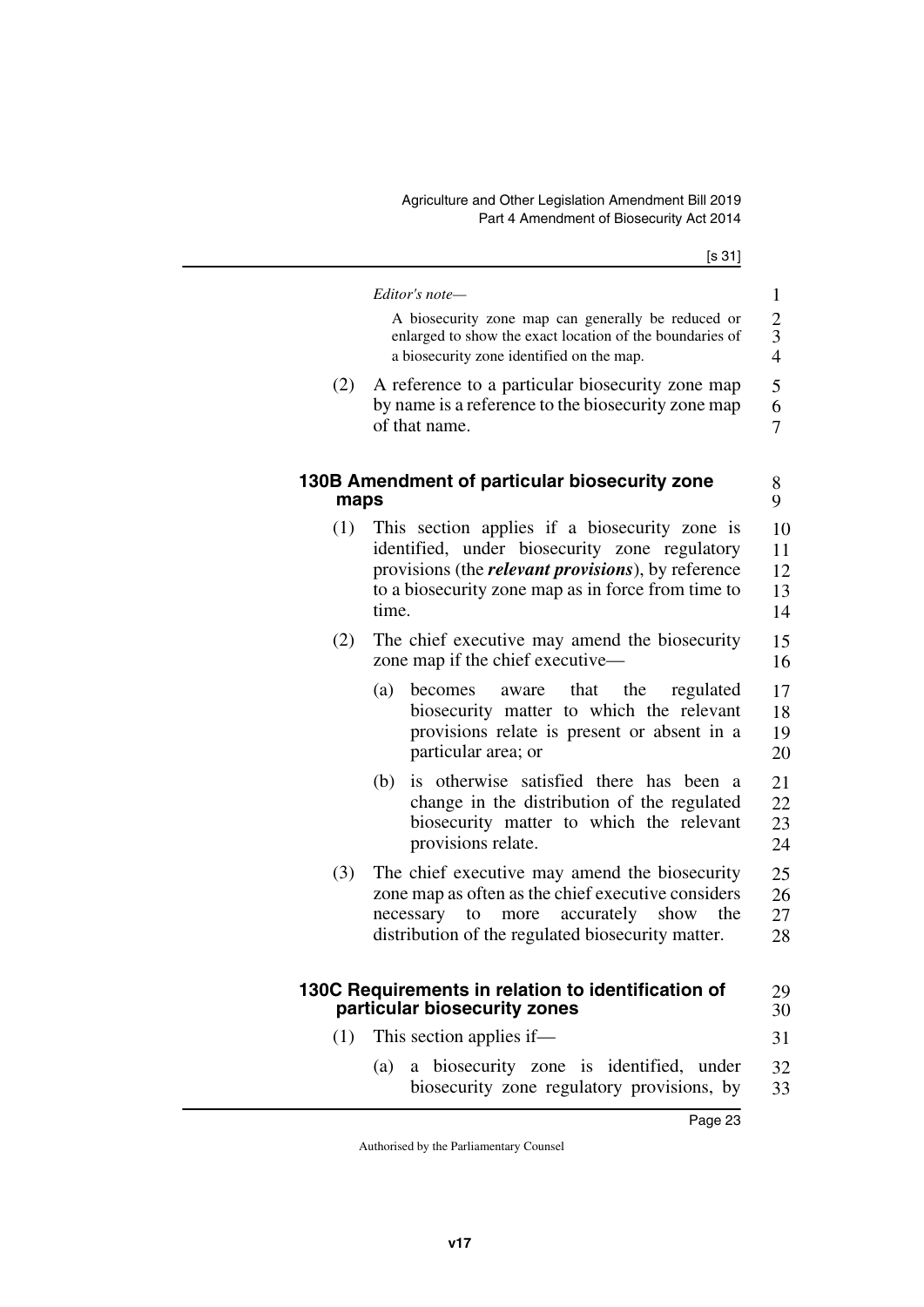*Editor's note—*

A biosecurity zone map can generally be reduced or enlarged to show the exact location of the boundaries of a biosecurity zone identified on the map.

(2) A reference to a particular biosecurity zone map by name is a reference to the biosecurity zone map of that name.

### 130B Amendment of particular biosecurity zone maps

(1) This section applies if a biosecurity zone is identified, under biosecurity zone regulatory provisions (the ***relevant provisions***), by reference to a biosecurity zone map as in force from time to time.

(2) The chief executive may amend the biosecurity zone map if the chief executive—

(a) becomes aware that the regulated biosecurity matter to which the relevant provisions relate is present or absent in a particular area; or

(b) is otherwise satisfied there has been a change in the distribution of the regulated biosecurity matter to which the relevant provisions relate.

(3) The chief executive may amend the biosecurity zone map as often as the chief executive considers necessary to more accurately show the distribution of the regulated biosecurity matter.

### 130C Requirements in relation to identification of particular biosecurity zones

(1) This section applies if—

(a) a biosecurity zone is identified, under biosecurity zone regulatory provisions, by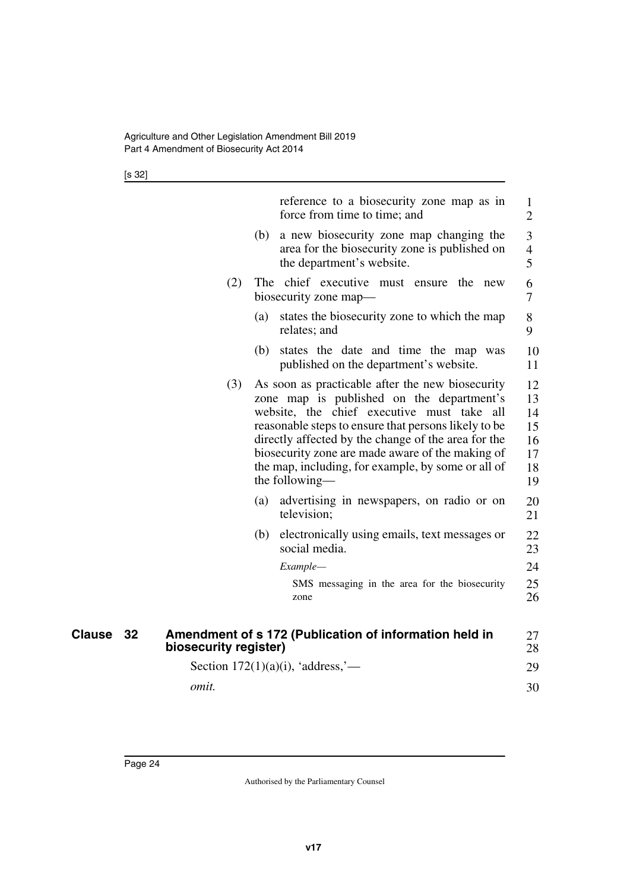reference to a biosecurity zone map as in force from time to time; and

(b) a new biosecurity zone map changing the area for the biosecurity zone is published on the department's website.

(2) The chief executive must ensure the new biosecurity zone map—

(a) states the biosecurity zone to which the map relates; and

(b) states the date and time the map was published on the department's website.

(3) As soon as practicable after the new biosecurity zone map is published on the department's website, the chief executive must take all reasonable steps to ensure that persons likely to be directly affected by the change of the area for the biosecurity zone are made aware of the making of the map, including, for example, by some or all of the following—

(a) advertising in newspapers, on radio or on television;

(b) electronically using emails, text messages or social media.

*Example—*

SMS messaging in the area for the biosecurity zone

## Clause 32 Amendment of s 172 (Publication of information held in biosecurity register)

Section 172(1)(a)(i), 'address,'—

*omit.*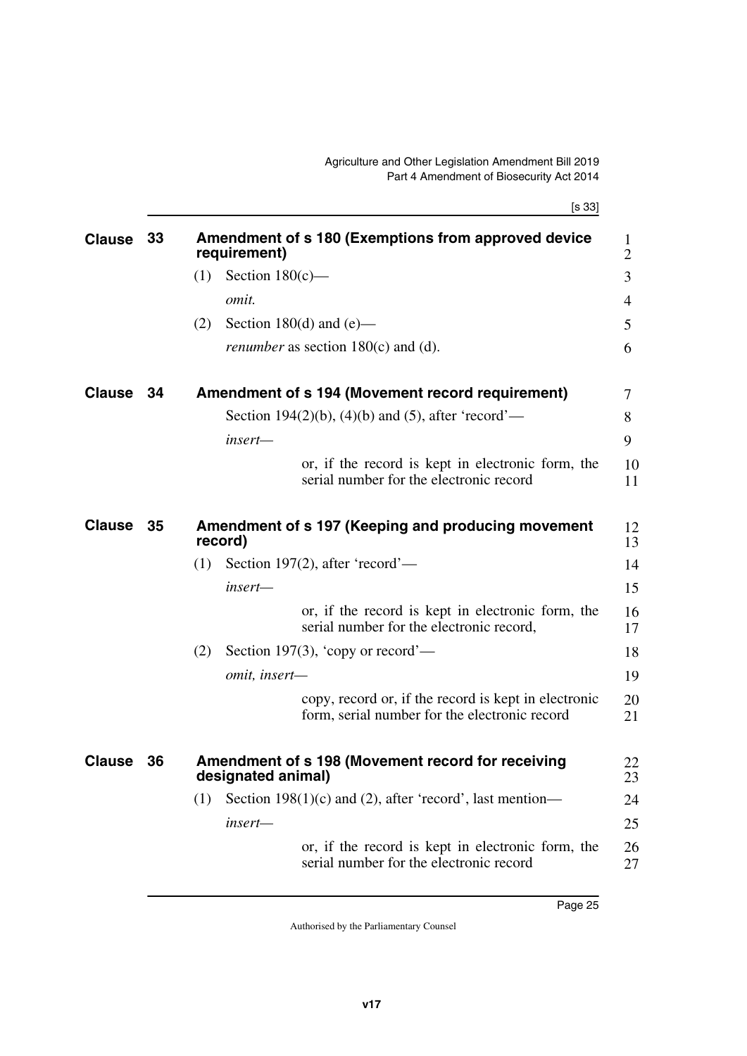## Clause 33 Amendment of s 180 (Exemptions from approved device requirement)

(1) Section 180(c)—

*omit.*

(2) Section 180(d) and (e)—

*renumber* as section 180(c) and (d).

## Clause 34 Amendment of s 194 (Movement record requirement)

Section 194(2)(b), (4)(b) and (5), after 'record'—

*insert*—

> or, if the record is kept in electronic form, the serial number for the electronic record

## Clause 35 Amendment of s 197 (Keeping and producing movement record)

(1) Section 197(2), after 'record'—

*insert*—

> or, if the record is kept in electronic form, the serial number for the electronic record,

(2) Section 197(3), 'copy or record'—

*omit, insert*—

> copy, record or, if the record is kept in electronic form, serial number for the electronic record

## Clause 36 Amendment of s 198 (Movement record for receiving designated animal)

(1) Section 198(1)(c) and (2), after 'record', last mention—

*insert*—

> or, if the record is kept in electronic form, the serial number for the electronic record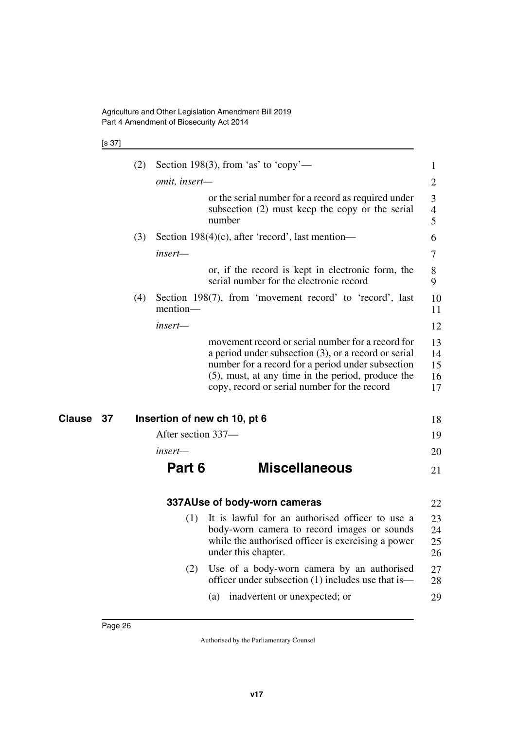(2) Section 198(3), from 'as' to 'copy'—

*omit, insert—*

> or the serial number for a record as required under subsection (2) must keep the copy or the serial number

(3) Section 198(4)(c), after 'record', last mention—

*insert—*

> or, if the record is kept in electronic form, the serial number for the electronic record

(4) Section 198(7), from 'movement record' to 'record', last mention—

*insert—*

> movement record or serial number for a record for a period under subsection (3), or a record or serial number for a record for a period under subsection (5), must, at any time in the period, produce the copy, record or serial number for the record

**Clause 37 Insertion of new ch 10, pt 6**

After section 337—

*insert—*

## Part 6 Miscellaneous

### 337A Use of body-worn cameras

(1) It is lawful for an authorised officer to use a body-worn camera to record images or sounds while the authorised officer is exercising a power under this chapter.

(2) Use of a body-worn camera by an authorised officer under subsection (1) includes use that is—

(a) inadvertent or unexpected; or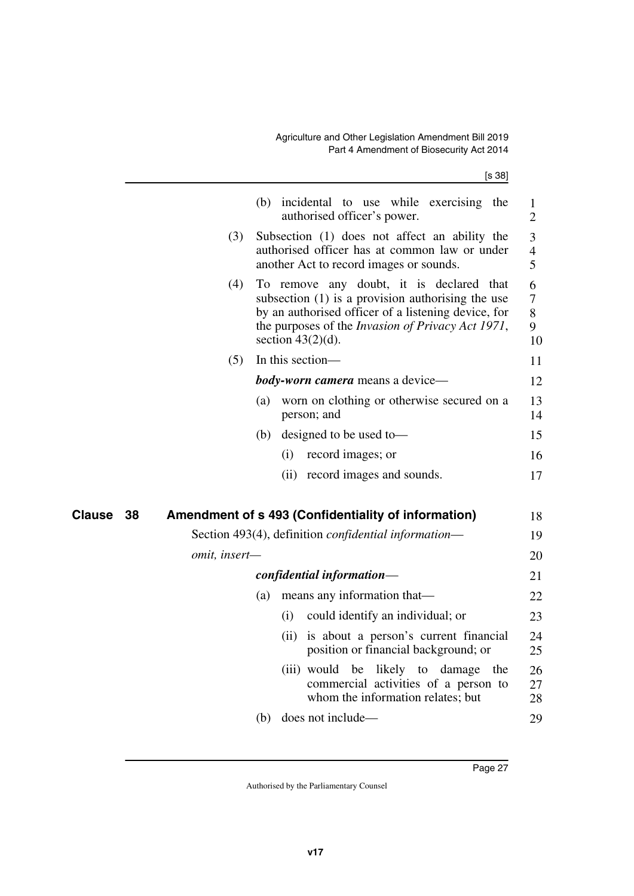(b) incidental to use while exercising the authorised officer's power.

(3) Subsection (1) does not affect an ability the authorised officer has at common law or under another Act to record images or sounds.

(4) To remove any doubt, it is declared that subsection (1) is a provision authorising the use by an authorised officer of a listening device, for the purposes of the *Invasion of Privacy Act 1971*, section 43(2)(d).

(5) In this section—

***body-worn camera*** means a device—

(a) worn on clothing or otherwise secured on a person; and

(b) designed to be used to—

(i) record images; or

(ii) record images and sounds.

## Clause 38 Amendment of s 493 (Confidentiality of information)

Section 493(4), definition *confidential information*—

*omit, insert*—

***confidential information***—

(a) means any information that—

(i) could identify an individual; or

(ii) is about a person's current financial position or financial background; or

(iii) would be likely to damage the commercial activities of a person to whom the information relates; but

(b) does not include—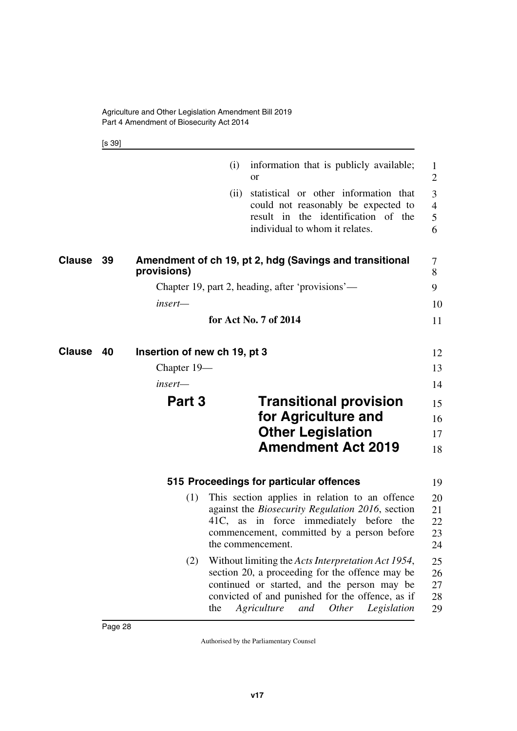(i) information that is publicly available; or

(ii) statistical or other information that could not reasonably be expected to result in the identification of the individual to whom it relates.

**Clause 39 Amendment of ch 19, pt 2, hdg (Savings and transitional provisions)**

Chapter 19, part 2, heading, after 'provisions'—

*insert*—

**for Act No. 7 of 2014**

**Clause 40 Insertion of new ch 19, pt 3**

Chapter 19—

*insert*—

# Part 3 Transitional provision for Agriculture and Other Legislation Amendment Act 2019

### 515 Proceedings for particular offences

(1) This section applies in relation to an offence against the *Biosecurity Regulation 2016*, section 41C, as in force immediately before the commencement, committed by a person before the commencement.

(2) Without limiting the *Acts Interpretation Act 1954*, section 20, a proceeding for the offence may be continued or started, and the person may be convicted of and punished for the offence, as if the *Agriculture and Other Legislation*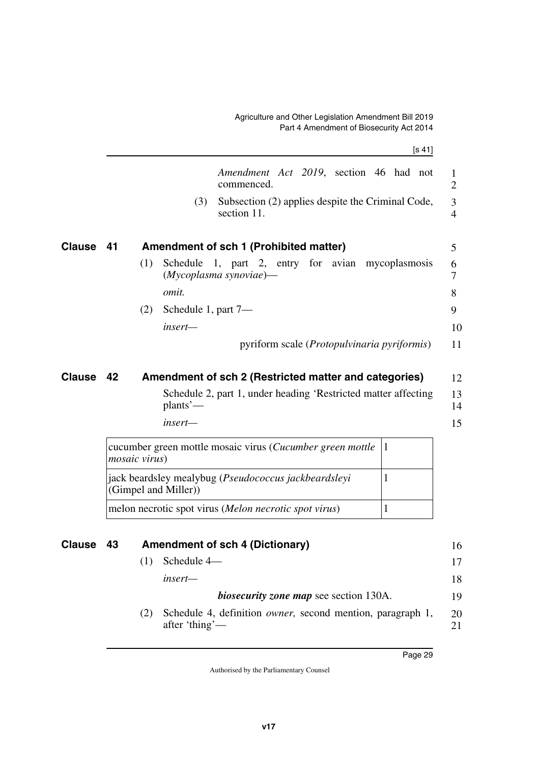*Amendment Act 2019*, section 46 had not commenced.

(3) Subsection (2) applies despite the Criminal Code, section 11.

## Clause 41 Amendment of sch 1 (Prohibited matter)

(1) Schedule 1, part 2, entry for avian mycoplasmosis (*Mycoplasma synoviae*)—

*omit.*

(2) Schedule 1, part 7—

*insert—*

pyriform scale (*Protopulvinaria pyriformis*)

## Clause 42 Amendment of sch 2 (Restricted matter and categories)

Schedule 2, part 1, under heading 'Restricted matter affecting plants'—

*insert—*

| | |
|---|---|
| cucumber green mottle mosaic virus (*Cucumber green mottle mosaic virus*) | 1 |
| jack beardsley mealybug (*Pseudococcus jackbeardsleyi* (Gimpel and Miller)) | 1 |
| melon necrotic spot virus (*Melon necrotic spot virus*) | 1 |

## Clause 43 Amendment of sch 4 (Dictionary)

(1) Schedule 4—

*insert—*

***biosecurity zone map*** see section 130A.

(2) Schedule 4, definition *owner,* second mention, paragraph 1, after 'thing'—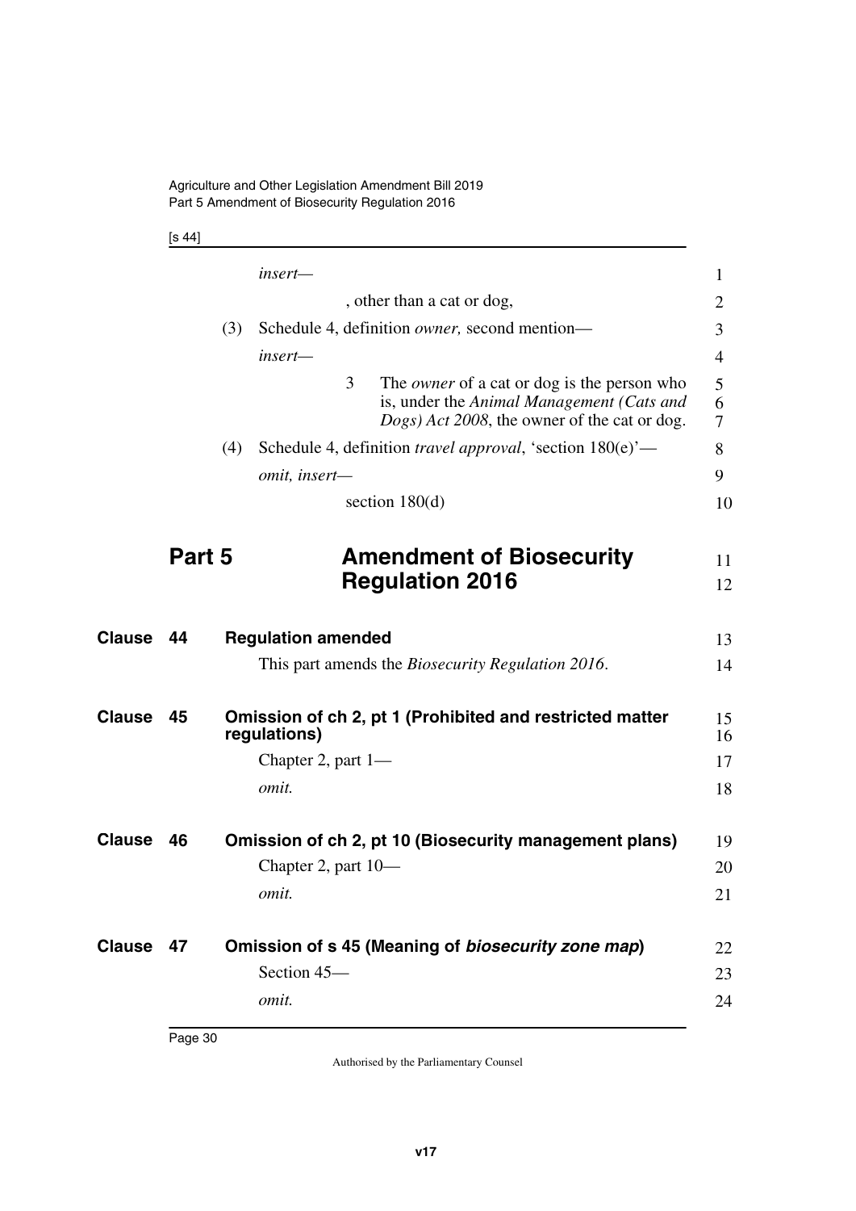*insert—*

, other than a cat or dog,

(3) Schedule 4, definition *owner,* second mention—

*insert—*

3 The *owner* of a cat or dog is the person who is, under the *Animal Management (Cats and Dogs) Act 2008*, the owner of the cat or dog.

(4) Schedule 4, definition *travel approval*, 'section 180(e)'—

*omit, insert—*

section 180(d)

# Part 5 Amendment of Biosecurity Regulation 2016

## Clause 44 Regulation amended

This part amends the *Biosecurity Regulation 2016*.

## Clause 45 Omission of ch 2, pt 1 (Prohibited and restricted matter regulations)

Chapter 2, part 1—

*omit.*

## Clause 46 Omission of ch 2, pt 10 (Biosecurity management plans)

Chapter 2, part 10—

*omit.*

## Clause 47 Omission of s 45 (Meaning of *biosecurity zone map*)

Section 45—

*omit.*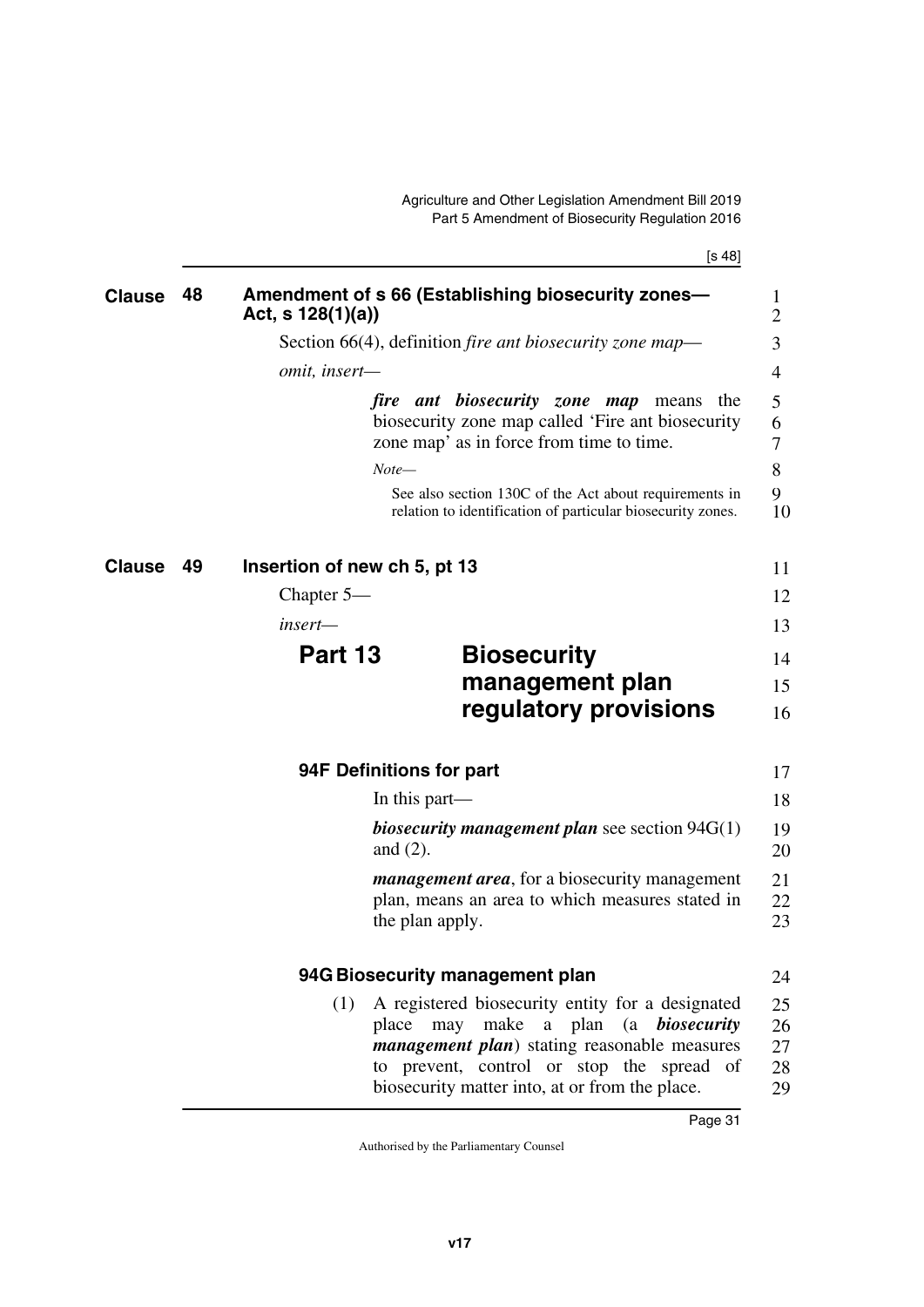## Clause 48 Amendment of s 66 (Establishing biosecurity zones—Act, s 128(1)(a))

Section 66(4), definition *fire ant biosecurity zone map*—

*omit, insert—*

> ***fire ant biosecurity zone map*** means the biosecurity zone map called 'Fire ant biosecurity zone map' as in force from time to time.
>
> *Note—*
>
> See also section 130C of the Act about requirements in relation to identification of particular biosecurity zones.

## Clause 49 Insertion of new ch 5, pt 13

Chapter 5—

*insert—*

# Part 13 Biosecurity management plan regulatory provisions

### 94F Definitions for part

In this part—

***biosecurity management plan*** see section 94G(1) and (2).

***management area***, for a biosecurity management plan, means an area to which measures stated in the plan apply.

### 94G Biosecurity management plan

(1) A registered biosecurity entity for a designated place may make a plan (a ***biosecurity management plan***) stating reasonable measures to prevent, control or stop the spread of biosecurity matter into, at or from the place.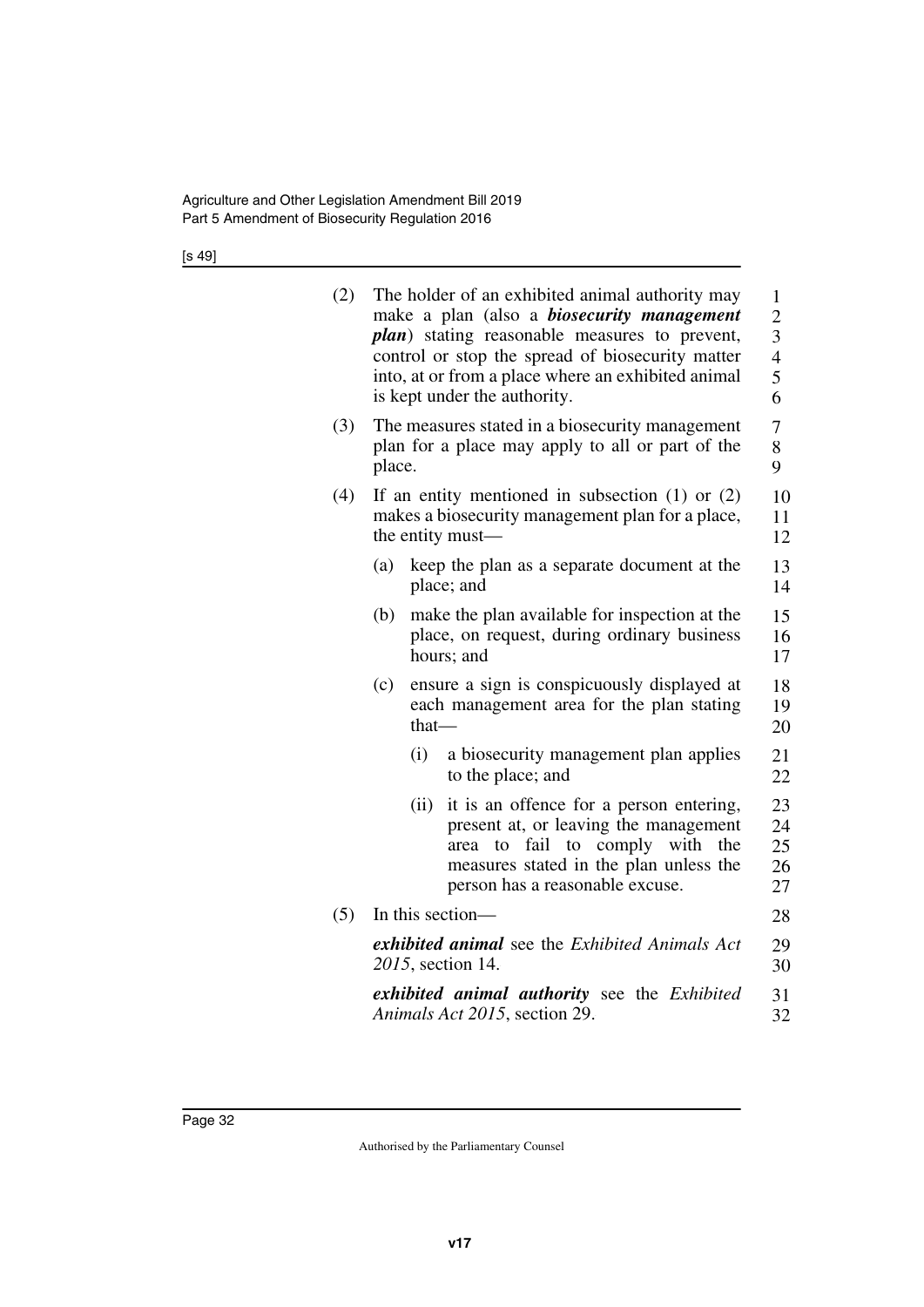(2) The holder of an exhibited animal authority may make a plan (also a ***biosecurity management plan***) stating reasonable measures to prevent, control or stop the spread of biosecurity matter into, at or from a place where an exhibited animal is kept under the authority.

(3) The measures stated in a biosecurity management plan for a place may apply to all or part of the place.

(4) If an entity mentioned in subsection (1) or (2) makes a biosecurity management plan for a place, the entity must—

- (a) keep the plan as a separate document at the place; and
- (b) make the plan available for inspection at the place, on request, during ordinary business hours; and
- (c) ensure a sign is conspicuously displayed at each management area for the plan stating that—
  - (i) a biosecurity management plan applies to the place; and
  - (ii) it is an offence for a person entering, present at, or leaving the management area to fail to comply with the measures stated in the plan unless the person has a reasonable excuse.

(5) In this section—

***exhibited animal*** see the *Exhibited Animals Act 2015*, section 14.

***exhibited animal authority*** see the *Exhibited Animals Act 2015*, section 29.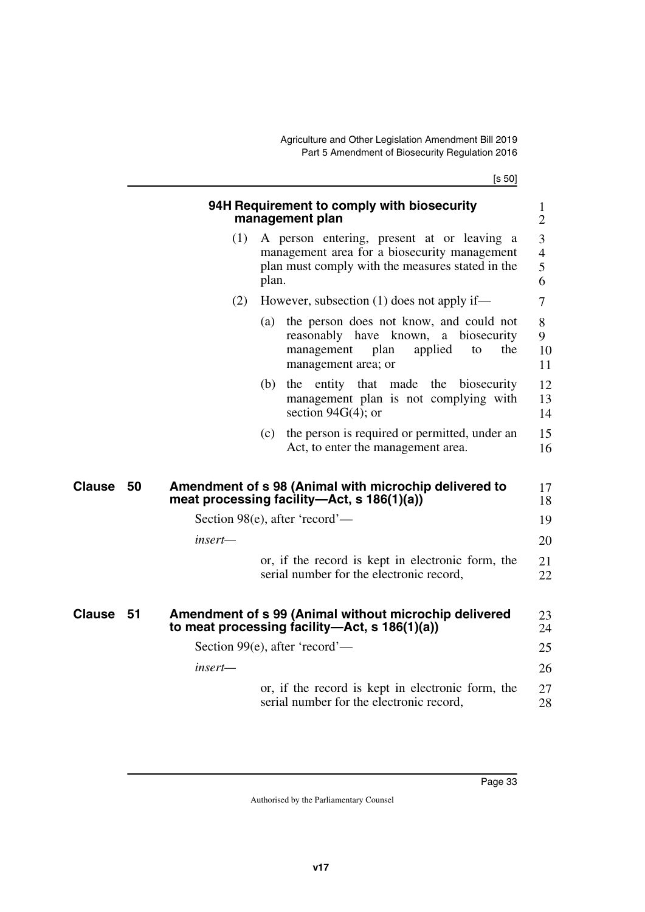### 94H Requirement to comply with biosecurity management plan

(1) A person entering, present at or leaving a management area for a biosecurity management plan must comply with the measures stated in the plan.

(2) However, subsection (1) does not apply if—

(a) the person does not know, and could not reasonably have known, a biosecurity management plan applied to the management area; or

(b) the entity that made the biosecurity management plan is not complying with section 94G(4); or

(c) the person is required or permitted, under an Act, to enter the management area.

## Clause 50 Amendment of s 98 (Animal with microchip delivered to meat processing facility—Act, s 186(1)(a))

Section 98(e), after 'record'—

*insert*—

or, if the record is kept in electronic form, the serial number for the electronic record,

## Clause 51 Amendment of s 99 (Animal without microchip delivered to meat processing facility—Act, s 186(1)(a))

Section 99(e), after 'record'—

*insert*—

or, if the record is kept in electronic form, the serial number for the electronic record,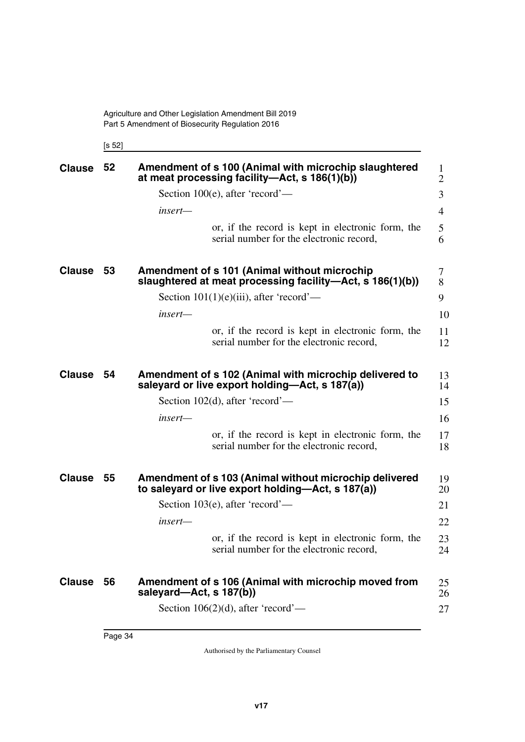**Clause 52 Amendment of s 100 (Animal with microchip slaughtered at meat processing facility—Act, s 186(1)(b))**

Section 100(e), after 'record'—

*insert—*

> or, if the record is kept in electronic form, the serial number for the electronic record,

**Clause 53 Amendment of s 101 (Animal without microchip slaughtered at meat processing facility—Act, s 186(1)(b))**

Section 101(1)(e)(iii), after 'record'—

*insert—*

> or, if the record is kept in electronic form, the serial number for the electronic record,

**Clause 54 Amendment of s 102 (Animal with microchip delivered to saleyard or live export holding—Act, s 187(a))**

Section 102(d), after 'record'—

*insert—*

> or, if the record is kept in electronic form, the serial number for the electronic record,

**Clause 55 Amendment of s 103 (Animal without microchip delivered to saleyard or live export holding—Act, s 187(a))**

Section 103(e), after 'record'—

*insert—*

> or, if the record is kept in electronic form, the serial number for the electronic record,

**Clause 56 Amendment of s 106 (Animal with microchip moved from saleyard—Act, s 187(b))**

Section 106(2)(d), after 'record'—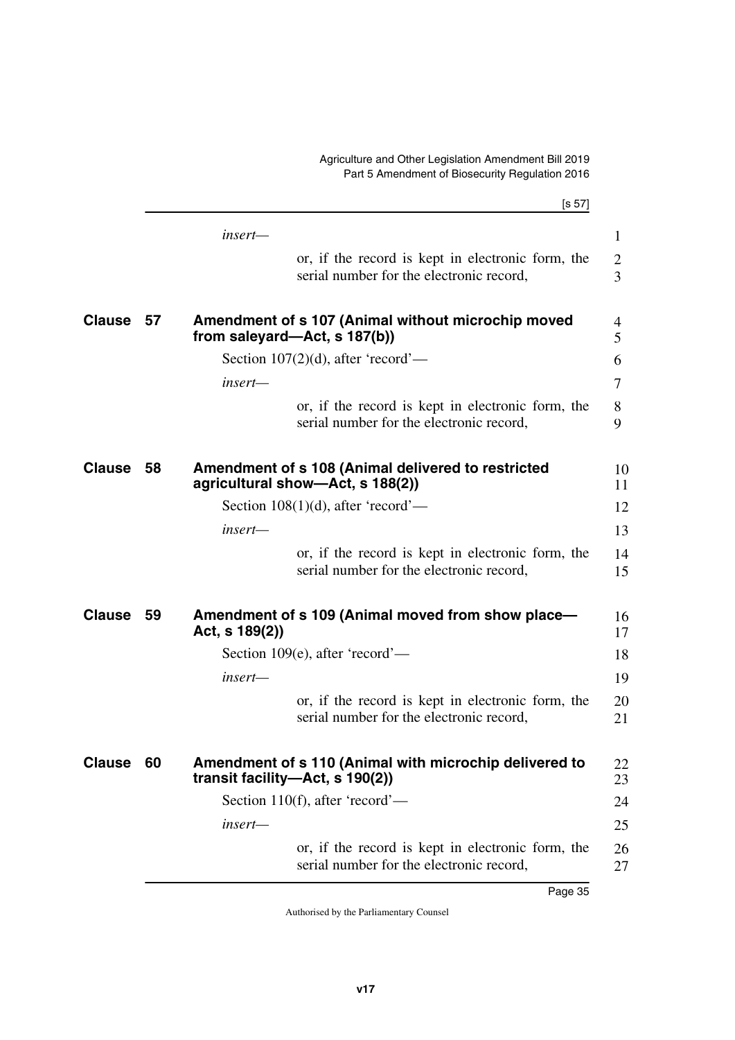*insert—*

or, if the record is kept in electronic form, the serial number for the electronic record,

## Clause 57 Amendment of s 107 (Animal without microchip moved from saleyard—Act, s 187(b))

Section 107(2)(d), after 'record'—

*insert—*

or, if the record is kept in electronic form, the serial number for the electronic record,

## Clause 58 Amendment of s 108 (Animal delivered to restricted agricultural show—Act, s 188(2))

Section 108(1)(d), after 'record'—

*insert—*

or, if the record is kept in electronic form, the serial number for the electronic record,

## Clause 59 Amendment of s 109 (Animal moved from show place—Act, s 189(2))

Section 109(e), after 'record'—

*insert—*

or, if the record is kept in electronic form, the serial number for the electronic record,

## Clause 60 Amendment of s 110 (Animal with microchip delivered to transit facility—Act, s 190(2))

Section 110(f), after 'record'—

*insert—*

or, if the record is kept in electronic form, the serial number for the electronic record,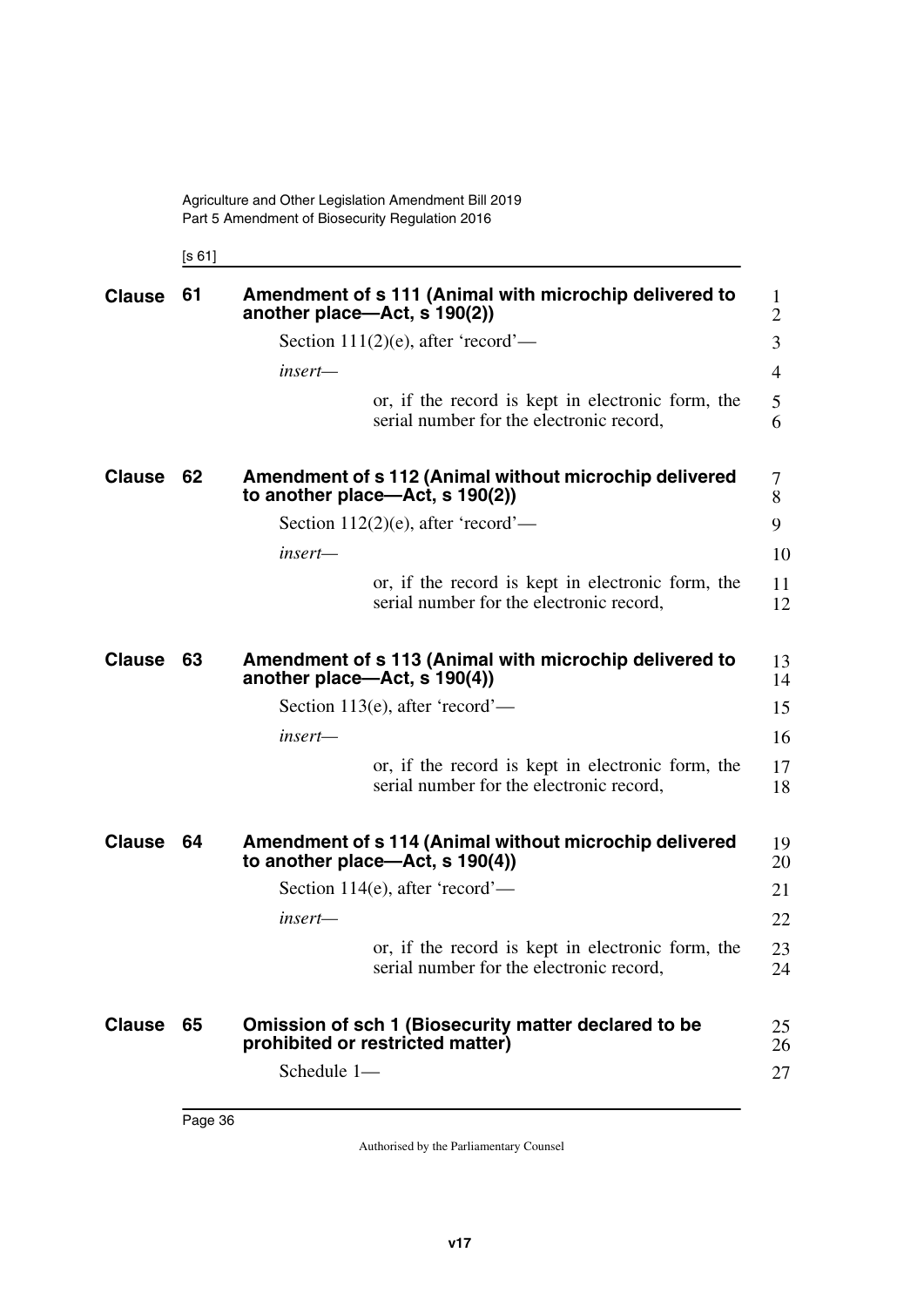## Clause 61 Amendment of s 111 (Animal with microchip delivered to another place—Act, s 190(2))

Section 111(2)(e), after 'record'—

*insert*—

> or, if the record is kept in electronic form, the serial number for the electronic record,

## Clause 62 Amendment of s 112 (Animal without microchip delivered to another place—Act, s 190(2))

Section 112(2)(e), after 'record'—

*insert*—

> or, if the record is kept in electronic form, the serial number for the electronic record,

## Clause 63 Amendment of s 113 (Animal with microchip delivered to another place—Act, s 190(4))

Section 113(e), after 'record'—

*insert*—

> or, if the record is kept in electronic form, the serial number for the electronic record,

## Clause 64 Amendment of s 114 (Animal without microchip delivered to another place—Act, s 190(4))

Section 114(e), after 'record'—

*insert*—

> or, if the record is kept in electronic form, the serial number for the electronic record,

## Clause 65 Omission of sch 1 (Biosecurity matter declared to be prohibited or restricted matter)

Schedule 1—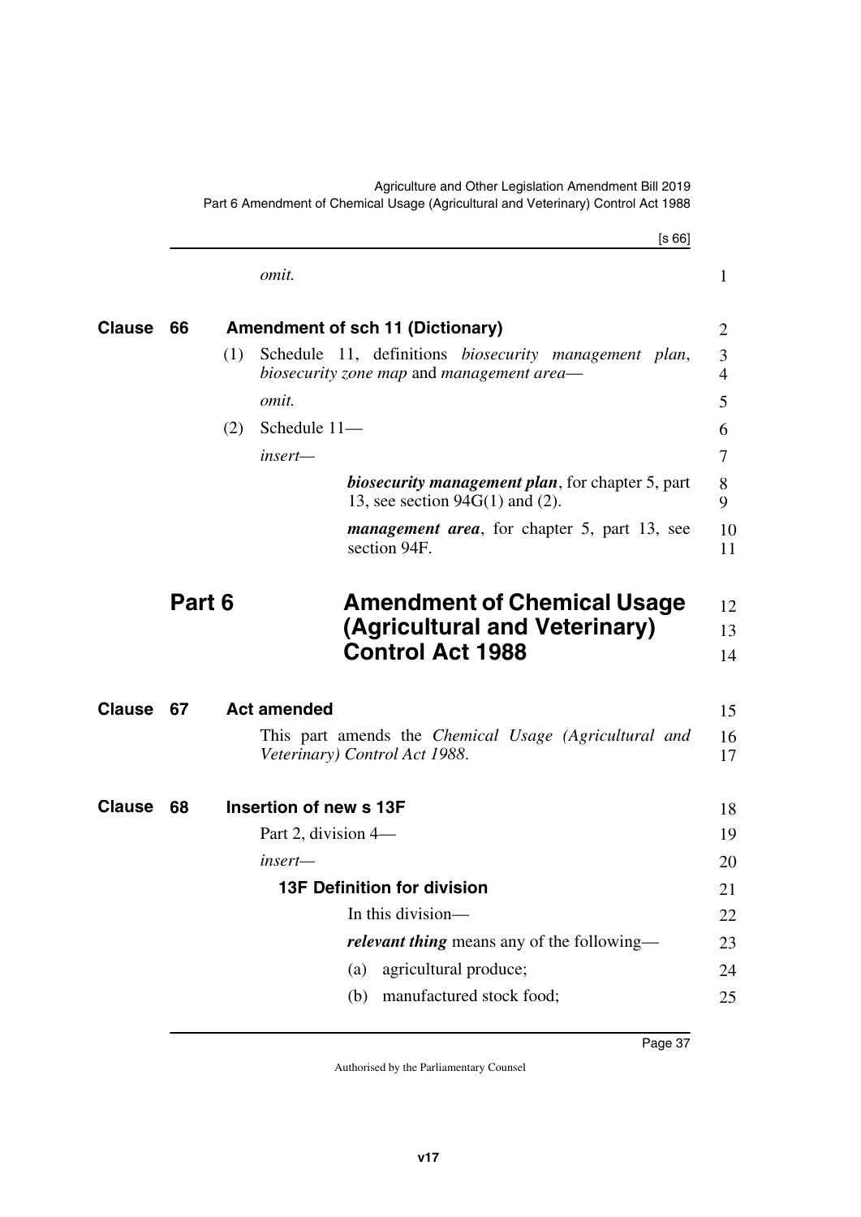*omit.*

**Clause 66 Amendment of sch 11 (Dictionary)**

(1) Schedule 11, definitions *biosecurity management plan*, *biosecurity zone map* and *management area*—

*omit.*

(2) Schedule 11—

*insert*—

> ***biosecurity management plan***, for chapter 5, part 13, see section 94G(1) and (2).
>
> ***management area***, for chapter 5, part 13, see section 94F.

# Part 6 Amendment of Chemical Usage (Agricultural and Veterinary) Control Act 1988

**Clause 67 Act amended**

This part amends the *Chemical Usage (Agricultural and Veterinary) Control Act 1988*.

**Clause 68 Insertion of new s 13F**

Part 2, division 4—

*insert*—

> **13F Definition for division**
>
> In this division—
>
> ***relevant thing*** means any of the following—
>
> (a) agricultural produce;
>
> (b) manufactured stock food;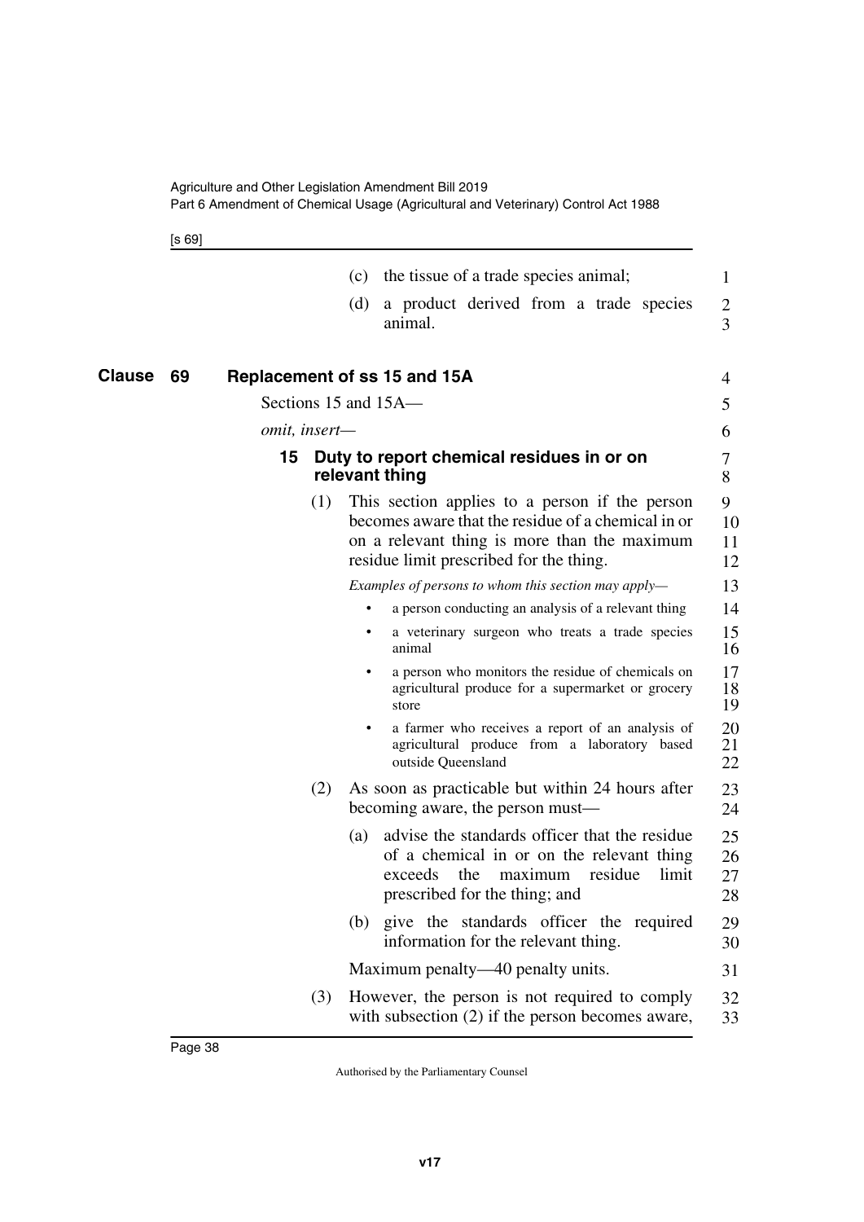(c) the tissue of a trade species animal;

(d) a product derived from a trade species animal.

## Clause 69 Replacement of ss 15 and 15A

Sections 15 and 15A—

*omit, insert—*

### 15 Duty to report chemical residues in or on relevant thing

(1) This section applies to a person if the person becomes aware that the residue of a chemical in or on a relevant thing is more than the maximum residue limit prescribed for the thing.

*Examples of persons to whom this section may apply—*

- a person conducting an analysis of a relevant thing
- a veterinary surgeon who treats a trade species animal
- a person who monitors the residue of chemicals on agricultural produce for a supermarket or grocery store
- a farmer who receives a report of an analysis of agricultural produce from a laboratory based outside Queensland

(2) As soon as practicable but within 24 hours after becoming aware, the person must—

(a) advise the standards officer that the residue of a chemical in or on the relevant thing exceeds the maximum residue limit prescribed for the thing; and

(b) give the standards officer the required information for the relevant thing.

Maximum penalty—40 penalty units.

(3) However, the person is not required to comply with subsection (2) if the person becomes aware,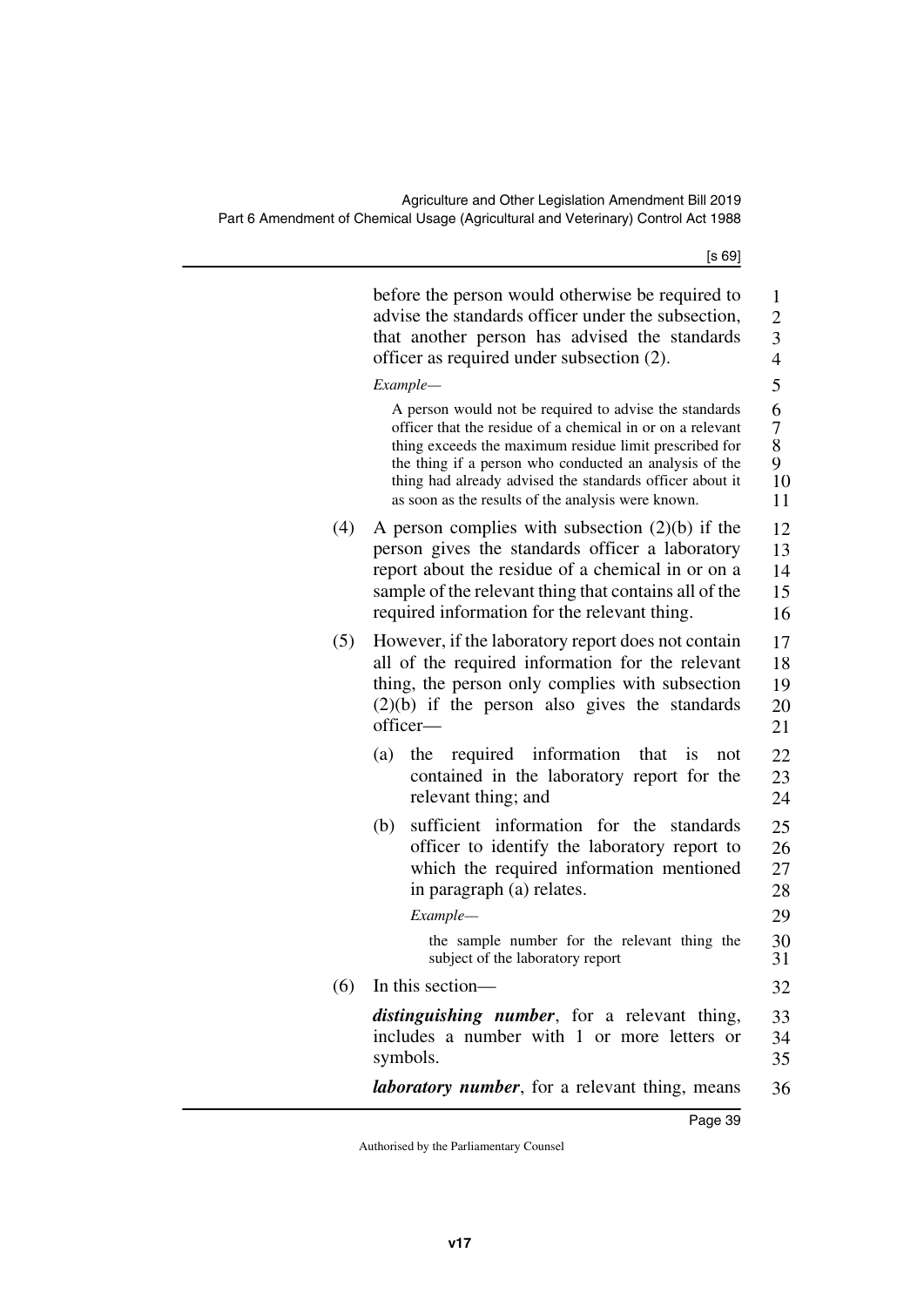before the person would otherwise be required to advise the standards officer under the subsection, that another person has advised the standards officer as required under subsection (2).

*Example—*

A person would not be required to advise the standards officer that the residue of a chemical in or on a relevant thing exceeds the maximum residue limit prescribed for the thing if a person who conducted an analysis of the thing had already advised the standards officer about it as soon as the results of the analysis were known.

(4) A person complies with subsection (2)(b) if the person gives the standards officer a laboratory report about the residue of a chemical in or on a sample of the relevant thing that contains all of the required information for the relevant thing.

(5) However, if the laboratory report does not contain all of the required information for the relevant thing, the person only complies with subsection (2)(b) if the person also gives the standards officer—

(a) the required information that is not contained in the laboratory report for the relevant thing; and

(b) sufficient information for the standards officer to identify the laboratory report to which the required information mentioned in paragraph (a) relates.

*Example—*

the sample number for the relevant thing the subject of the laboratory report

(6) In this section—

***distinguishing number***, for a relevant thing, includes a number with 1 or more letters or symbols.

***laboratory number***, for a relevant thing, means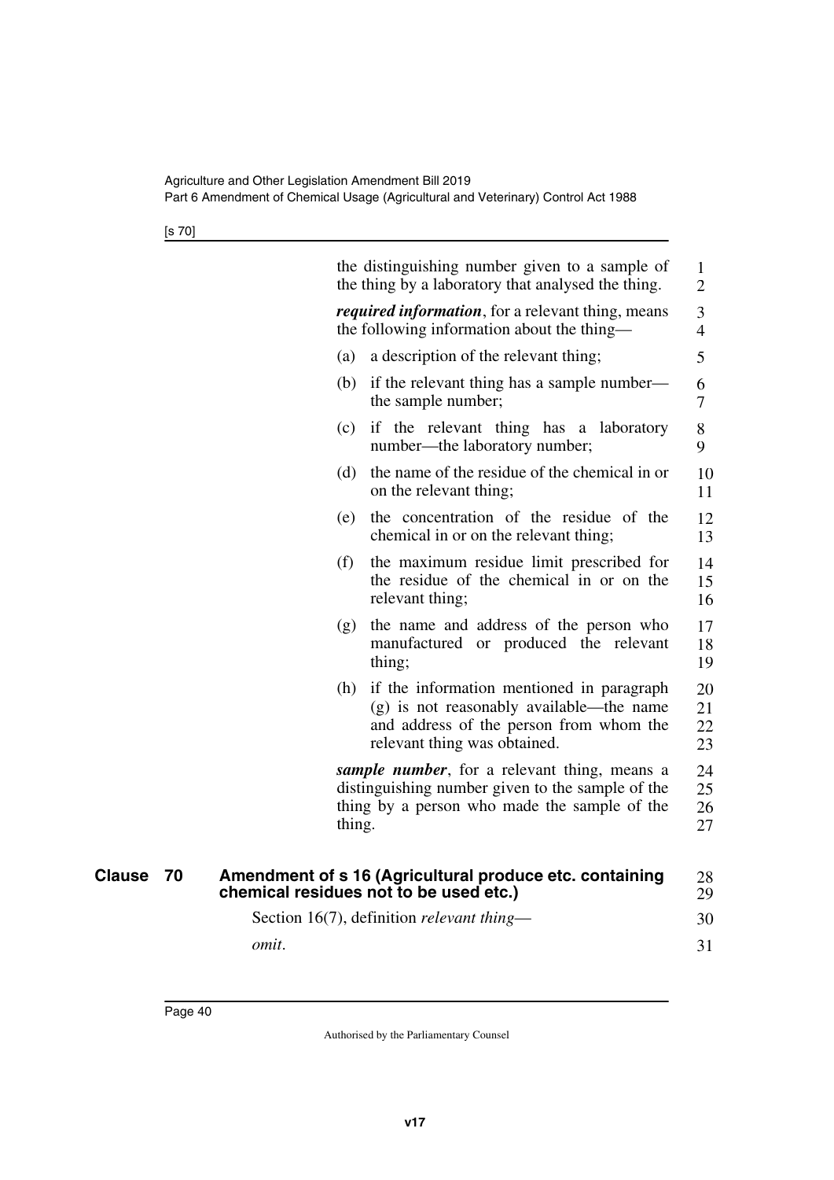the distinguishing number given to a sample of the thing by a laboratory that analysed the thing.

***required information***, for a relevant thing, means the following information about the thing—

(a) a description of the relevant thing;

(b) if the relevant thing has a sample number—the sample number;

(c) if the relevant thing has a laboratory number—the laboratory number;

(d) the name of the residue of the chemical in or on the relevant thing;

(e) the concentration of the residue of the chemical in or on the relevant thing;

(f) the maximum residue limit prescribed for the residue of the chemical in or on the relevant thing;

(g) the name and address of the person who manufactured or produced the relevant thing;

(h) if the information mentioned in paragraph (g) is not reasonably available—the name and address of the person from whom the relevant thing was obtained.

***sample number***, for a relevant thing, means a distinguishing number given to the sample of the thing by a person who made the sample of the thing.

## Clause 70 Amendment of s 16 (Agricultural produce etc. containing chemical residues not to be used etc.)

Section 16(7), definition *relevant thing*—

*omit*.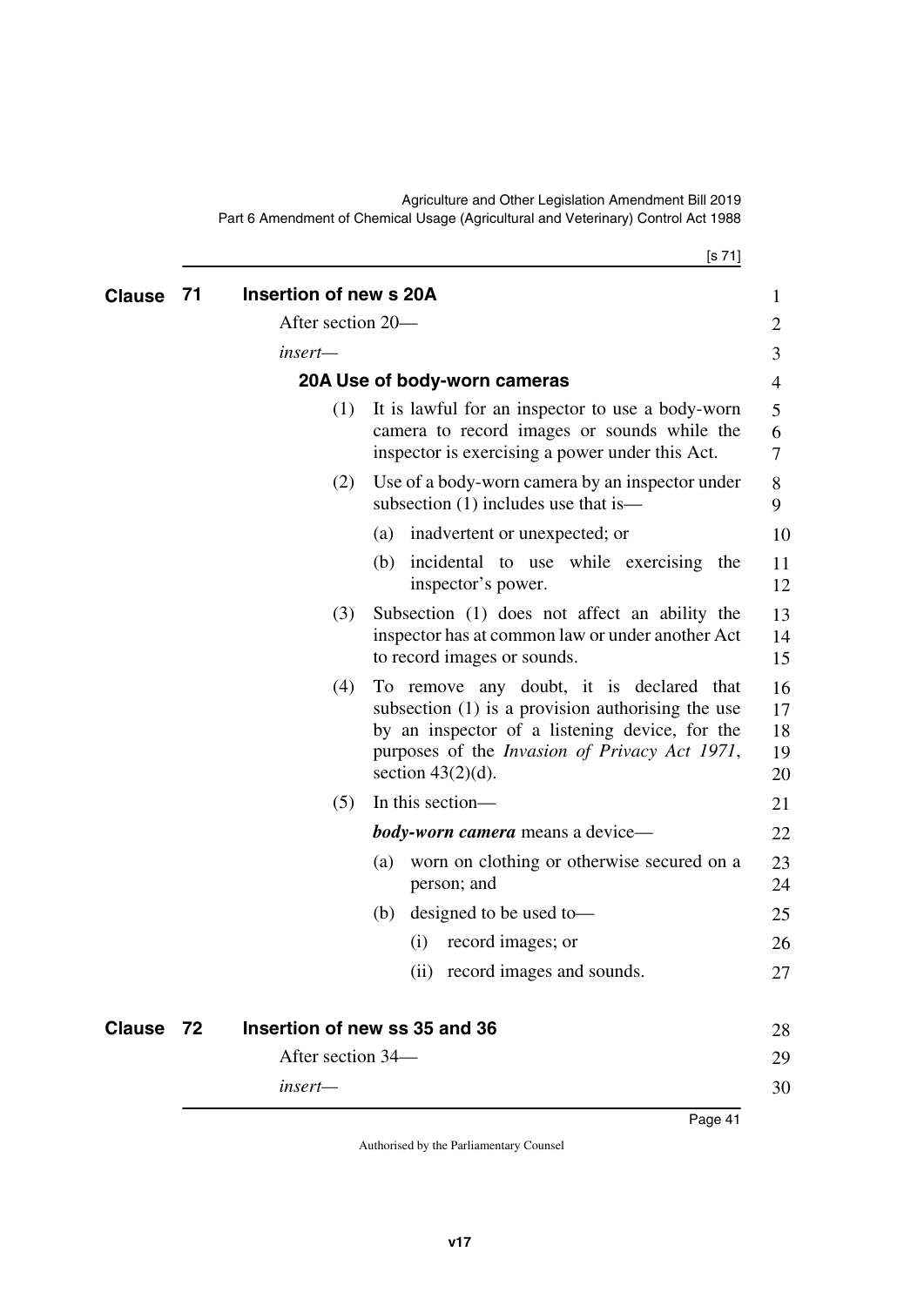## Clause 71 Insertion of new s 20A

After section 20—

*insert*—

### 20A Use of body-worn cameras

(1) It is lawful for an inspector to use a body-worn camera to record images or sounds while the inspector is exercising a power under this Act.

(2) Use of a body-worn camera by an inspector under subsection (1) includes use that is—

(a) inadvertent or unexpected; or

(b) incidental to use while exercising the inspector's power.

(3) Subsection (1) does not affect an ability the inspector has at common law or under another Act to record images or sounds.

(4) To remove any doubt, it is declared that subsection (1) is a provision authorising the use by an inspector of a listening device, for the purposes of the *Invasion of Privacy Act 1971*, section 43(2)(d).

(5) In this section—

***body-worn camera*** means a device—

(a) worn on clothing or otherwise secured on a person; and

(b) designed to be used to—

(i) record images; or

(ii) record images and sounds.

## Clause 72 Insertion of new ss 35 and 36

After section 34—

*insert*—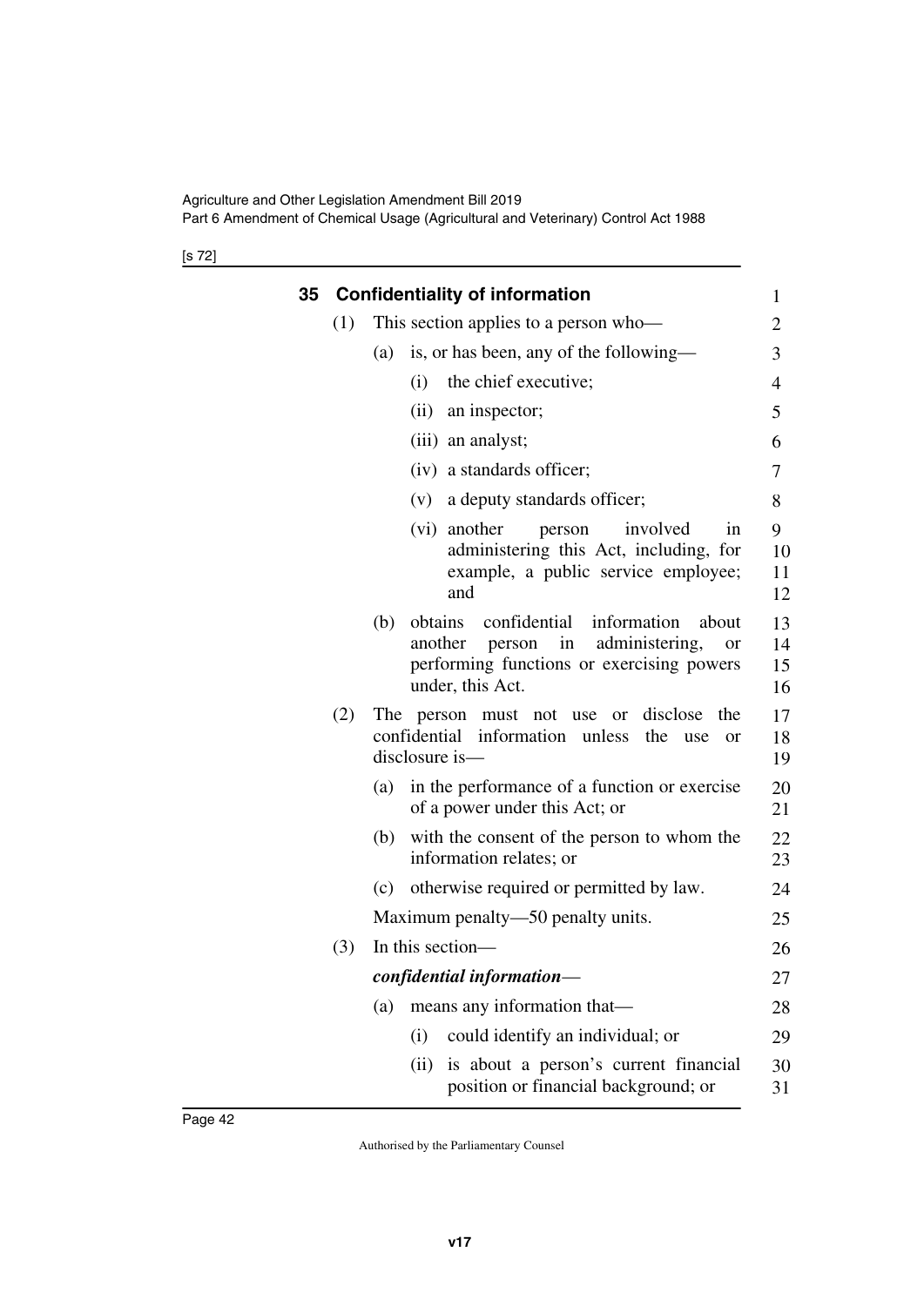### 35 Confidentiality of information

(1) This section applies to a person who—

(a) is, or has been, any of the following—

(i) the chief executive;

(ii) an inspector;

(iii) an analyst;

(iv) a standards officer;

(v) a deputy standards officer;

(vi) another person involved in administering this Act, including, for example, a public service employee; and

(b) obtains confidential information about another person in administering, or performing functions or exercising powers under, this Act.

(2) The person must not use or disclose the confidential information unless the use or disclosure is—

(a) in the performance of a function or exercise of a power under this Act; or

(b) with the consent of the person to whom the information relates; or

(c) otherwise required or permitted by law.

Maximum penalty—50 penalty units.

(3) In this section—

***confidential information***—

(a) means any information that—

(i) could identify an individual; or

(ii) is about a person's current financial position or financial background; or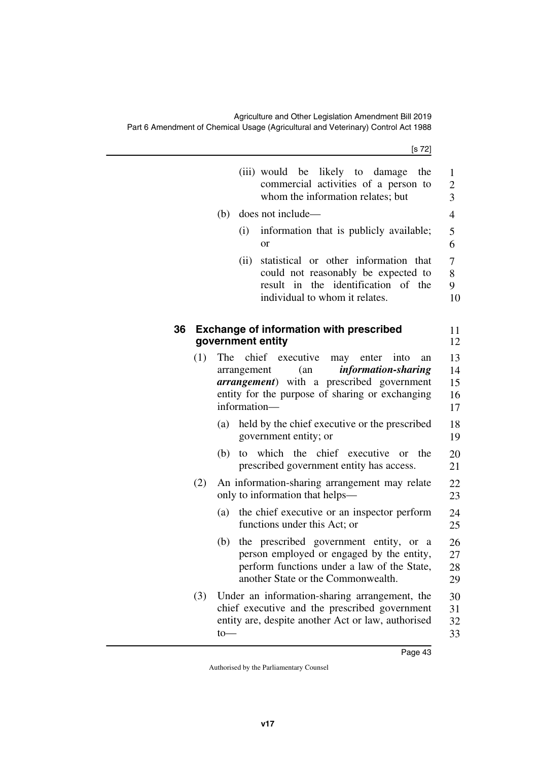(iii) would be likely to damage the commercial activities of a person to whom the information relates; but

(b) does not include—

(i) information that is publicly available; or

(ii) statistical or other information that could not reasonably be expected to result in the identification of the individual to whom it relates.

### 36 Exchange of information with prescribed government entity

(1) The chief executive may enter into an arrangement (an ***information-sharing arrangement***) with a prescribed government entity for the purpose of sharing or exchanging information—

(a) held by the chief executive or the prescribed government entity; or

(b) to which the chief executive or the prescribed government entity has access.

(2) An information-sharing arrangement may relate only to information that helps—

(a) the chief executive or an inspector perform functions under this Act; or

(b) the prescribed government entity, or a person employed or engaged by the entity, perform functions under a law of the State, another State or the Commonwealth.

(3) Under an information-sharing arrangement, the chief executive and the prescribed government entity are, despite another Act or law, authorised to—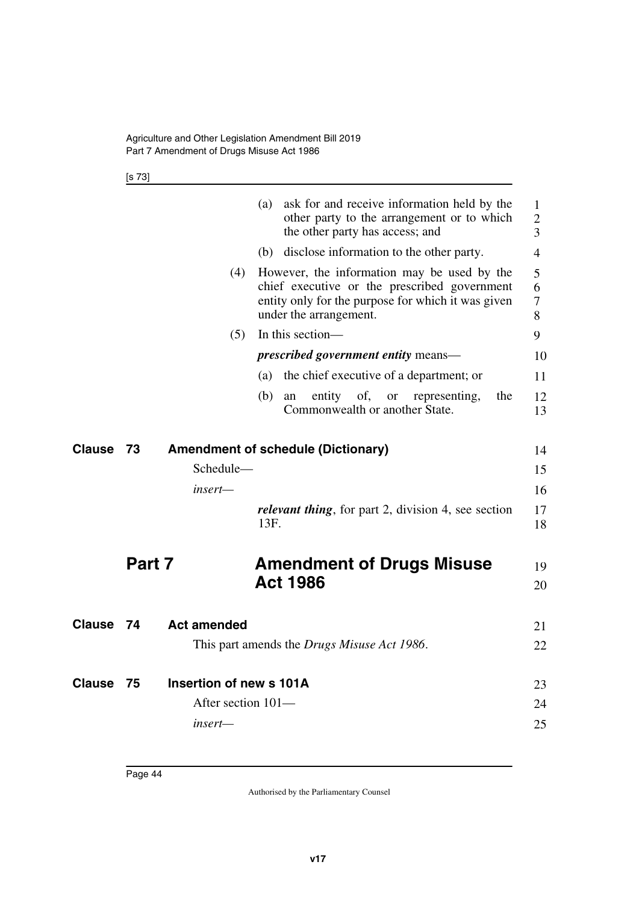(a) ask for and receive information held by the other party to the arrangement or to which the other party has access; and

(b) disclose information to the other party.

(4) However, the information may be used by the chief executive or the prescribed government entity only for the purpose for which it was given under the arrangement.

(5) In this section—

***prescribed government entity*** means—

(a) the chief executive of a department; or

(b) an entity of, or representing, the Commonwealth or another State.

### Clause 73 Amendment of schedule (Dictionary)

Schedule—

*insert*—

***relevant thing***, for part 2, division 4, see section 13F.

## Part 7 Amendment of Drugs Misuse Act 1986

### Clause 74 Act amended

This part amends the *Drugs Misuse Act 1986*.

### Clause 75 Insertion of new s 101A

After section 101—

*insert*—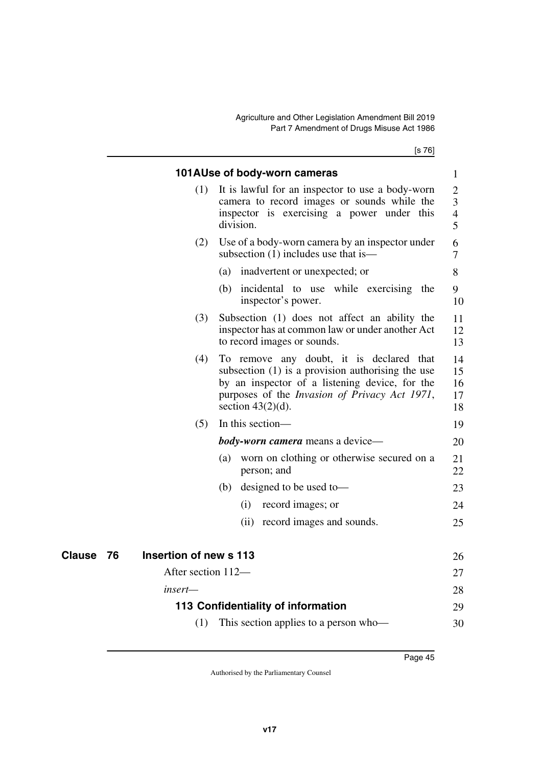**101A Use of body-worn cameras**

(1) It is lawful for an inspector to use a body-worn camera to record images or sounds while the inspector is exercising a power under this division.

(2) Use of a body-worn camera by an inspector under subsection (1) includes use that is—

(a) inadvertent or unexpected; or

(b) incidental to use while exercising the inspector's power.

(3) Subsection (1) does not affect an ability the inspector has at common law or under another Act to record images or sounds.

(4) To remove any doubt, it is declared that subsection (1) is a provision authorising the use by an inspector of a listening device, for the purposes of the *Invasion of Privacy Act 1971*, section 43(2)(d).

(5) In this section—

***body-worn camera*** means a device—

(a) worn on clothing or otherwise secured on a person; and

(b) designed to be used to—

(i) record images; or

(ii) record images and sounds.

## Clause 76 Insertion of new s 113

After section 112—

*insert*—

**113 Confidentiality of information**

(1) This section applies to a person who—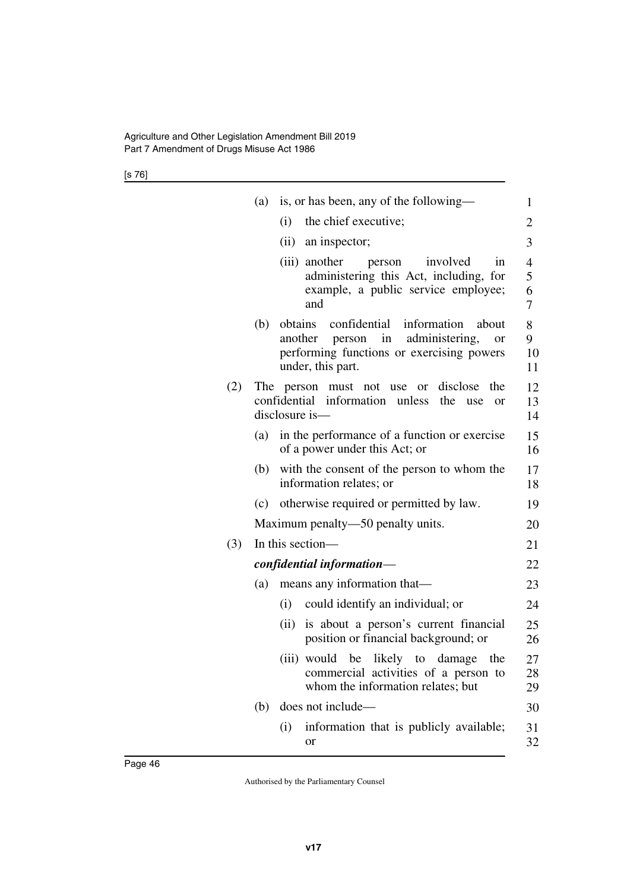(a) is, or has been, any of the following—

(i) the chief executive;

(ii) an inspector;

(iii) another person involved in administering this Act, including, for example, a public service employee; and

(b) obtains confidential information about another person in administering, or performing functions or exercising powers under, this part.

(2) The person must not use or disclose the confidential information unless the use or disclosure is—

(a) in the performance of a function or exercise of a power under this Act; or

(b) with the consent of the person to whom the information relates; or

(c) otherwise required or permitted by law.

Maximum penalty—50 penalty units.

(3) In this section—

***confidential information***—

(a) means any information that—

(i) could identify an individual; or

(ii) is about a person's current financial position or financial background; or

(iii) would be likely to damage the commercial activities of a person to whom the information relates; but

(b) does not include—

(i) information that is publicly available; or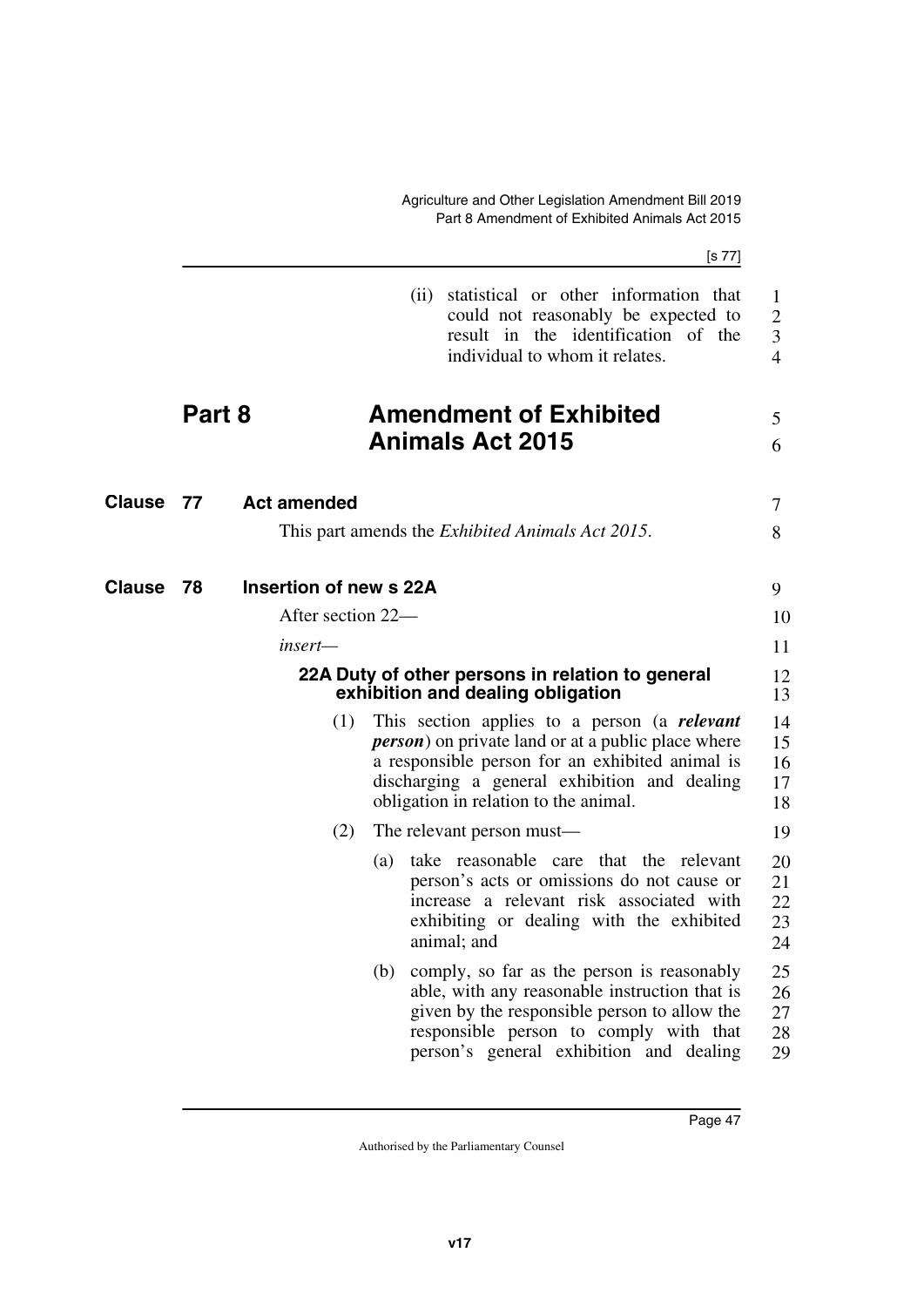(ii) statistical or other information that could not reasonably be expected to result in the identification of the individual to whom it relates.

# Part 8 Amendment of Exhibited Animals Act 2015

## Clause 77 Act amended

This part amends the *Exhibited Animals Act 2015*.

## Clause 78 Insertion of new s 22A

After section 22—

*insert—*

### 22A Duty of other persons in relation to general exhibition and dealing obligation

(1) This section applies to a person (a ***relevant person***) on private land or at a public place where a responsible person for an exhibited animal is discharging a general exhibition and dealing obligation in relation to the animal.

(2) The relevant person must—

(a) take reasonable care that the relevant person's acts or omissions do not cause or increase a relevant risk associated with exhibiting or dealing with the exhibited animal; and

(b) comply, so far as the person is reasonably able, with any reasonable instruction that is given by the responsible person to allow the responsible person to comply with that person's general exhibition and dealing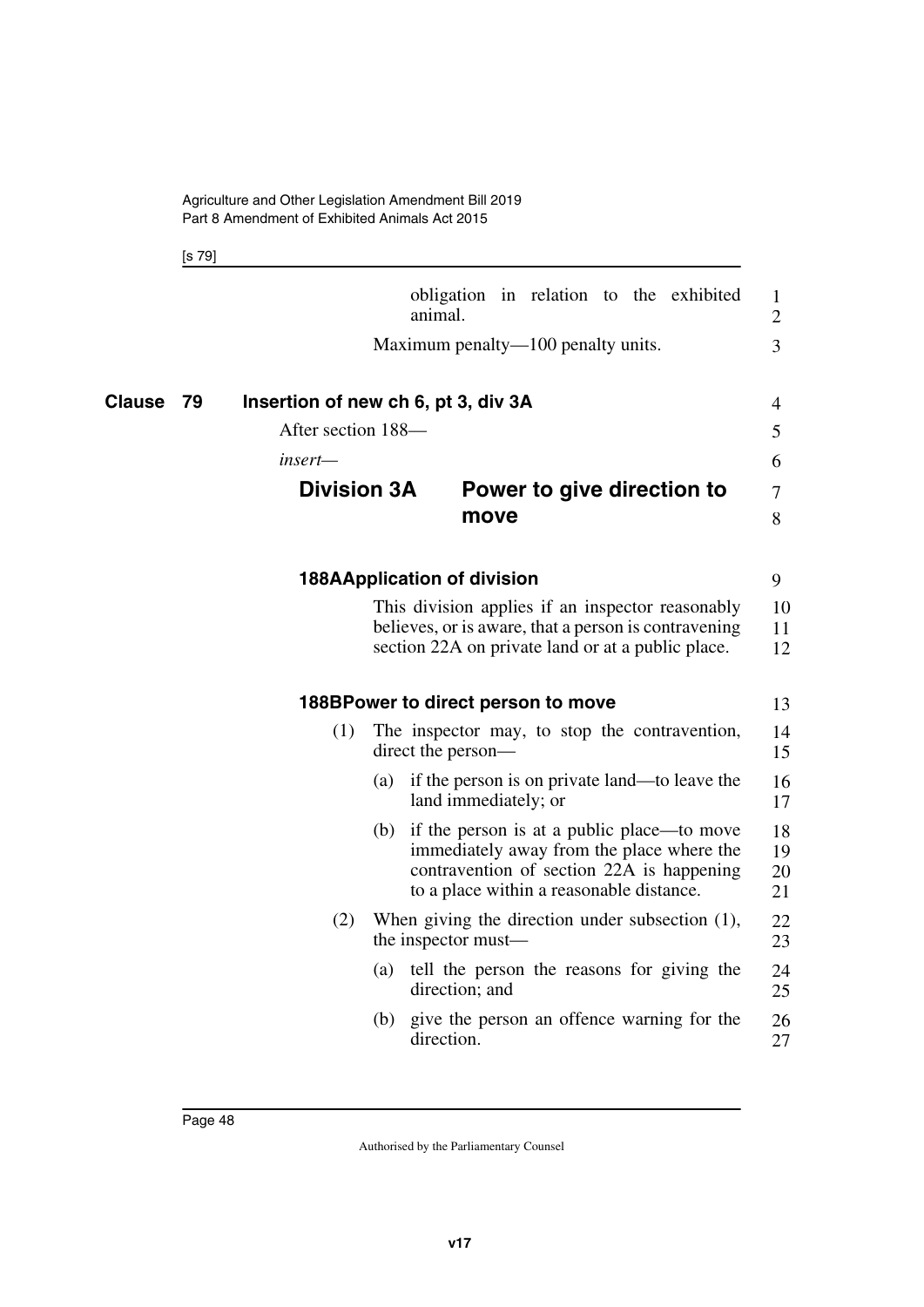obligation in relation to the exhibited animal.

Maximum penalty—100 penalty units.

## Clause 79 Insertion of new ch 6, pt 3, div 3A

After section 188—

*insert*—

### Division 3A Power to give direction to move

#### 188A Application of division

This division applies if an inspector reasonably believes, or is aware, that a person is contravening section 22A on private land or at a public place.

#### 188B Power to direct person to move

(1) The inspector may, to stop the contravention, direct the person—

(a) if the person is on private land—to leave the land immediately; or

(b) if the person is at a public place—to move immediately away from the place where the contravention of section 22A is happening to a place within a reasonable distance.

(2) When giving the direction under subsection (1), the inspector must—

(a) tell the person the reasons for giving the direction; and

(b) give the person an offence warning for the direction.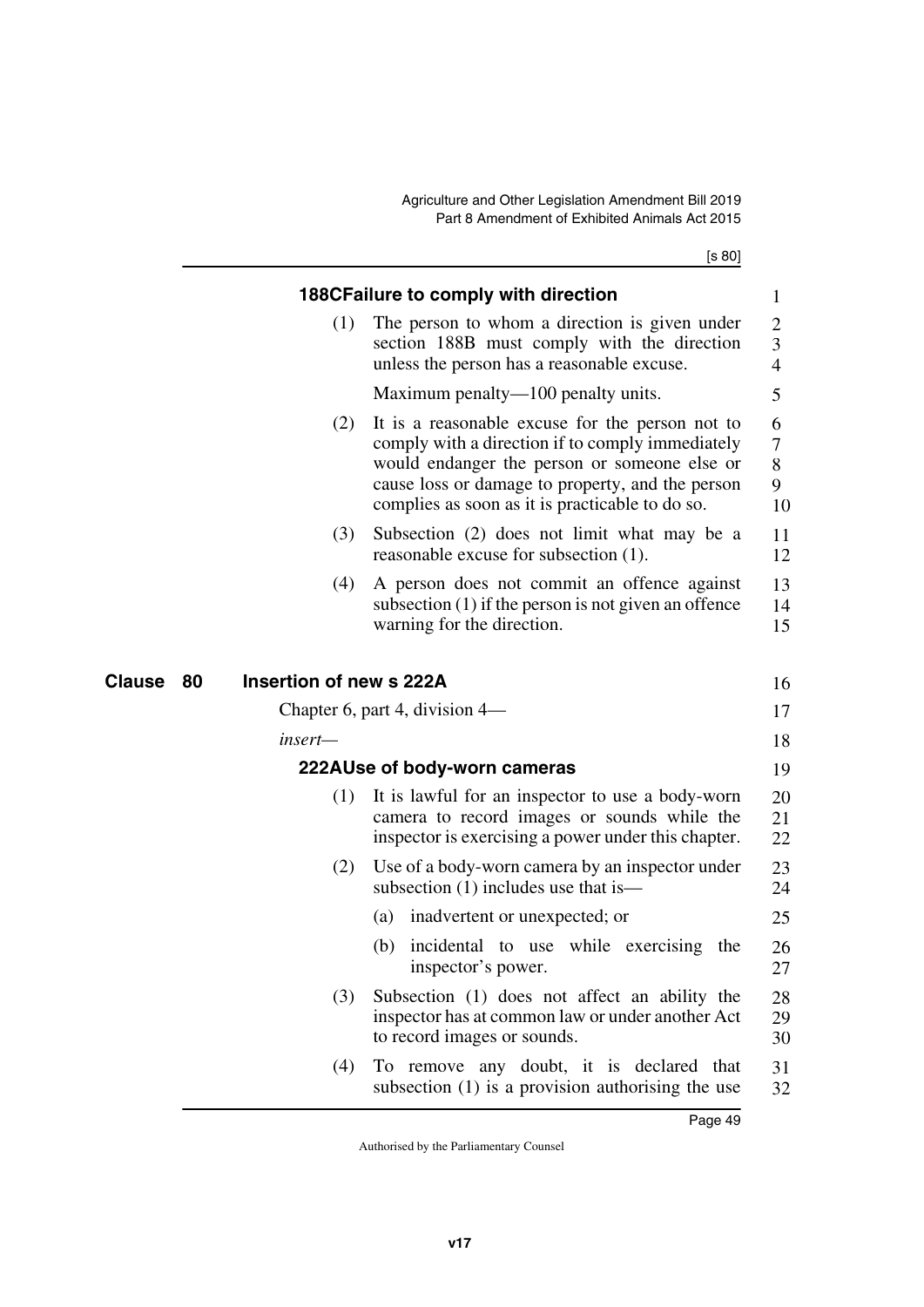**188C Failure to comply with direction**

(1) The person to whom a direction is given under section 188B must comply with the direction unless the person has a reasonable excuse.

Maximum penalty—100 penalty units.

(2) It is a reasonable excuse for the person not to comply with a direction if to comply immediately would endanger the person or someone else or cause loss or damage to property, and the person complies as soon as it is practicable to do so.

(3) Subsection (2) does not limit what may be a reasonable excuse for subsection (1).

(4) A person does not commit an offence against subsection (1) if the person is not given an offence warning for the direction.

## Clause 80 Insertion of new s 222A

Chapter 6, part 4, division 4—

*insert*—

**222A Use of body-worn cameras**

(1) It is lawful for an inspector to use a body-worn camera to record images or sounds while the inspector is exercising a power under this chapter.

(2) Use of a body-worn camera by an inspector under subsection (1) includes use that is—

(a) inadvertent or unexpected; or

(b) incidental to use while exercising the inspector's power.

(3) Subsection (1) does not affect an ability the inspector has at common law or under another Act to record images or sounds.

(4) To remove any doubt, it is declared that subsection (1) is a provision authorising the use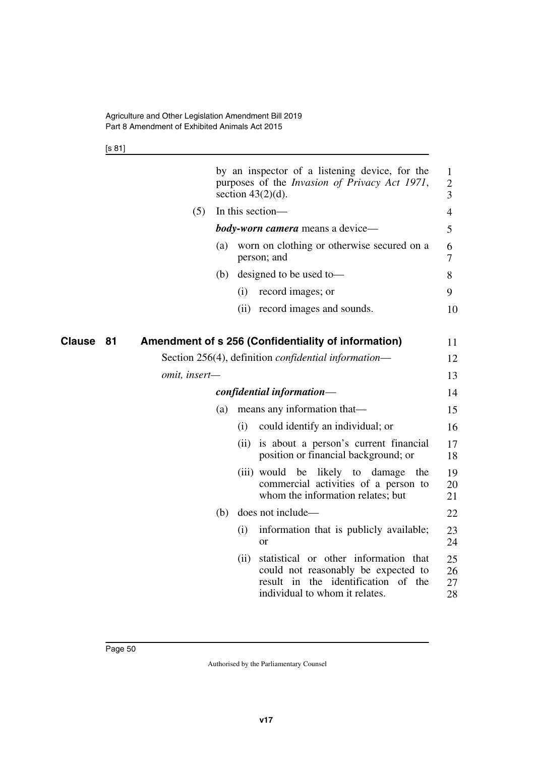by an inspector of a listening device, for the purposes of the *Invasion of Privacy Act 1971*, section 43(2)(d).

(5) In this section—

***body-worn camera*** means a device—

(a) worn on clothing or otherwise secured on a person; and

(b) designed to be used to—

(i) record images; or

(ii) record images and sounds.

## Clause 81 Amendment of s 256 (Confidentiality of information)

Section 256(4), definition *confidential information*—

*omit, insert*—

***confidential information***—

(a) means any information that—

(i) could identify an individual; or

(ii) is about a person's current financial position or financial background; or

(iii) would be likely to damage the commercial activities of a person to whom the information relates; but

(b) does not include—

(i) information that is publicly available; or

(ii) statistical or other information that could not reasonably be expected to result in the identification of the individual to whom it relates.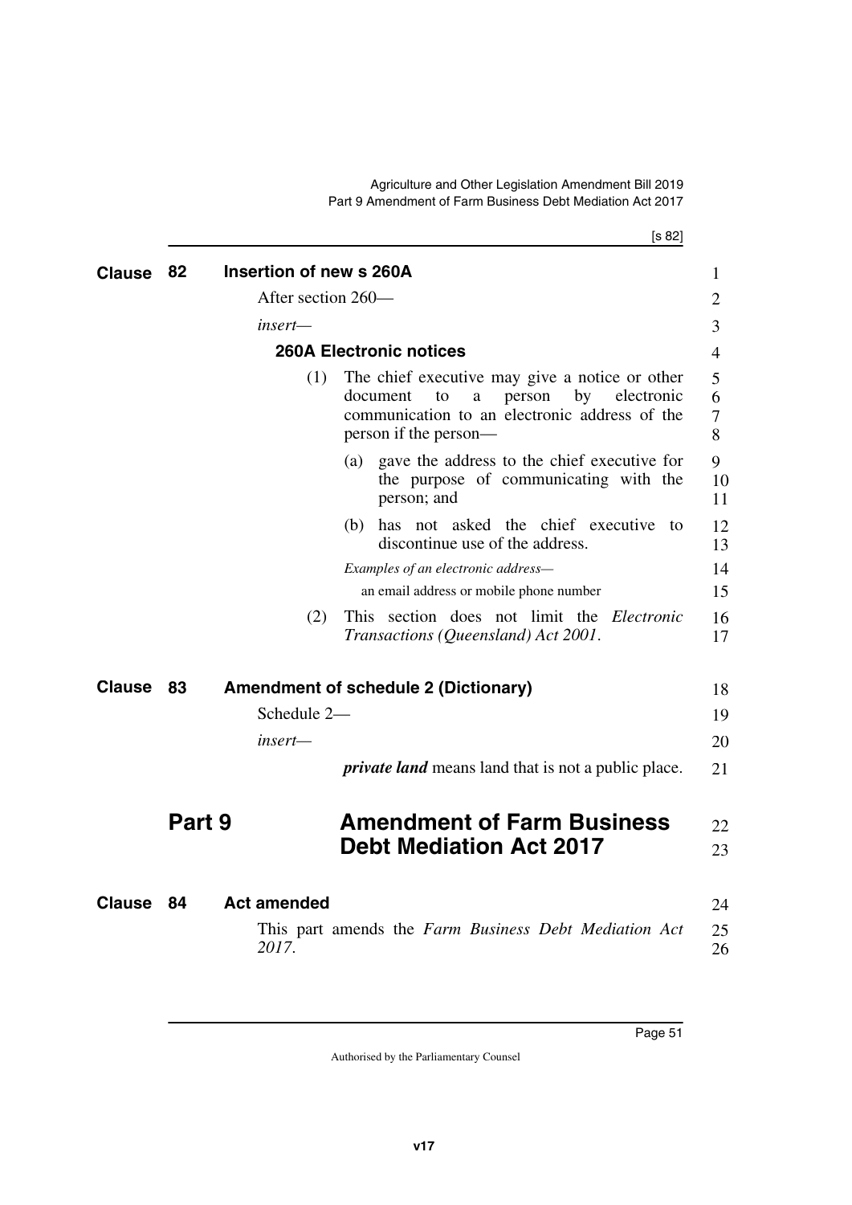### Clause 82 Insertion of new s 260A

After section 260—

*insert—*

#### 260A Electronic notices

(1) The chief executive may give a notice or other document to a person by electronic communication to an electronic address of the person if the person—

(a) gave the address to the chief executive for the purpose of communicating with the person; and

(b) has not asked the chief executive to discontinue use of the address.

*Examples of an electronic address—*

an email address or mobile phone number

(2) This section does not limit the *Electronic Transactions (Queensland) Act 2001*.

### Clause 83 Amendment of schedule 2 (Dictionary)

Schedule 2—

*insert—*

***private land*** means land that is not a public place.

## Part 9 Amendment of Farm Business Debt Mediation Act 2017

### Clause 84 Act amended

This part amends the *Farm Business Debt Mediation Act 2017*.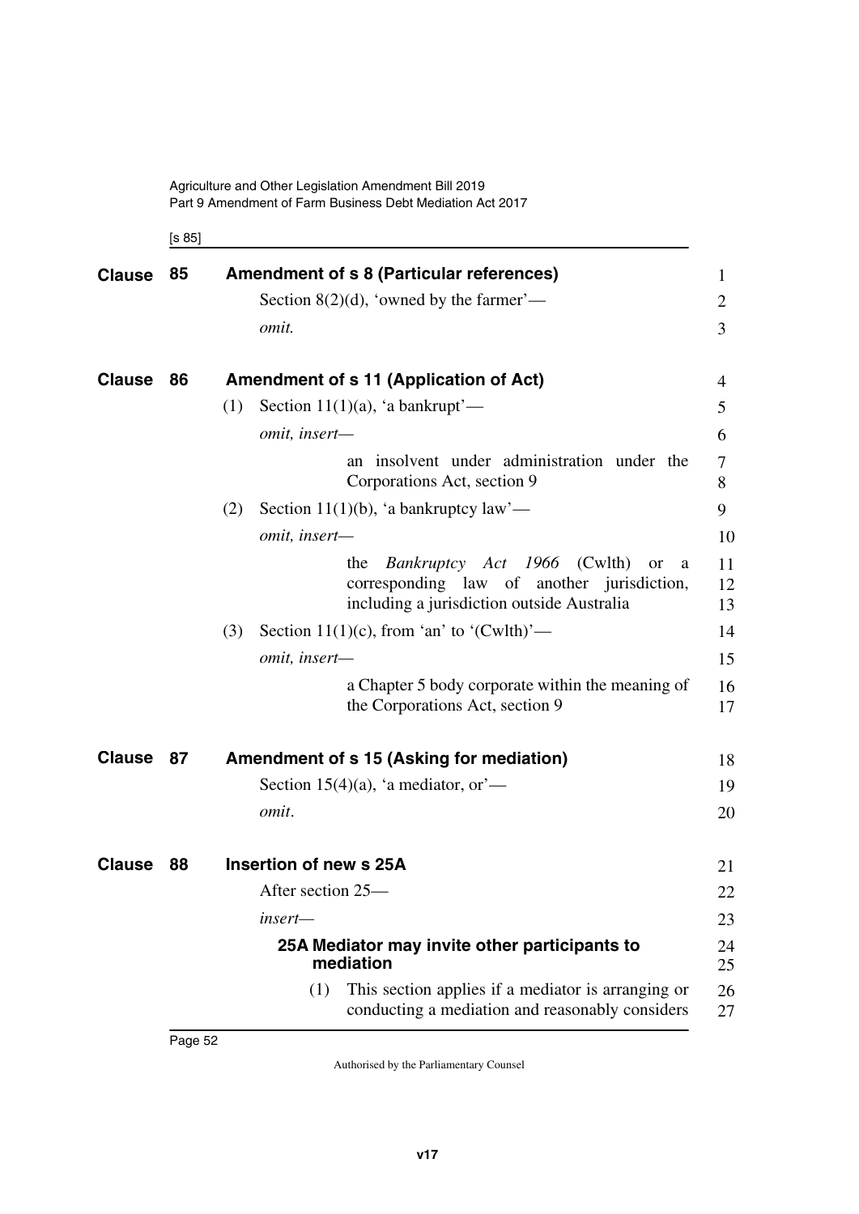## Clause 85 Amendment of s 8 (Particular references)

Section 8(2)(d), 'owned by the farmer'—

*omit.*

## Clause 86 Amendment of s 11 (Application of Act)

(1) Section 11(1)(a), 'a bankrupt'—

*omit, insert—*

an insolvent under administration under the Corporations Act, section 9

(2) Section 11(1)(b), 'a bankruptcy law'—

*omit, insert—*

the *Bankruptcy Act 1966* (Cwlth) or a corresponding law of another jurisdiction, including a jurisdiction outside Australia

(3) Section 11(1)(c), from 'an' to '(Cwlth)'—

*omit, insert—*

a Chapter 5 body corporate within the meaning of the Corporations Act, section 9

## Clause 87 Amendment of s 15 (Asking for mediation)

Section 15(4)(a), 'a mediator, or'—

*omit*.

## Clause 88 Insertion of new s 25A

After section 25—

*insert—*

### 25A Mediator may invite other participants to mediation

(1) This section applies if a mediator is arranging or conducting a mediation and reasonably considers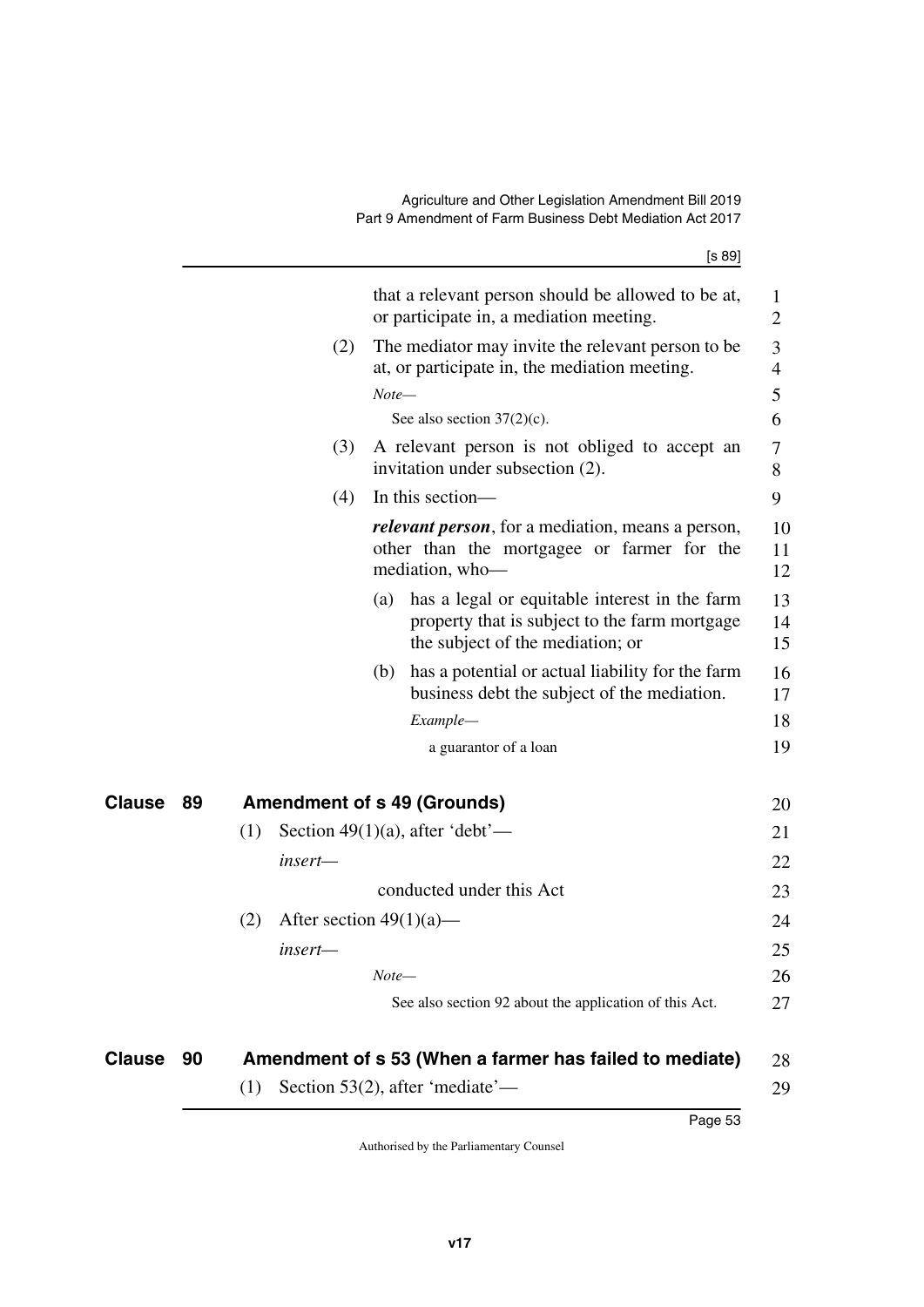that a relevant person should be allowed to be at, or participate in, a mediation meeting.

(2) The mediator may invite the relevant person to be at, or participate in, the mediation meeting.

*Note—*

See also section 37(2)(c).

(3) A relevant person is not obliged to accept an invitation under subsection (2).

(4) In this section—

***relevant person***, for a mediation, means a person, other than the mortgagee or farmer for the mediation, who—

(a) has a legal or equitable interest in the farm property that is subject to the farm mortgage the subject of the mediation; or

(b) has a potential or actual liability for the farm business debt the subject of the mediation.

*Example—*

a guarantor of a loan

## Clause 89 Amendment of s 49 (Grounds)

(1) Section 49(1)(a), after 'debt'—

*insert—*

conducted under this Act

(2) After section 49(1)(a)—

*insert—*

*Note—*

See also section 92 about the application of this Act.

## Clause 90 Amendment of s 53 (When a farmer has failed to mediate)

(1) Section 53(2), after 'mediate'—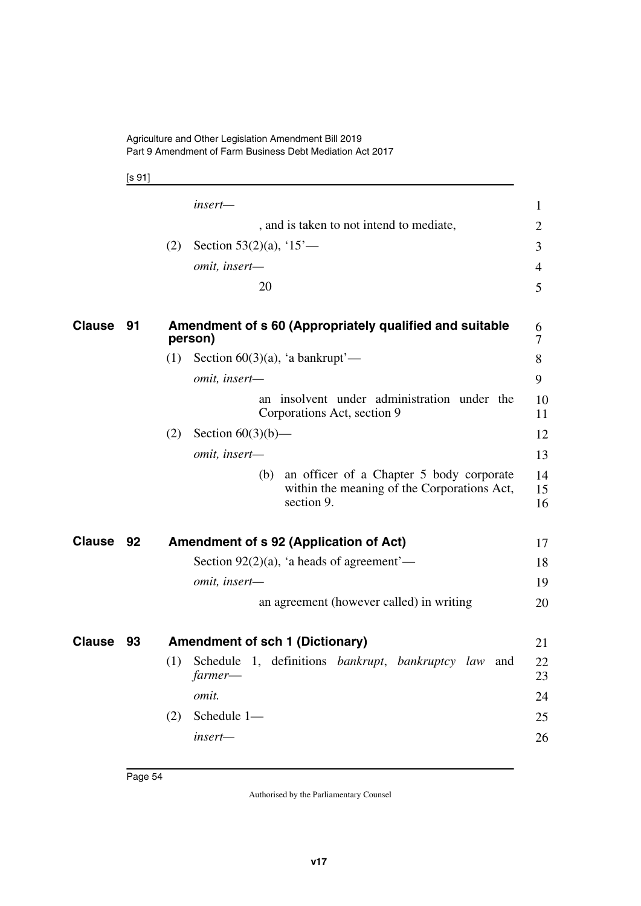*insert—*

, and is taken to not intend to mediate,

(2) Section 53(2)(a), '15'—

*omit, insert—*

20

## Clause 91 Amendment of s 60 (Appropriately qualified and suitable person)

(1) Section 60(3)(a), 'a bankrupt'—

*omit, insert—*

an insolvent under administration under the Corporations Act, section 9

(2) Section 60(3)(b)—

*omit, insert—*

(b) an officer of a Chapter 5 body corporate within the meaning of the Corporations Act, section 9.

## Clause 92 Amendment of s 92 (Application of Act)

Section 92(2)(a), 'a heads of agreement'—

*omit, insert—*

an agreement (however called) in writing

## Clause 93 Amendment of sch 1 (Dictionary)

(1) Schedule 1, definitions *bankrupt*, *bankruptcy law* and *farmer*—

*omit.*

(2) Schedule 1—

*insert—*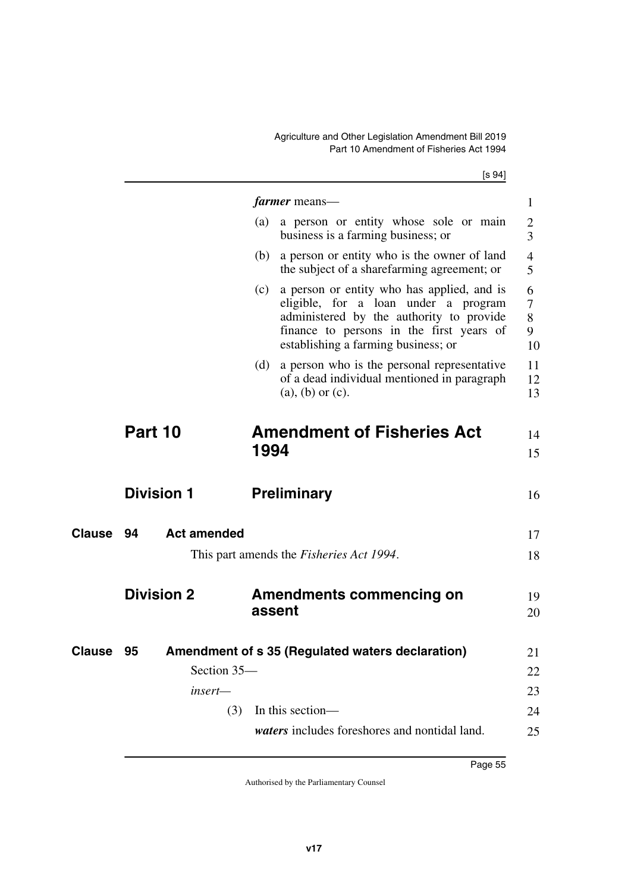***farmer*** means—

(a) a person or entity whose sole or main business is a farming business; or

(b) a person or entity who is the owner of land the subject of a sharefarming agreement; or

(c) a person or entity who has applied, and is eligible, for a loan under a program administered by the authority to provide finance to persons in the first years of establishing a farming business; or

(d) a person who is the personal representative of a dead individual mentioned in paragraph (a), (b) or (c).

# Part 10 Amendment of Fisheries Act 1994

## Division 1 Preliminary

### Clause 94 Act amended

This part amends the *Fisheries Act 1994*.

## Division 2 Amendments commencing on assent

### Clause 95 Amendment of s 35 (Regulated waters declaration)

Section 35—

*insert*—

(3) In this section—

***waters*** includes foreshores and nontidal land.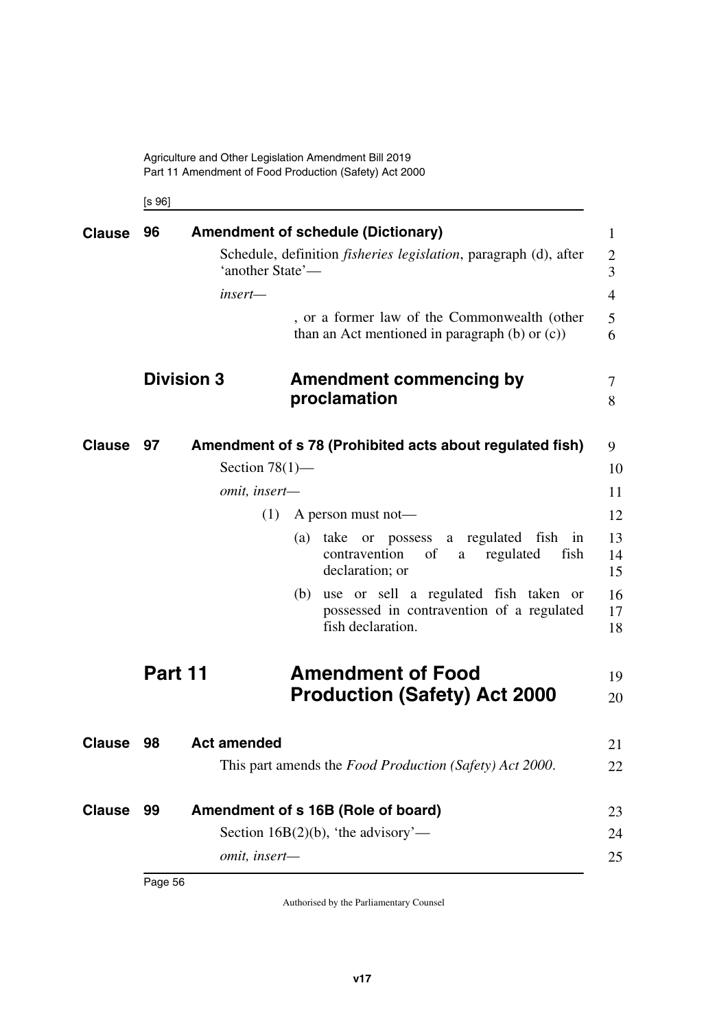## Clause 96 Amendment of schedule (Dictionary)

Schedule, definition *fisheries legislation*, paragraph (d), after 'another State'—

*insert*—

> , or a former law of the Commonwealth (other than an Act mentioned in paragraph (b) or (c))

# Division 3 Amendment commencing by proclamation

## Clause 97 Amendment of s 78 (Prohibited acts about regulated fish)

Section 78(1)—

*omit, insert*—

> (1) A person must not—
>
> (a) take or possess a regulated fish in contravention of a regulated fish declaration; or
>
> (b) use or sell a regulated fish taken or possessed in contravention of a regulated fish declaration.

# Part 11 Amendment of Food Production (Safety) Act 2000

## Clause 98 Act amended

This part amends the *Food Production (Safety) Act 2000*.

## Clause 99 Amendment of s 16B (Role of board)

Section 16B(2)(b), 'the advisory'—

*omit, insert*—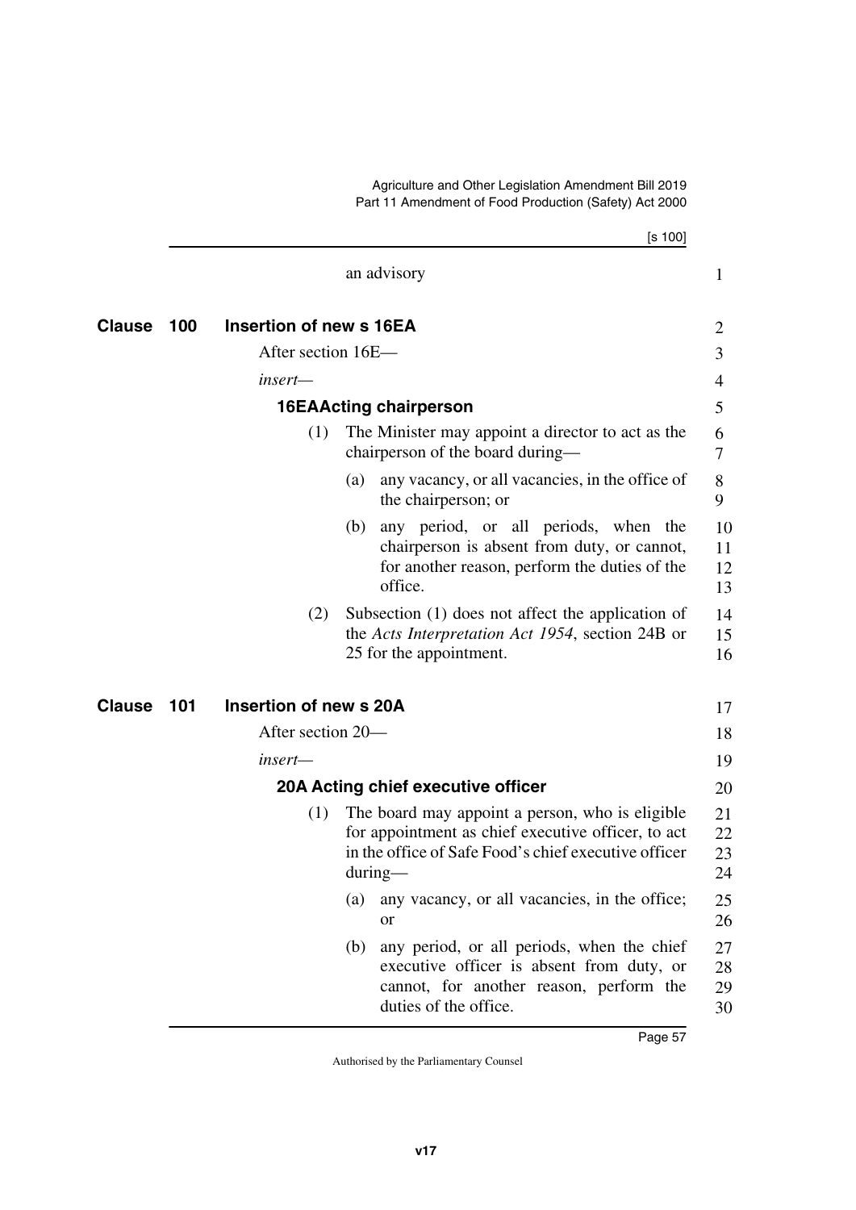an advisory

## Clause 100 Insertion of new s 16EA

After section 16E—

*insert*—

### 16EAActing chairperson

(1) The Minister may appoint a director to act as the chairperson of the board during—

(a) any vacancy, or all vacancies, in the office of the chairperson; or

(b) any period, or all periods, when the chairperson is absent from duty, or cannot, for another reason, perform the duties of the office.

(2) Subsection (1) does not affect the application of the *Acts Interpretation Act 1954*, section 24B or 25 for the appointment.

## Clause 101 Insertion of new s 20A

After section 20—

*insert*—

### 20A Acting chief executive officer

(1) The board may appoint a person, who is eligible for appointment as chief executive officer, to act in the office of Safe Food's chief executive officer during—

(a) any vacancy, or all vacancies, in the office; or

(b) any period, or all periods, when the chief executive officer is absent from duty, or cannot, for another reason, perform the duties of the office.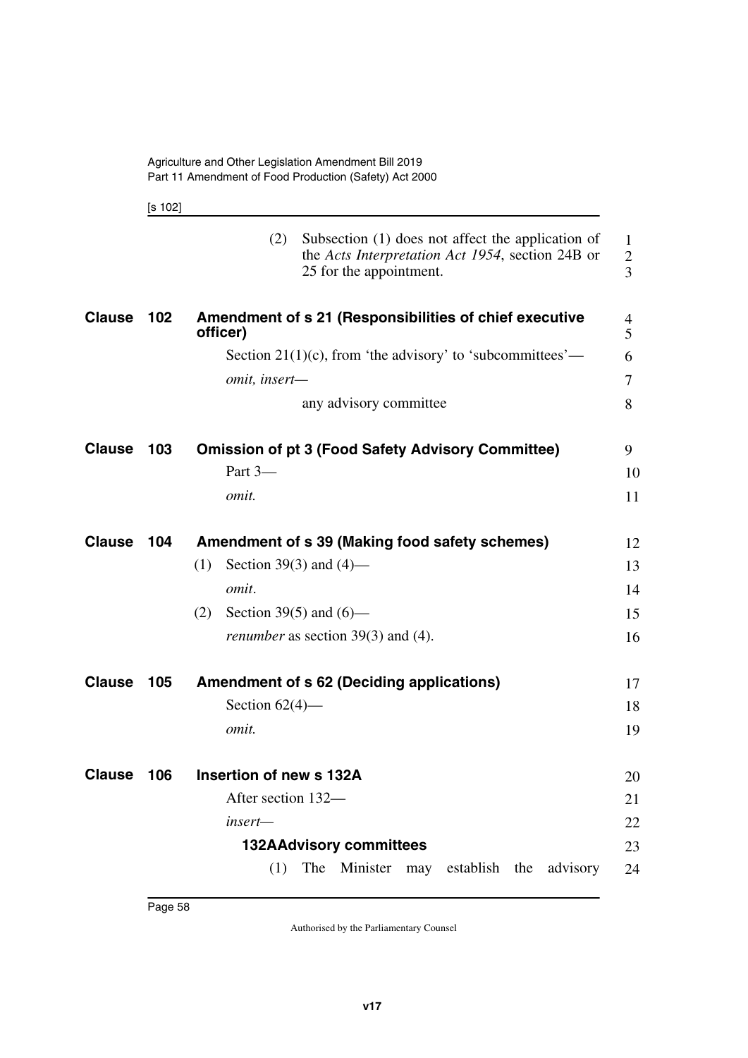(2) Subsection (1) does not affect the application of the *Acts Interpretation Act 1954*, section 24B or 25 for the appointment.

## Clause 102 Amendment of s 21 (Responsibilities of chief executive officer)

Section 21(1)(c), from 'the advisory' to 'subcommittees'—

*omit, insert—*

any advisory committee

## Clause 103 Omission of pt 3 (Food Safety Advisory Committee)

Part 3—

*omit.*

## Clause 104 Amendment of s 39 (Making food safety schemes)

(1) Section 39(3) and (4)—

*omit*.

(2) Section 39(5) and (6)—

*renumber* as section 39(3) and (4).

## Clause 105 Amendment of s 62 (Deciding applications)

Section 62(4)—

*omit.*

## Clause 106 Insertion of new s 132A

After section 132—

*insert—*

**132A Advisory committees**

(1) The Minister may establish the advisory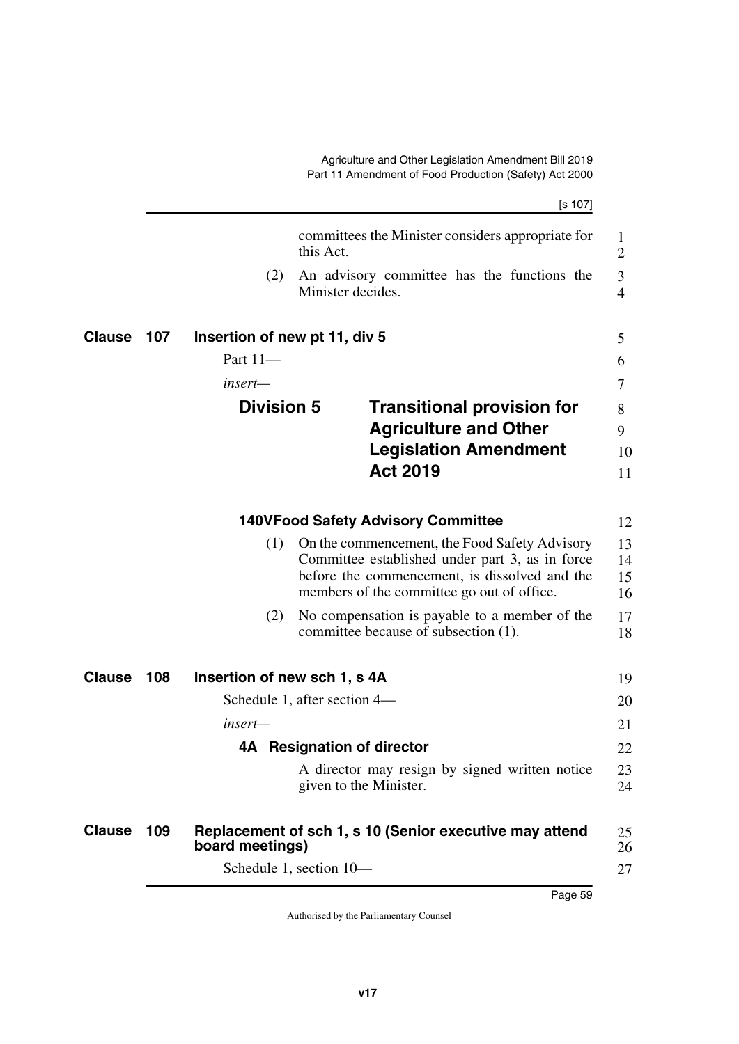committees the Minister considers appropriate for this Act.

(2) An advisory committee has the functions the Minister decides.

## Clause 107 Insertion of new pt 11, div 5

Part 11—

*insert*—

### Division 5 Transitional provision for Agriculture and Other Legislation Amendment Act 2019

#### 140V Food Safety Advisory Committee

(1) On the commencement, the Food Safety Advisory Committee established under part 3, as in force before the commencement, is dissolved and the members of the committee go out of office.

(2) No compensation is payable to a member of the committee because of subsection (1).

## Clause 108 Insertion of new sch 1, s 4A

Schedule 1, after section 4—

*insert*—

#### 4A Resignation of director

A director may resign by signed written notice given to the Minister.

## Clause 109 Replacement of sch 1, s 10 (Senior executive may attend board meetings)

Schedule 1, section 10—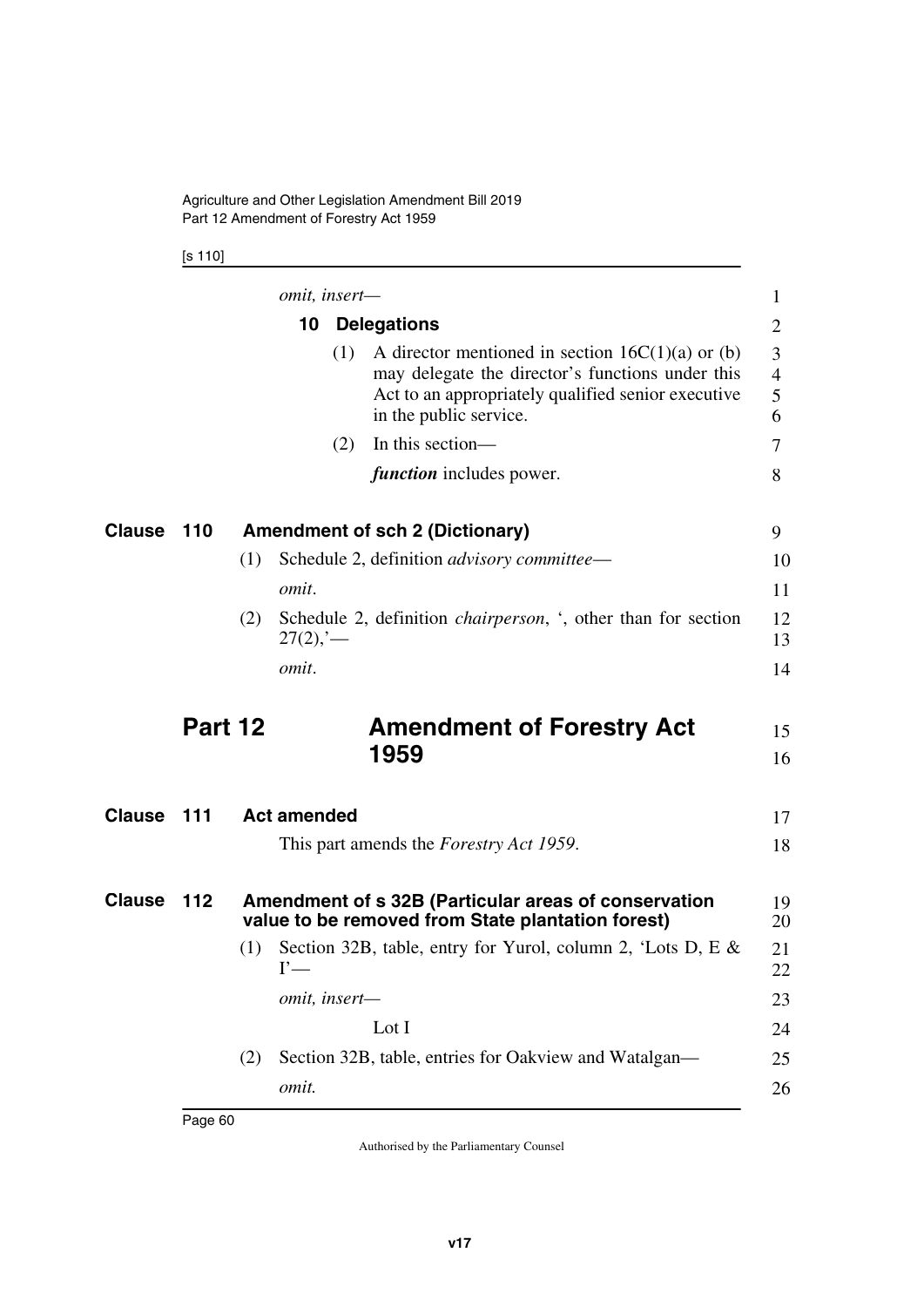*omit, insert—*

**10 Delegations**

(1) A director mentioned in section 16C(1)(a) or (b) may delegate the director's functions under this Act to an appropriately qualified senior executive in the public service.

(2) In this section—

***function*** includes power.

### Clause 110 Amendment of sch 2 (Dictionary)

(1) Schedule 2, definition *advisory committee*—

*omit*.

(2) Schedule 2, definition *chairperson*, ', other than for section 27(2),'—

*omit*.

## Part 12 Amendment of Forestry Act 1959

### Clause 111 Act amended

This part amends the *Forestry Act 1959*.

### Clause 112 Amendment of s 32B (Particular areas of conservation value to be removed from State plantation forest)

(1) Section 32B, table, entry for Yurol, column 2, 'Lots D, E & I'—

*omit, insert—*

Lot I

(2) Section 32B, table, entries for Oakview and Watalgan—

*omit.*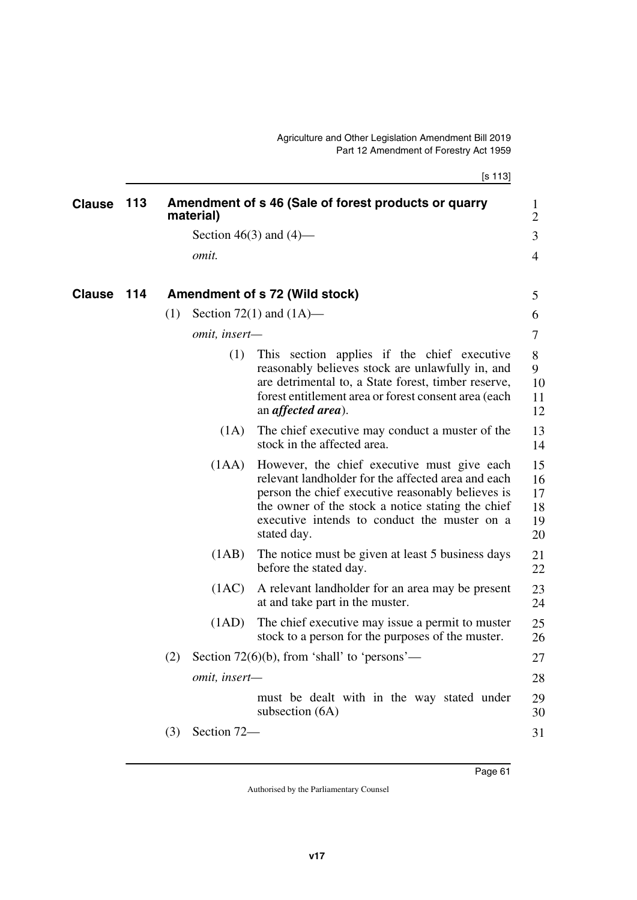**Clause 113 Amendment of s 46 (Sale of forest products or quarry material)**

Section 46(3) and (4)—

*omit.*

**Clause 114 Amendment of s 72 (Wild stock)**

(1) Section 72(1) and (1A)—

*omit, insert—*

(1) This section applies if the chief executive reasonably believes stock are unlawfully in, and are detrimental to, a State forest, timber reserve, forest entitlement area or forest consent area (each an ***affected area***).

(1A) The chief executive may conduct a muster of the stock in the affected area.

(1AA) However, the chief executive must give each relevant landholder for the affected area and each person the chief executive reasonably believes is the owner of the stock a notice stating the chief executive intends to conduct the muster on a stated day.

(1AB) The notice must be given at least 5 business days before the stated day.

(1AC) A relevant landholder for an area may be present at and take part in the muster.

(1AD) The chief executive may issue a permit to muster stock to a person for the purposes of the muster.

(2) Section 72(6)(b), from 'shall' to 'persons'—

*omit, insert—*

must be dealt with in the way stated under subsection (6A)

(3) Section 72—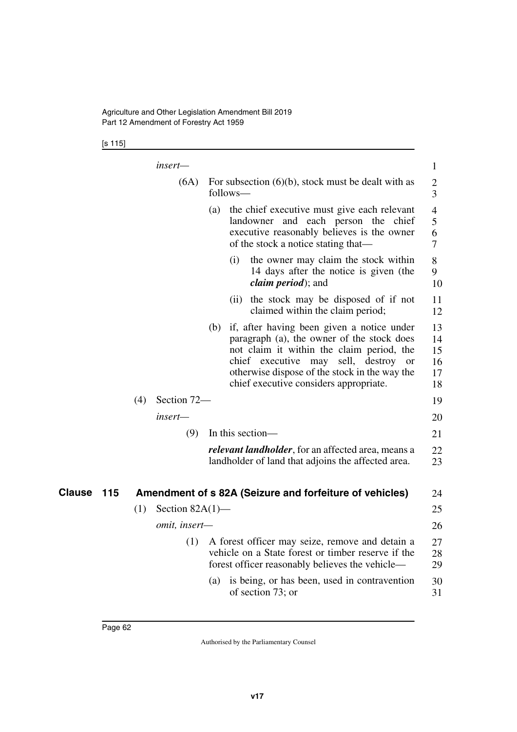*insert—*

(6A) For subsection (6)(b), stock must be dealt with as follows—

(a) the chief executive must give each relevant landowner and each person the chief executive reasonably believes is the owner of the stock a notice stating that—

(i) the owner may claim the stock within 14 days after the notice is given (the ***claim period***); and

(ii) the stock may be disposed of if not claimed within the claim period;

(b) if, after having been given a notice under paragraph (a), the owner of the stock does not claim it within the claim period, the chief executive may sell, destroy or otherwise dispose of the stock in the way the chief executive considers appropriate.

(4) Section 72—

*insert—*

(9) In this section—

***relevant landholder***, for an affected area, means a landholder of land that adjoins the affected area.

## Clause 115 Amendment of s 82A (Seizure and forfeiture of vehicles)

(1) Section 82A(1)—

*omit, insert—*

(1) A forest officer may seize, remove and detain a vehicle on a State forest or timber reserve if the forest officer reasonably believes the vehicle—

(a) is being, or has been, used in contravention of section 73; or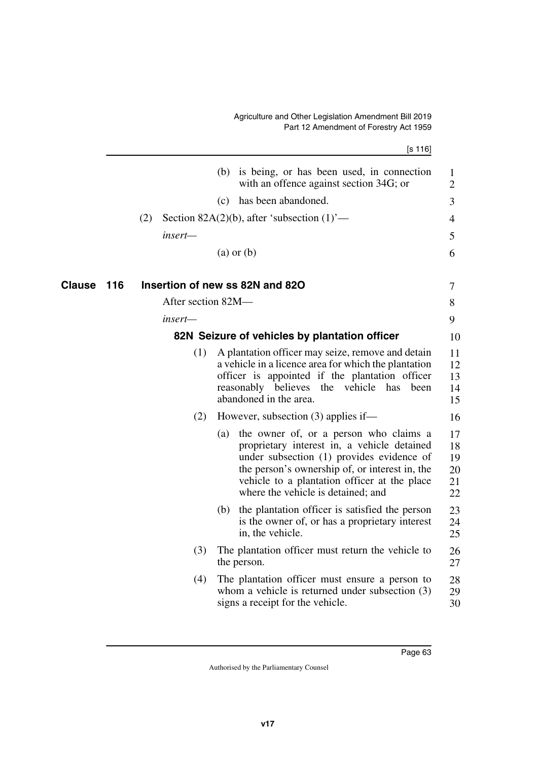(b) is being, or has been used, in connection with an offence against section 34G; or

(c) has been abandoned.

(2) Section 82A(2)(b), after 'subsection (1)'—

*insert—*

(a) or (b)

## Clause 116 Insertion of new ss 82N and 82O

After section 82M—

*insert—*

### 82N Seizure of vehicles by plantation officer

(1) A plantation officer may seize, remove and detain a vehicle in a licence area for which the plantation officer is appointed if the plantation officer reasonably believes the vehicle has been abandoned in the area.

(2) However, subsection (3) applies if—

(a) the owner of, or a person who claims a proprietary interest in, a vehicle detained under subsection (1) provides evidence of the person's ownership of, or interest in, the vehicle to a plantation officer at the place where the vehicle is detained; and

(b) the plantation officer is satisfied the person is the owner of, or has a proprietary interest in, the vehicle.

(3) The plantation officer must return the vehicle to the person.

(4) The plantation officer must ensure a person to whom a vehicle is returned under subsection (3) signs a receipt for the vehicle.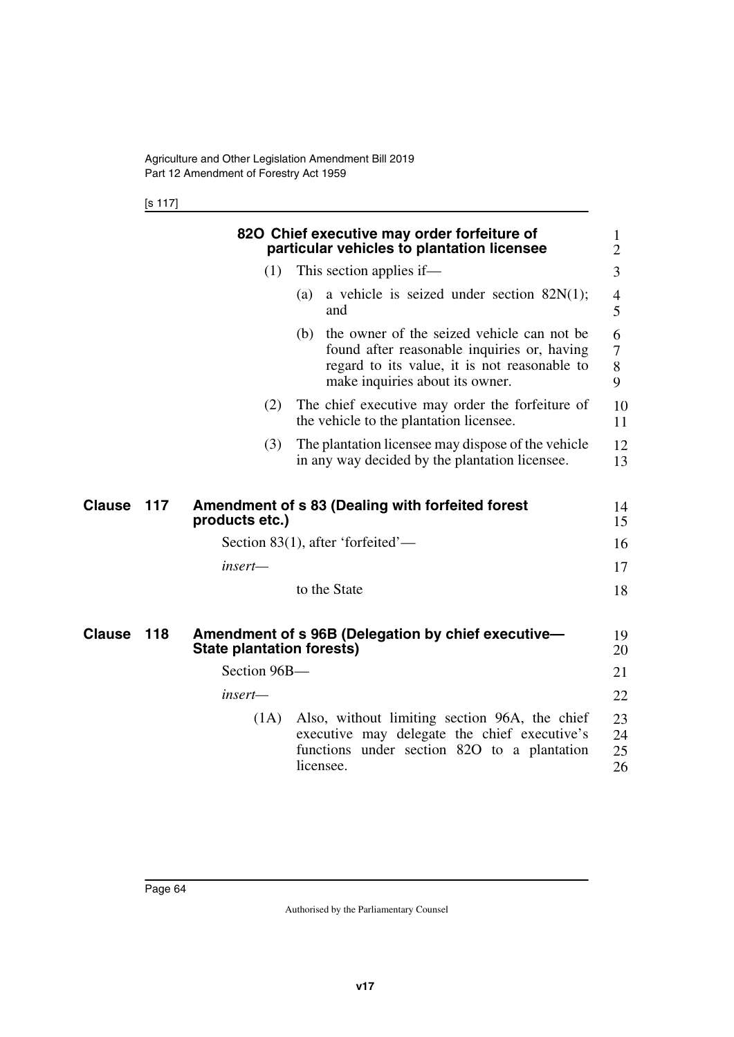#### 82O Chief executive may order forfeiture of particular vehicles to plantation licensee

(1) This section applies if—

(a) a vehicle is seized under section 82N(1); and

(b) the owner of the seized vehicle can not be found after reasonable inquiries or, having regard to its value, it is not reasonable to make inquiries about its owner.

(2) The chief executive may order the forfeiture of the vehicle to the plantation licensee.

(3) The plantation licensee may dispose of the vehicle in any way decided by the plantation licensee.

## Clause 117 Amendment of s 83 (Dealing with forfeited forest products etc.)

Section 83(1), after 'forfeited'—

*insert*—

to the State

## Clause 118 Amendment of s 96B (Delegation by chief executive—State plantation forests)

Section 96B—

*insert*—

(1A) Also, without limiting section 96A, the chief executive may delegate the chief executive's functions under section 82O to a plantation licensee.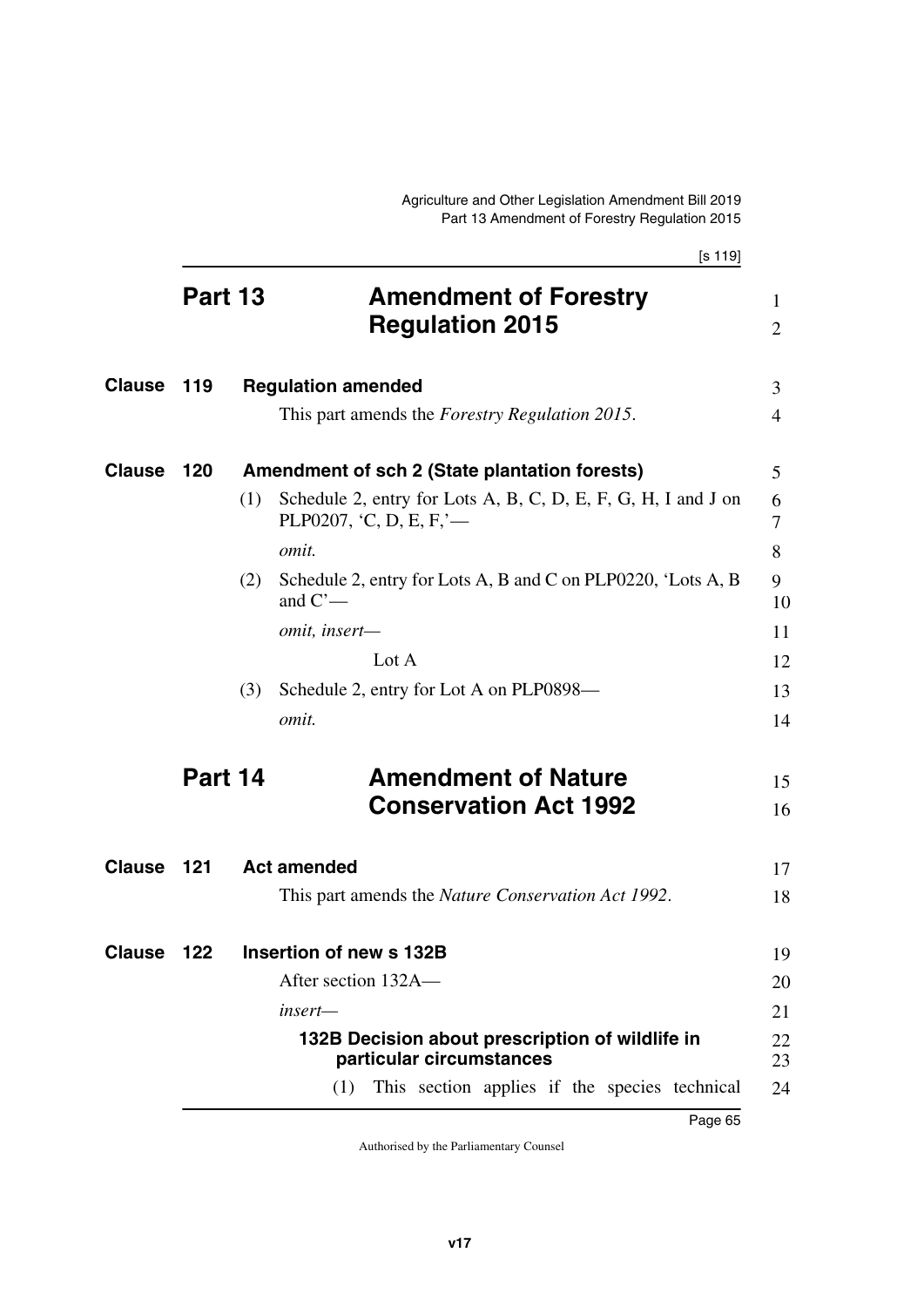# Part 13 Amendment of Forestry Regulation 2015

## Clause 119 Regulation amended

This part amends the *Forestry Regulation 2015*.

## Clause 120 Amendment of sch 2 (State plantation forests)

(1) Schedule 2, entry for Lots A, B, C, D, E, F, G, H, I and J on PLP0207, 'C, D, E, F,'—

*omit.*

(2) Schedule 2, entry for Lots A, B and C on PLP0220, 'Lots A, B and C'—

*omit, insert—*

Lot A

(3) Schedule 2, entry for Lot A on PLP0898—

*omit.*

# Part 14 Amendment of Nature Conservation Act 1992

## Clause 121 Act amended

This part amends the *Nature Conservation Act 1992*.

## Clause 122 Insertion of new s 132B

After section 132A—

*insert—*

### 132B Decision about prescription of wildlife in particular circumstances

(1) This section applies if the species technical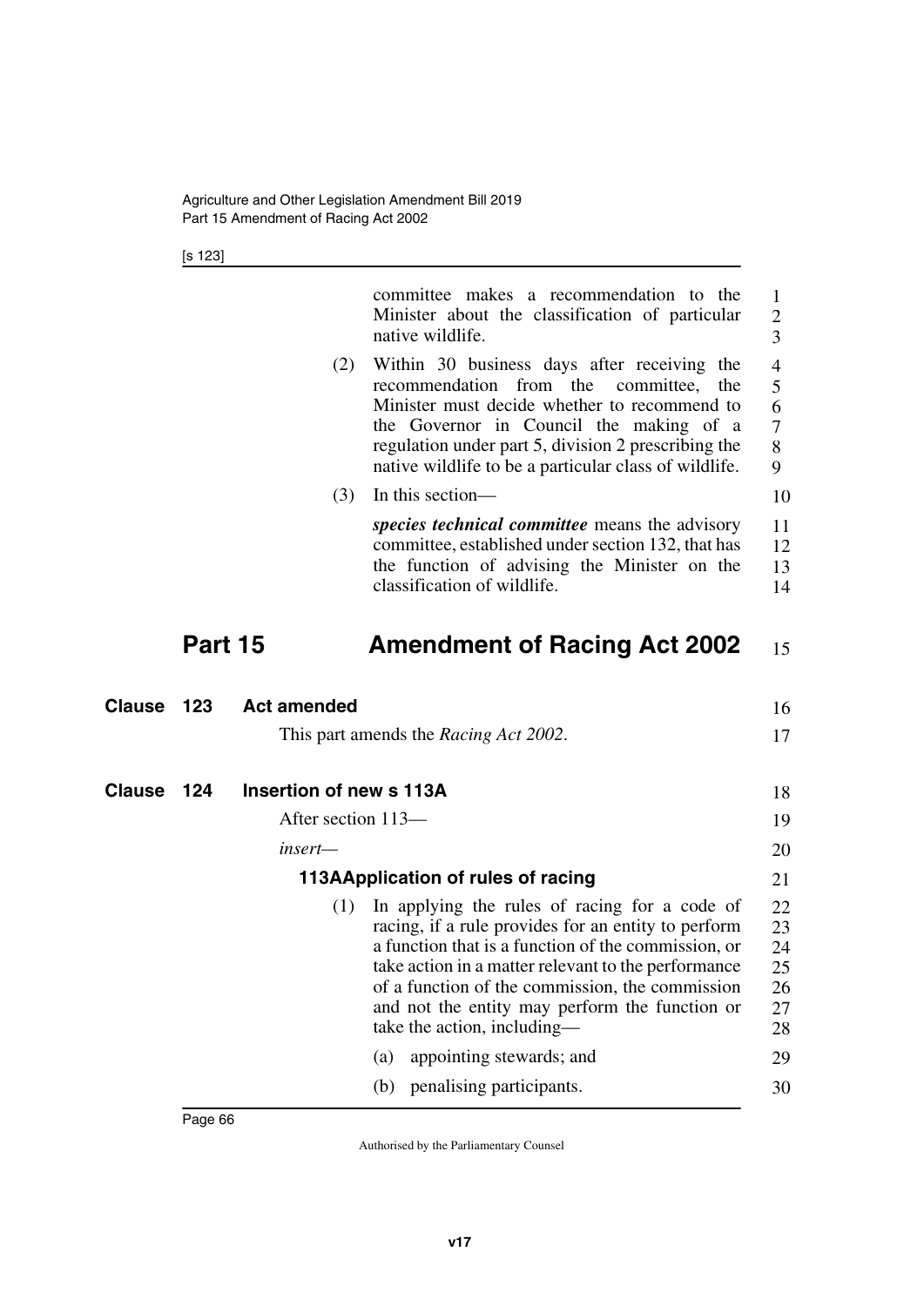committee makes a recommendation to the Minister about the classification of particular native wildlife.

(2) Within 30 business days after receiving the recommendation from the committee, the Minister must decide whether to recommend to the Governor in Council the making of a regulation under part 5, division 2 prescribing the native wildlife to be a particular class of wildlife.

(3) In this section—

***species technical committee*** means the advisory committee, established under section 132, that has the function of advising the Minister on the classification of wildlife.

# Part 15 Amendment of Racing Act 2002

## Clause 123 Act amended

This part amends the *Racing Act 2002*.

## Clause 124 Insertion of new s 113A

After section 113—

*insert*—

### 113A Application of rules of racing

(1) In applying the rules of racing for a code of racing, if a rule provides for an entity to perform a function that is a function of the commission, or take action in a matter relevant to the performance of a function of the commission, the commission and not the entity may perform the function or take the action, including—

(a) appointing stewards; and

(b) penalising participants.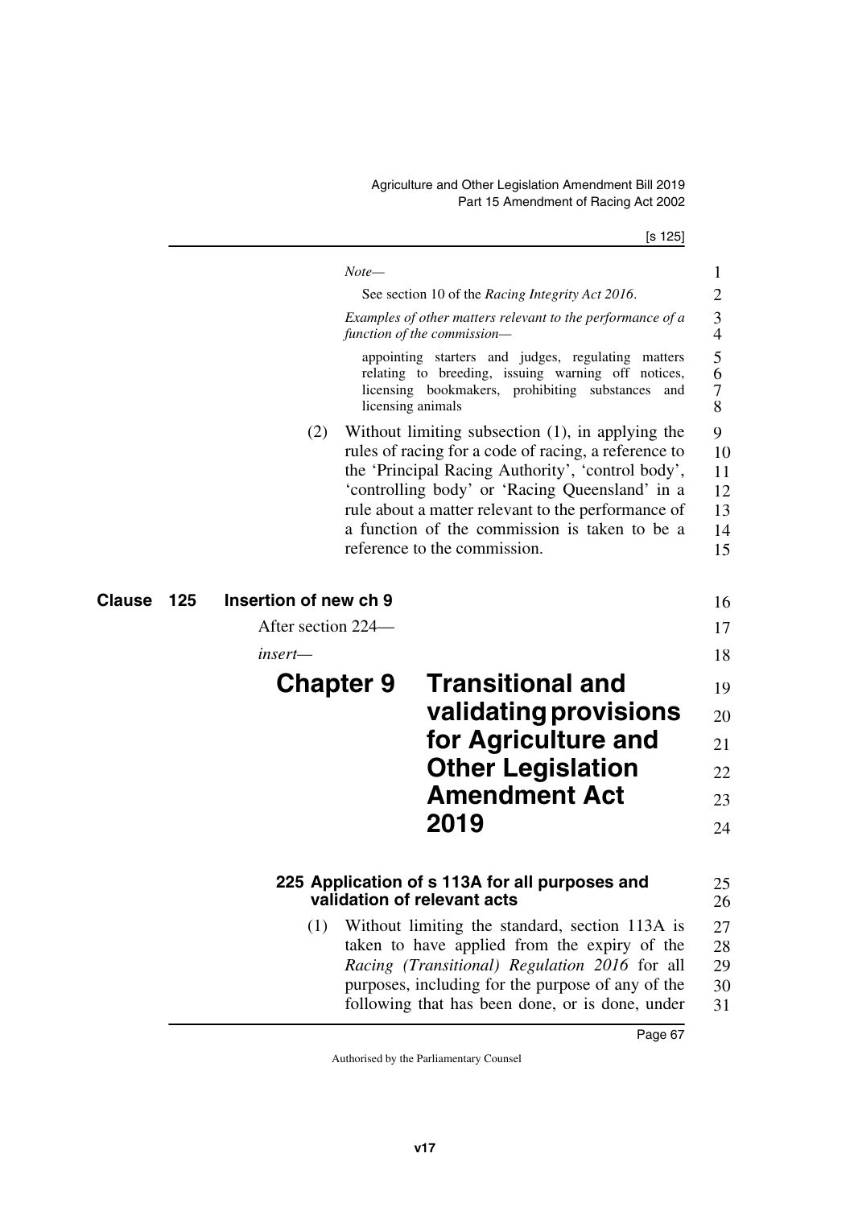*Note—*

See section 10 of the *Racing Integrity Act 2016*.

*Examples of other matters relevant to the performance of a function of the commission—*

appointing starters and judges, regulating matters relating to breeding, issuing warning off notices, licensing bookmakers, prohibiting substances and licensing animals

(2) Without limiting subsection (1), in applying the rules of racing for a code of racing, a reference to the 'Principal Racing Authority', 'control body', 'controlling body' or 'Racing Queensland' in a rule about a matter relevant to the performance of a function of the commission is taken to be a reference to the commission.

## Clause 125 Insertion of new ch 9

After section 224—

*insert—*

# Chapter 9 Transitional and validating provisions for Agriculture and Other Legislation Amendment Act 2019

### 225 Application of s 113A for all purposes and validation of relevant acts

(1) Without limiting the standard, section 113A is taken to have applied from the expiry of the *Racing (Transitional) Regulation 2016* for all purposes, including for the purpose of any of the following that has been done, or is done, under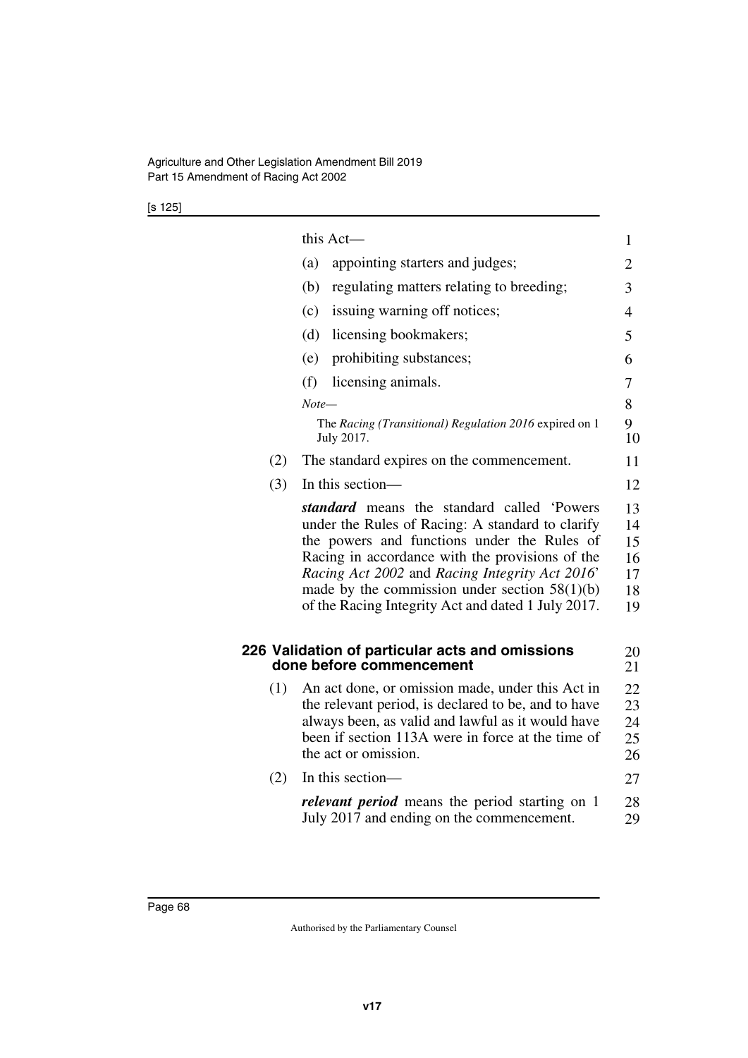this Act—

(a) appointing starters and judges;

(b) regulating matters relating to breeding;

(c) issuing warning off notices;

(d) licensing bookmakers;

(e) prohibiting substances;

(f) licensing animals.

*Note—*

The *Racing (Transitional) Regulation 2016* expired on 1 July 2017.

(2) The standard expires on the commencement.

(3) In this section—

***standard*** means the standard called 'Powers under the Rules of Racing: A standard to clarify the powers and functions under the Rules of Racing in accordance with the provisions of the *Racing Act 2002* and *Racing Integrity Act 2016*' made by the commission under section 58(1)(b) of the Racing Integrity Act and dated 1 July 2017.

### 226 Validation of particular acts and omissions done before commencement

(1) An act done, or omission made, under this Act in the relevant period, is declared to be, and to have always been, as valid and lawful as it would have been if section 113A were in force at the time of the act or omission.

(2) In this section—

***relevant period*** means the period starting on 1 July 2017 and ending on the commencement.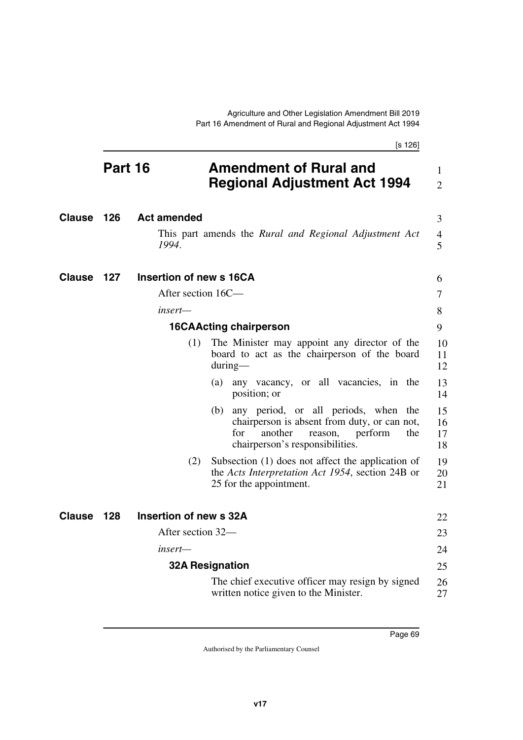# Part 16 Amendment of Rural and Regional Adjustment Act 1994

## Clause 126 Act amended

This part amends the *Rural and Regional Adjustment Act 1994*.

## Clause 127 Insertion of new s 16CA

After section 16C—

*insert*—

### 16CA Acting chairperson

(1) The Minister may appoint any director of the board to act as the chairperson of the board during—

(a) any vacancy, or all vacancies, in the position; or

(b) any period, or all periods, when the chairperson is absent from duty, or can not, for another reason, perform the chairperson's responsibilities.

(2) Subsection (1) does not affect the application of the *Acts Interpretation Act 1954*, section 24B or 25 for the appointment.

## Clause 128 Insertion of new s 32A

After section 32—

*insert*—

### 32A Resignation

The chief executive officer may resign by signed written notice given to the Minister.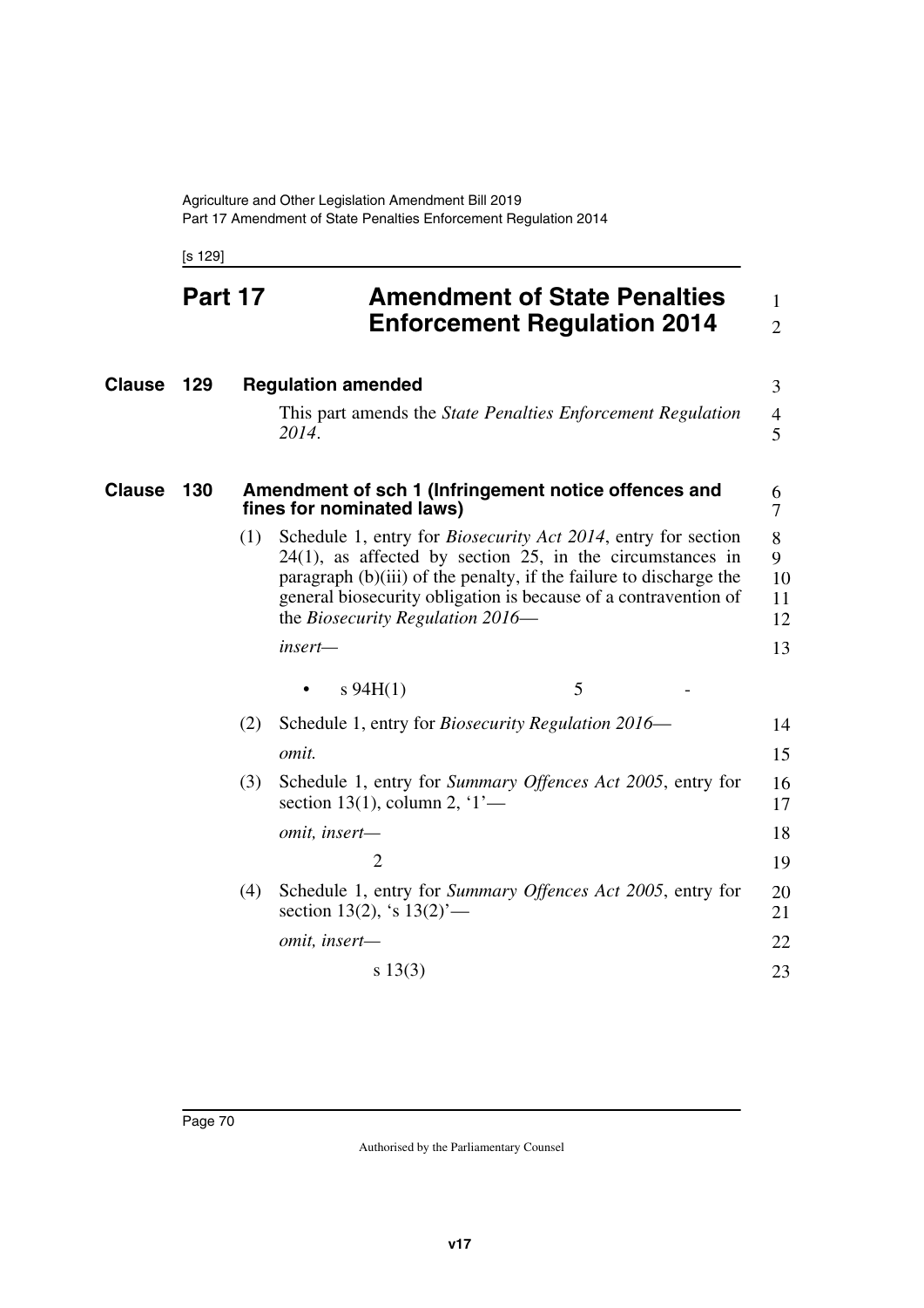# Part 17 Amendment of State Penalties Enforcement Regulation 2014

## Clause 129 Regulation amended

This part amends the *State Penalties Enforcement Regulation 2014*.

## Clause 130 Amendment of sch 1 (Infringement notice offences and fines for nominated laws)

(1) Schedule 1, entry for *Biosecurity Act 2014*, entry for section 24(1), as affected by section 25, in the circumstances in paragraph (b)(iii) of the penalty, if the failure to discharge the general biosecurity obligation is because of a contravention of the *Biosecurity Regulation 2016*—

*insert—*

| | | |
|---|---|---|
| • s 94H(1) | 5 | - |

(2) Schedule 1, entry for *Biosecurity Regulation 2016*—

*omit.*

(3) Schedule 1, entry for *Summary Offences Act 2005*, entry for section 13(1), column 2, '1'—

*omit, insert—*

2

(4) Schedule 1, entry for *Summary Offences Act 2005*, entry for section 13(2), 's 13(2)'—

*omit, insert—*

s 13(3)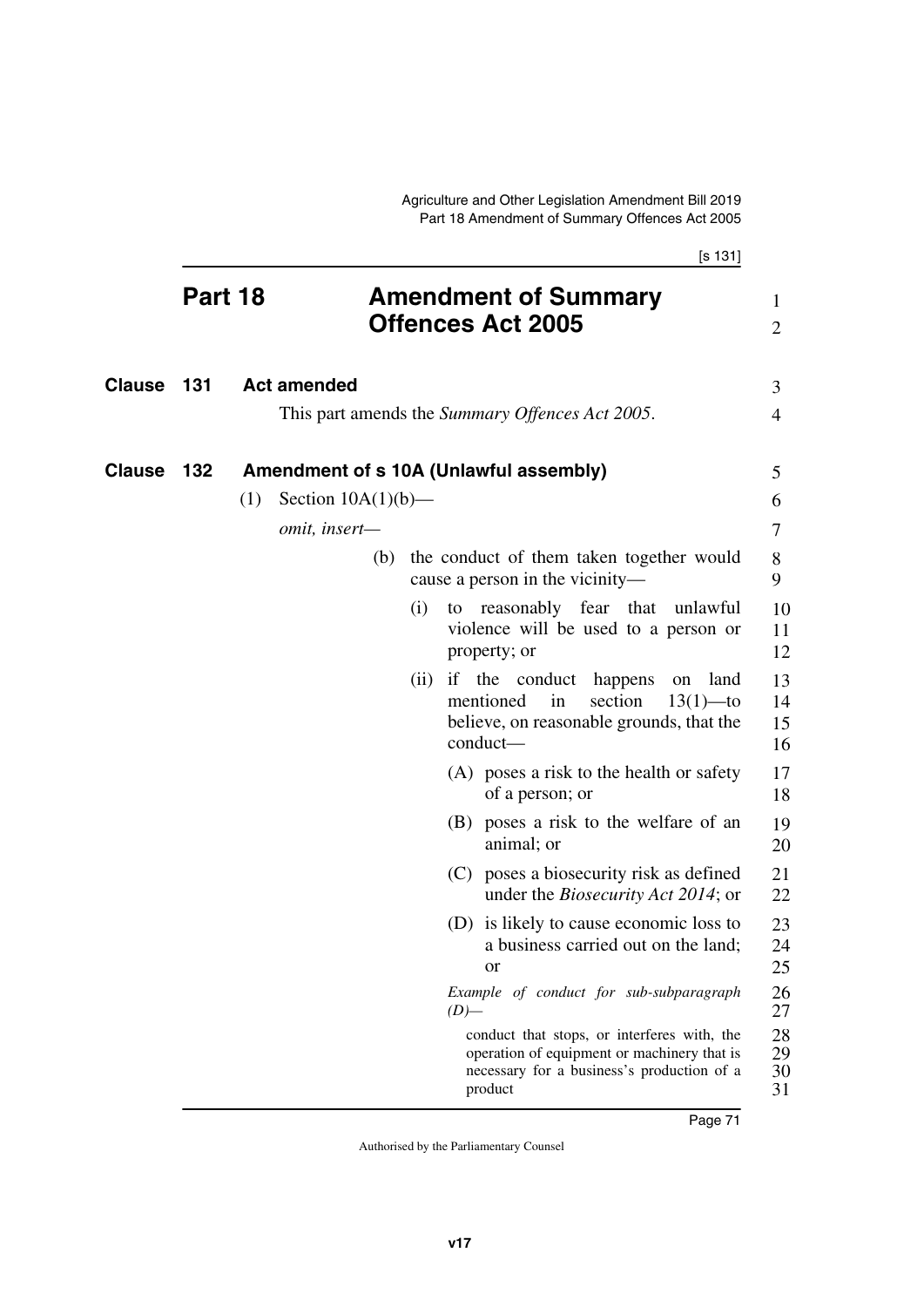# Part 18 Amendment of Summary Offences Act 2005

## Clause 131 Act amended

This part amends the *Summary Offences Act 2005*.

## Clause 132 Amendment of s 10A (Unlawful assembly)

(1) Section 10A(1)(b)—

*omit, insert—*

(b) the conduct of them taken together would cause a person in the vicinity—

(i) to reasonably fear that unlawful violence will be used to a person or property; or

(ii) if the conduct happens on land mentioned in section 13(1)—to believe, on reasonable grounds, that the conduct—

(A) poses a risk to the health or safety of a person; or

(B) poses a risk to the welfare of an animal; or

(C) poses a biosecurity risk as defined under the *Biosecurity Act 2014*; or

(D) is likely to cause economic loss to a business carried out on the land; or

*Example of conduct for sub-subparagraph (D)—*

conduct that stops, or interferes with, the operation of equipment or machinery that is necessary for a business's production of a product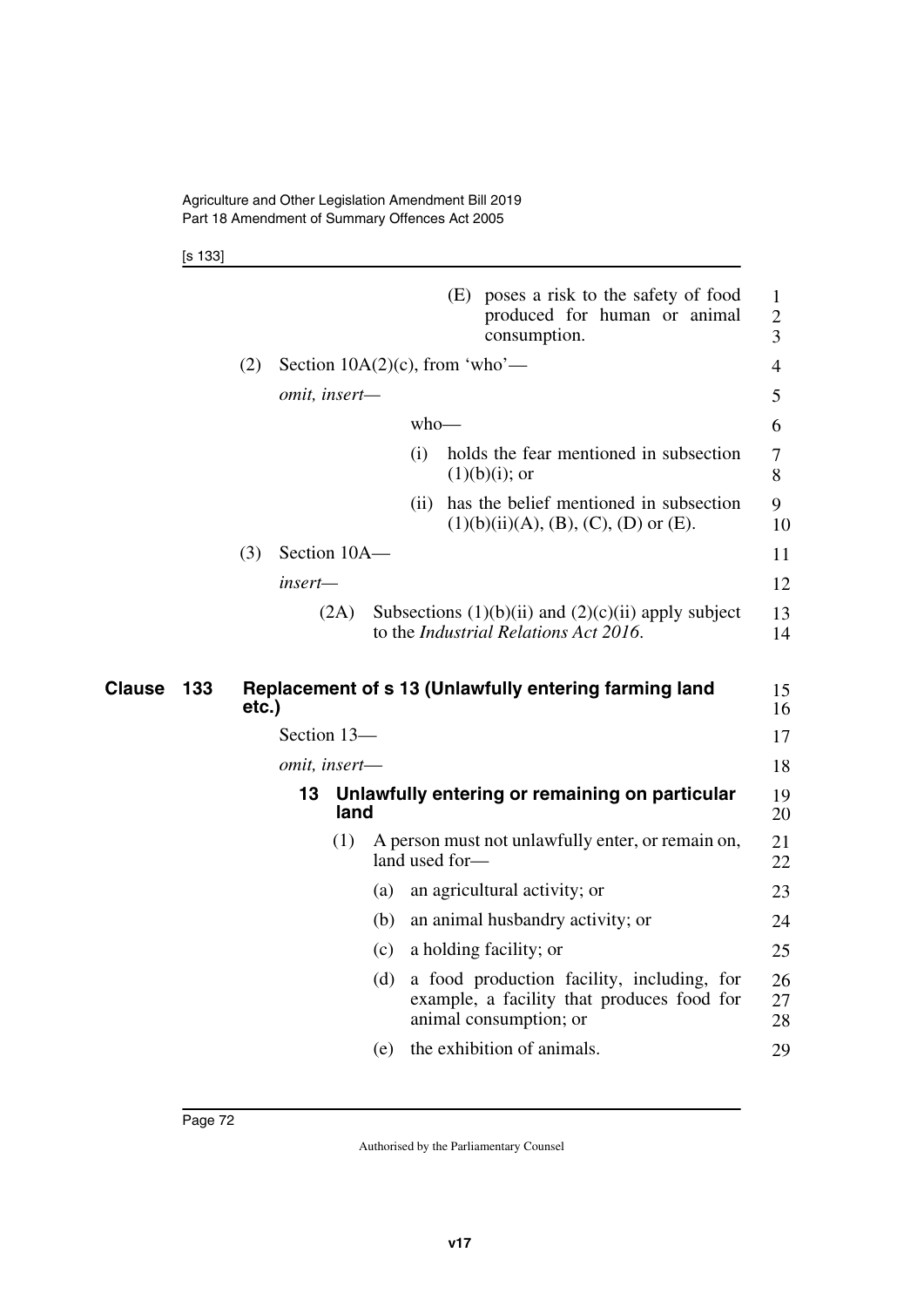(E) poses a risk to the safety of food produced for human or animal consumption.

(2) Section 10A(2)(c), from 'who'—

*omit, insert*—

who—

(i) holds the fear mentioned in subsection (1)(b)(i); or

(ii) has the belief mentioned in subsection (1)(b)(ii)(A), (B), (C), (D) or (E).

(3) Section 10A—

*insert*—

(2A) Subsections (1)(b)(ii) and (2)(c)(ii) apply subject to the *Industrial Relations Act 2016*.

## Clause 133 Replacement of s 13 (Unlawfully entering farming land etc.)

Section 13—

*omit, insert*—

### 13 Unlawfully entering or remaining on particular land

(1) A person must not unlawfully enter, or remain on, land used for—

(a) an agricultural activity; or

(b) an animal husbandry activity; or

(c) a holding facility; or

(d) a food production facility, including, for example, a facility that produces food for animal consumption; or

(e) the exhibition of animals.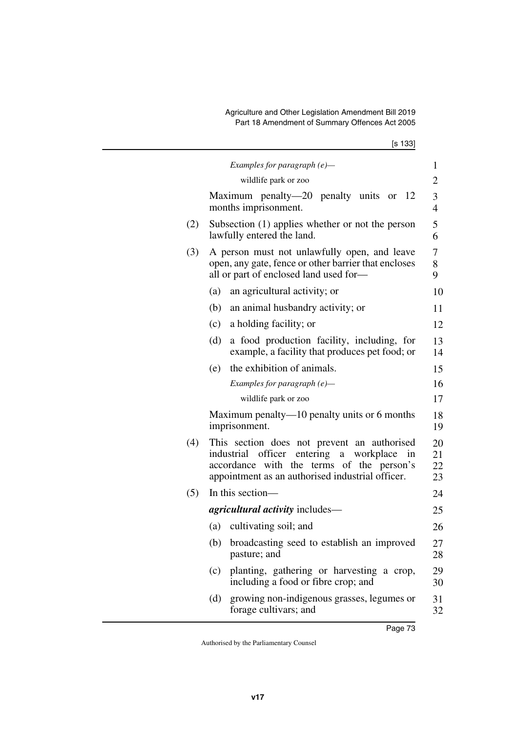*Examples for paragraph (e)—*

wildlife park or zoo

Maximum penalty—20 penalty units or 12 months imprisonment.

(2) Subsection (1) applies whether or not the person lawfully entered the land.

(3) A person must not unlawfully open, and leave open, any gate, fence or other barrier that encloses all or part of enclosed land used for—

(a) an agricultural activity; or

(b) an animal husbandry activity; or

(c) a holding facility; or

(d) a food production facility, including, for example, a facility that produces pet food; or

(e) the exhibition of animals.

*Examples for paragraph (e)—*

wildlife park or zoo

Maximum penalty—10 penalty units or 6 months imprisonment.

(4) This section does not prevent an authorised industrial officer entering a workplace in accordance with the terms of the person's appointment as an authorised industrial officer.

(5) In this section—

***agricultural activity*** includes—

(a) cultivating soil; and

(b) broadcasting seed to establish an improved pasture; and

(c) planting, gathering or harvesting a crop, including a food or fibre crop; and

(d) growing non-indigenous grasses, legumes or forage cultivars; and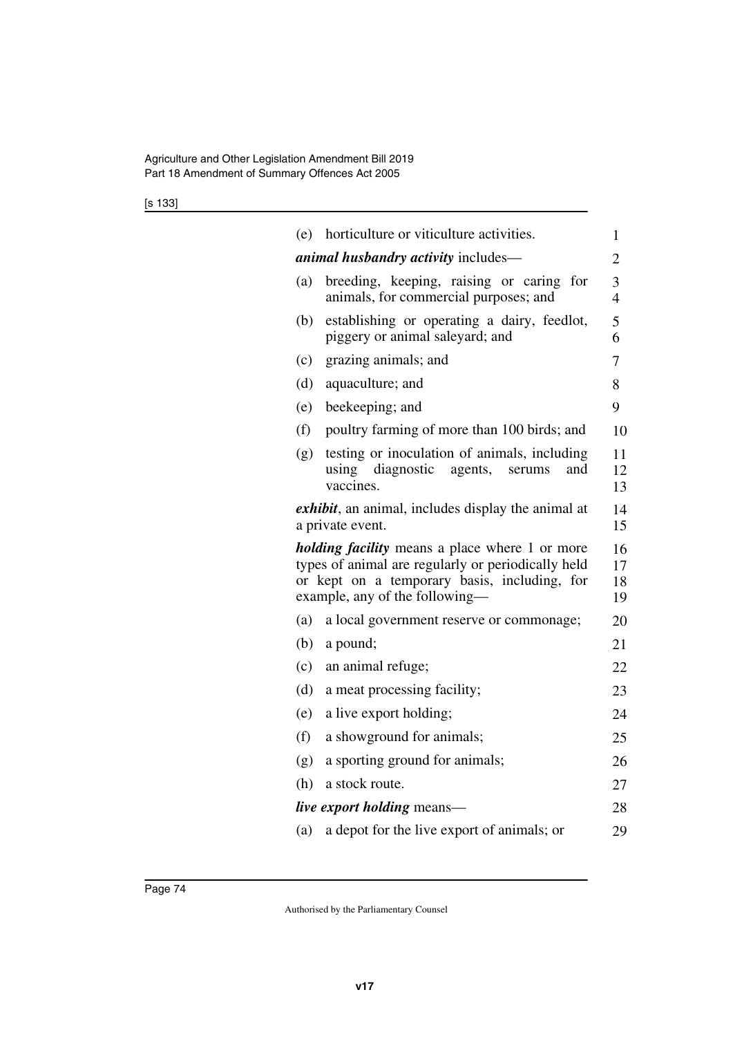(e) horticulture or viticulture activities.

***animal husbandry activity*** includes—

(a) breeding, keeping, raising or caring for animals, for commercial purposes; and

(b) establishing or operating a dairy, feedlot, piggery or animal saleyard; and

(c) grazing animals; and

(d) aquaculture; and

(e) beekeeping; and

(f) poultry farming of more than 100 birds; and

(g) testing or inoculation of animals, including using diagnostic agents, serums and vaccines.

***exhibit***, an animal, includes display the animal at a private event.

***holding facility*** means a place where 1 or more types of animal are regularly or periodically held or kept on a temporary basis, including, for example, any of the following—

(a) a local government reserve or commonage;

(b) a pound;

(c) an animal refuge;

(d) a meat processing facility;

(e) a live export holding;

(f) a showground for animals;

(g) a sporting ground for animals;

(h) a stock route.

***live export holding*** means—

(a) a depot for the live export of animals; or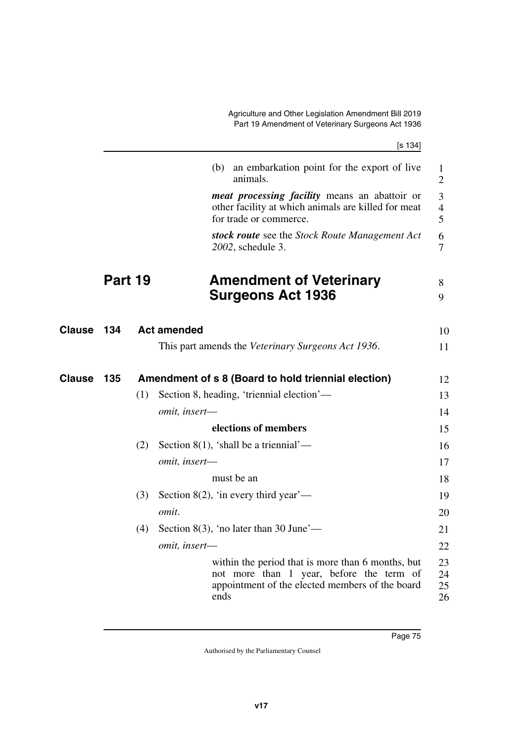(b) an embarkation point for the export of live animals.

***meat processing facility*** means an abattoir or other facility at which animals are killed for meat for trade or commerce.

***stock route*** see the *Stock Route Management Act 2002*, schedule 3.

# Part 19 Amendment of Veterinary Surgeons Act 1936

## Clause 134 Act amended

This part amends the *Veterinary Surgeons Act 1936*.

## Clause 135 Amendment of s 8 (Board to hold triennial election)

(1) Section 8, heading, 'triennial election'—

*omit, insert—*

**elections of members**

(2) Section 8(1), 'shall be a triennial'—

*omit, insert—*

must be an

(3) Section 8(2), 'in every third year'—

*omit*.

(4) Section 8(3), 'no later than 30 June'—

*omit, insert—*

within the period that is more than 6 months, but not more than 1 year, before the term of appointment of the elected members of the board ends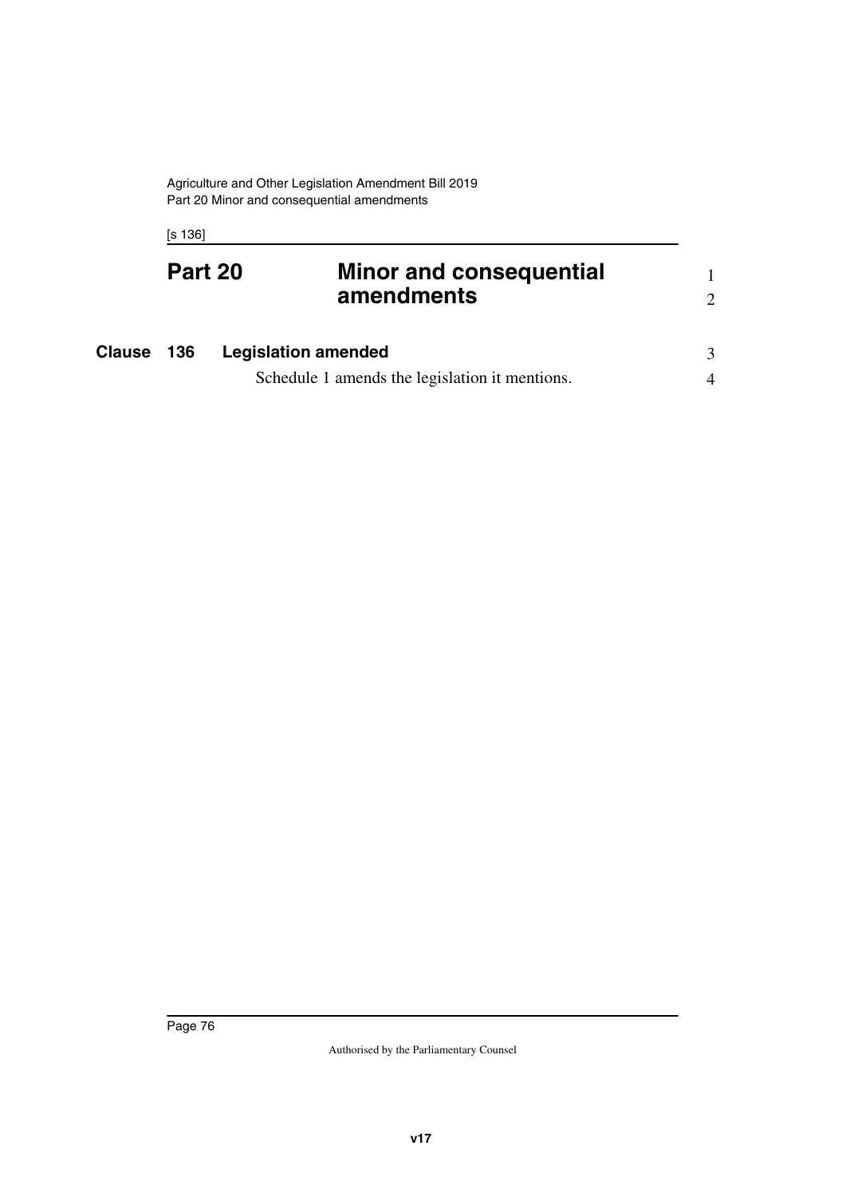# Part 20 Minor and consequential amendments

## Clause 136 Legislation amended

Schedule 1 amends the legislation it mentions.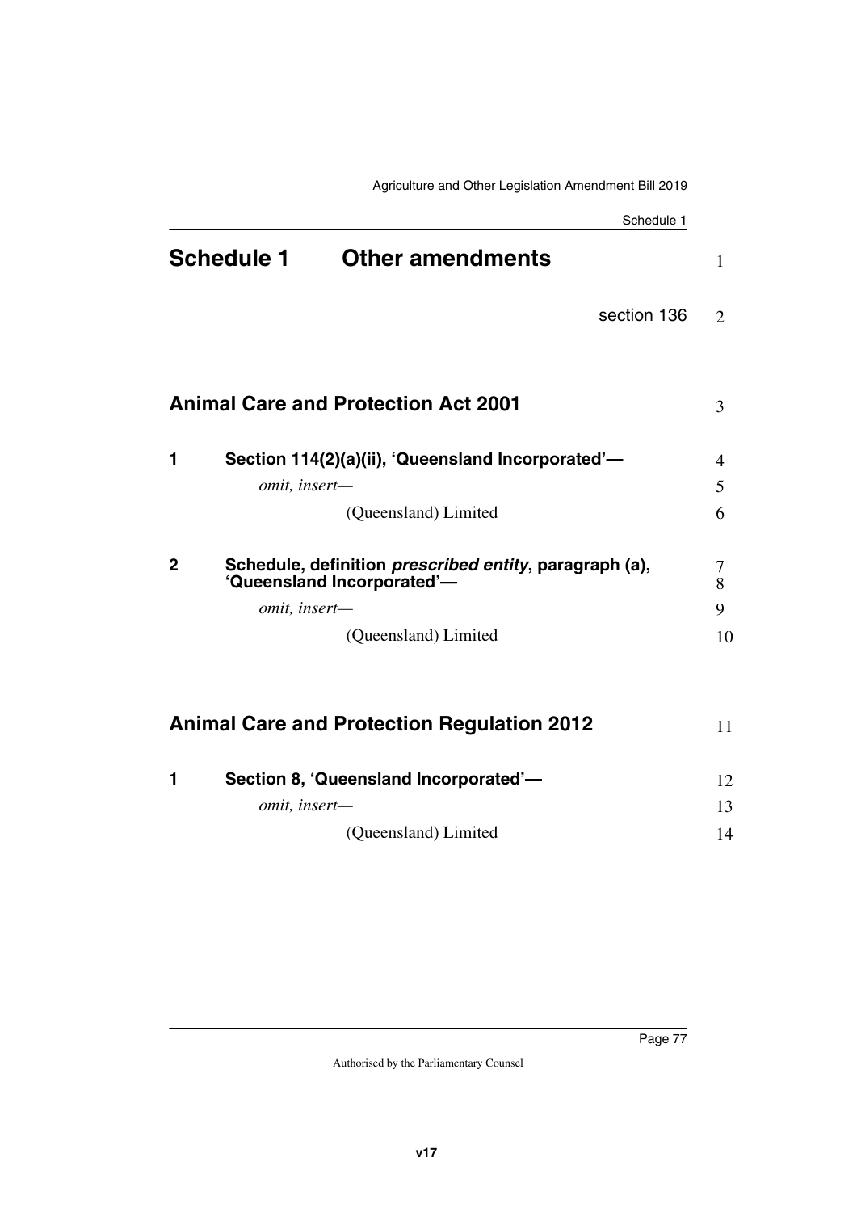# Schedule 1 Other amendments

section 136

## Animal Care and Protection Act 2001

### 1 Section 114(2)(a)(ii), 'Queensland Incorporated'—

*omit, insert—*

(Queensland) Limited

### 2 Schedule, definition *prescribed entity*, paragraph (a), 'Queensland Incorporated'—

*omit, insert—*

(Queensland) Limited

## Animal Care and Protection Regulation 2012

### 1 Section 8, 'Queensland Incorporated'—

*omit, insert—*

(Queensland) Limited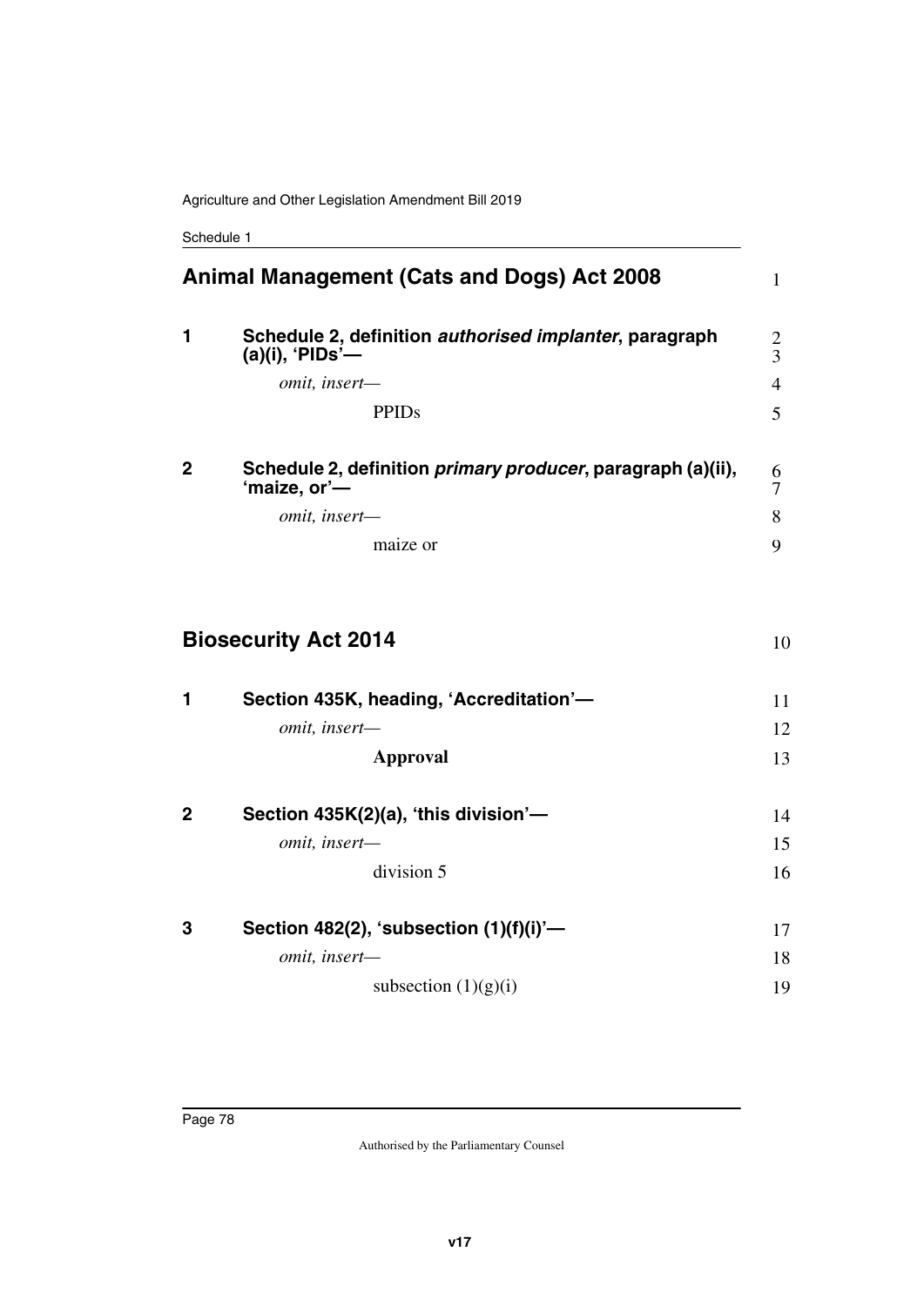## Animal Management (Cats and Dogs) Act 2008

### 1 Schedule 2, definition *authorised implanter*, paragraph (a)(i), 'PIDs'—

*omit, insert—*

PPIDs

### 2 Schedule 2, definition *primary producer*, paragraph (a)(ii), 'maize, or'—

*omit, insert—*

maize or

## Biosecurity Act 2014

### 1 Section 435K, heading, 'Accreditation'—

*omit, insert—*

**Approval**

### 2 Section 435K(2)(a), 'this division'—

*omit, insert—*

division 5

### 3 Section 482(2), 'subsection (1)(f)(i)'—

*omit, insert—*

subsection (1)(g)(i)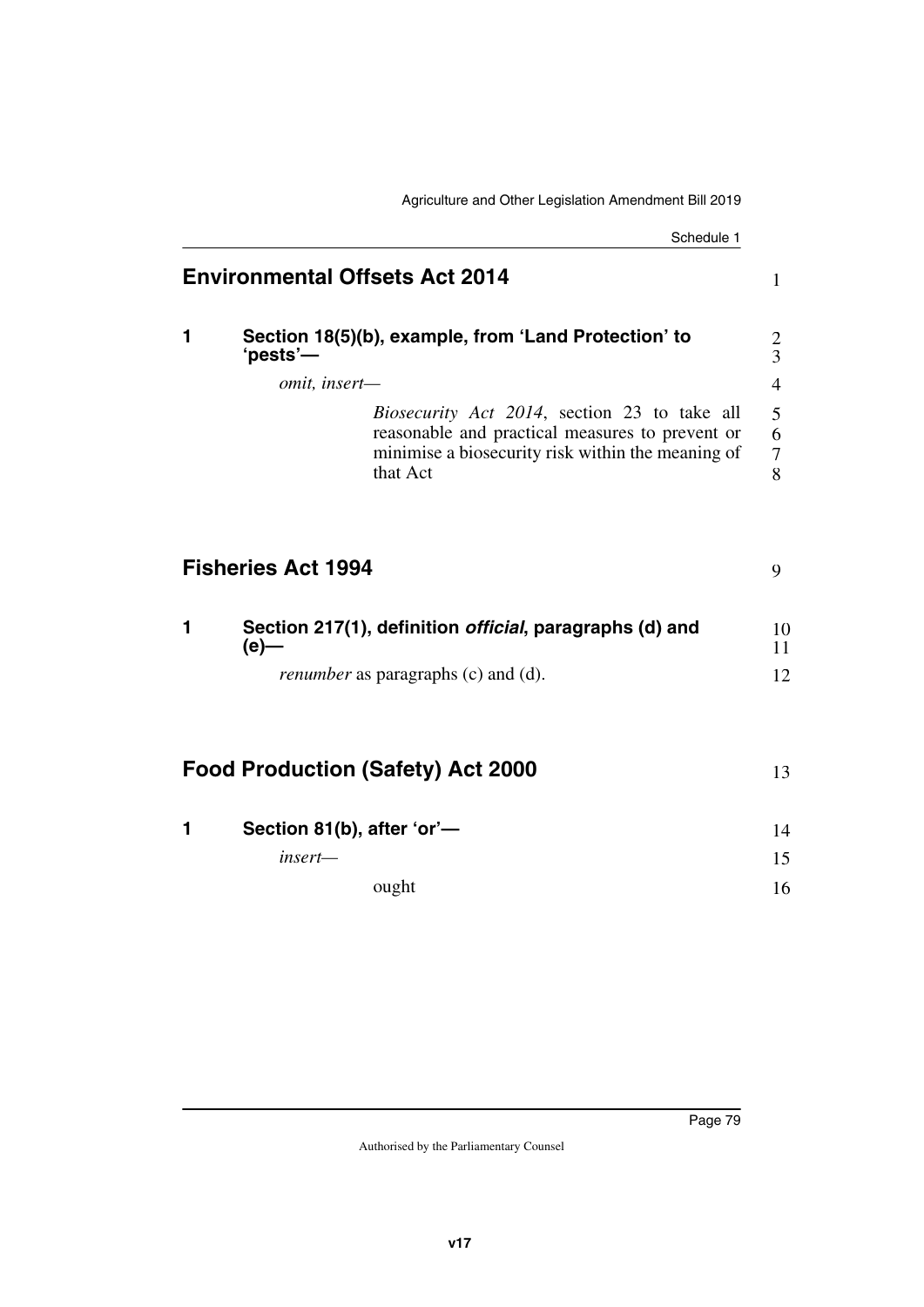## Environmental Offsets Act 2014

### 1 Section 18(5)(b), example, from 'Land Protection' to 'pests'—

*omit, insert—*

> *Biosecurity Act 2014*, section 23 to take all reasonable and practical measures to prevent or minimise a biosecurity risk within the meaning of that Act

## Fisheries Act 1994

### 1 Section 217(1), definition *official*, paragraphs (d) and (e)—

*renumber* as paragraphs (c) and (d).

## Food Production (Safety) Act 2000

### 1 Section 81(b), after 'or'—

*insert—*

> ought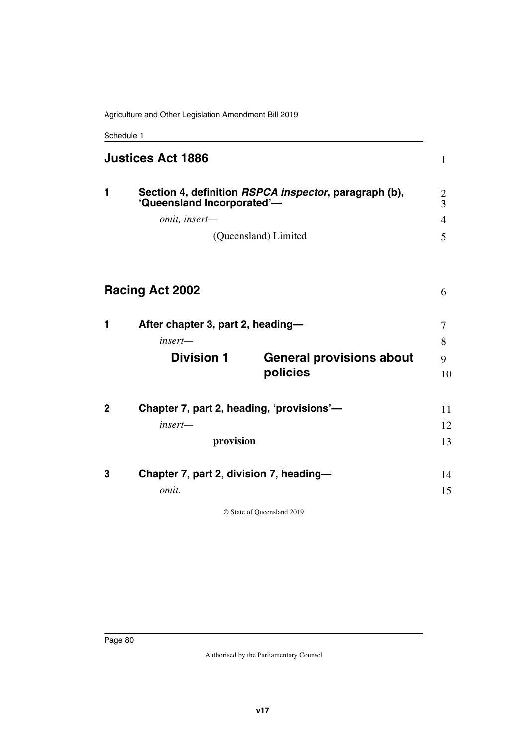## Justices Act 1886

**1 Section 4, definition *RSPCA inspector*, paragraph (b), 'Queensland Incorporated'—**

*omit, insert—*

(Queensland) Limited

## Racing Act 2002

**1 After chapter 3, part 2, heading—**

*insert—*

### Division 1 General provisions about policies

**2 Chapter 7, part 2, heading, 'provisions'—**

*insert—*

**provision**

**3 Chapter 7, part 2, division 7, heading—**

*omit.*